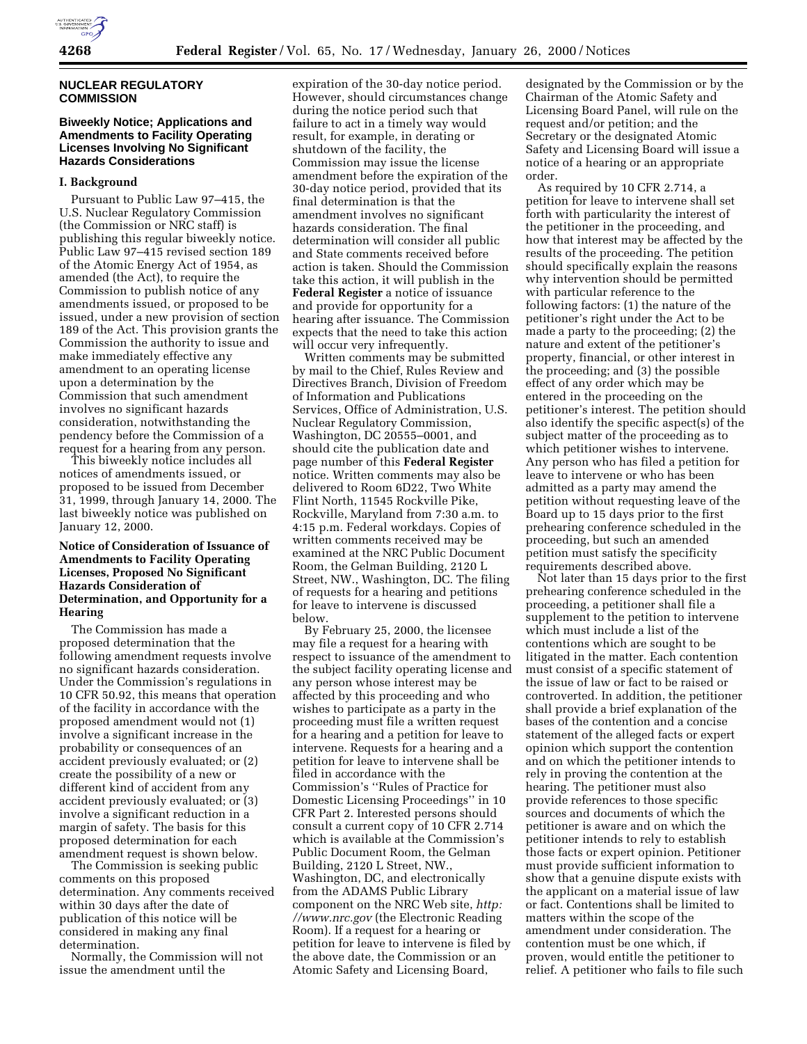## NUCLEAR REGULATORY COMMISSION

### Biweekly Notice; Applications and Amendments to Facility Operating Licenses Involving No Significant Hazards Considerations

#### I. Background

Pursuant to Public Law 97–415, the U.S. Nuclear Regulatory Commission (the Commission or NRC staff) is publishing this regular biweekly notice. Public Law 97–415 revised section 189 of the Atomic Energy Act of 1954, as amended (the Act), to require the Commission to publish notice of any amendments issued, or proposed to be issued, under a new provision of section 189 of the Act. This provision grants the Commission the authority to issue and make immediately effective any amendment to an operating license upon a determination by the Commission that such amendment involves no significant hazards consideration, notwithstanding the pendency before the Commission of a request for a hearing from any person.

This biweekly notice includes all notices of amendments issued, or proposed to be issued from December 31, 1999, through January 14, 2000. The last biweekly notice was published on January 12, 2000.

### Notice of Consideration of Issuance of Amendments to Facility Operating Licenses, Proposed No Significant Hazards Consideration of Determination, and Opportunity for a Hearing

The Commission has made a proposed determination that the following amendment requests involve no significant hazards consideration. Under the Commission's regulations in 10 CFR 50.92, this means that operation of the facility in accordance with the proposed amendment would not (1) involve a significant increase in the probability or consequences of an accident previously evaluated; or (2) create the possibility of a new or different kind of accident from any accident previously evaluated; or (3) involve a significant reduction in a margin of safety. The basis for this proposed determination for each amendment request is shown below.

The Commission is seeking public comments on this proposed determination. Any comments received within 30 days after the date of publication of this notice will be considered in making any final determination.

Normally, the Commission will not issue the amendment until the expiration of the 30-day notice period. However, should circumstances change during the notice period such that failure to act in a timely way would result, for example, in derating or shutdown of the facility, the Commission may issue the license amendment before the expiration of the 30-day notice period, provided that its final determination is that the amendment involves no significant hazards consideration. The final determination will consider all public and State comments received before action is taken. Should the Commission take this action, it will publish in the **Federal Register** a notice of issuance and provide for opportunity for a hearing after issuance. The Commission expects that the need to take this action will occur very infrequently.

Written comments may be submitted by mail to the Chief, Rules Review and Directives Branch, Division of Freedom of Information and Publications Services, Office of Administration, U.S. Nuclear Regulatory Commission, Washington, DC 20555–0001, and should cite the publication date and page number of this **Federal Register** notice. Written comments may also be delivered to Room 6D22, Two White Flint North, 11545 Rockville Pike, Rockville, Maryland from 7:30 a.m. to 4:15 p.m. Federal workdays. Copies of written comments received may be examined at the NRC Public Document Room, the Gelman Building, 2120 L Street, NW., Washington, DC. The filing of requests for a hearing and petitions for leave to intervene is discussed below.

By February 25, 2000, the licensee may file a request for a hearing with respect to issuance of the amendment to the subject facility operating license and any person whose interest may be affected by this proceeding and who wishes to participate as a party in the proceeding must file a written request for a hearing and a petition for leave to intervene. Requests for a hearing and a petition for leave to intervene shall be filed in accordance with the Commission's ''Rules of Practice for Domestic Licensing Proceedings'' in 10 CFR Part 2. Interested persons should consult a current copy of 10 CFR 2.714 which is available at the Commission's Public Document Room, the Gelman Building, 2120 L Street, NW., Washington, DC, and electronically from the ADAMS Public Library component on the NRC Web site, *http://www.nrc.gov* (the Electronic Reading Room). If a request for a hearing or petition for leave to intervene is filed by the above date, the Commission or an Atomic Safety and Licensing Board, designated by the Commission or by the Chairman of the Atomic Safety and Licensing Board Panel, will rule on the request and/or petition; and the Secretary or the designated Atomic Safety and Licensing Board will issue a notice of a hearing or an appropriate order.

As required by 10 CFR 2.714, a petition for leave to intervene shall set forth with particularity the interest of the petitioner in the proceeding, and how that interest may be affected by the results of the proceeding. The petition should specifically explain the reasons why intervention should be permitted with particular reference to the following factors: (1) the nature of the petitioner's right under the Act to be made a party to the proceeding; (2) the nature and extent of the petitioner's property, financial, or other interest in the proceeding; and (3) the possible effect of any order which may be entered in the proceeding on the petitioner's interest. The petition should also identify the specific aspect(s) of the subject matter of the proceeding as to which petitioner wishes to intervene. Any person who has filed a petition for leave to intervene or who has been admitted as a party may amend the petition without requesting leave of the Board up to 15 days prior to the first prehearing conference scheduled in the proceeding, but such an amended petition must satisfy the specificity requirements described above.

Not later than 15 days prior to the first prehearing conference scheduled in the proceeding, a petitioner shall file a supplement to the petition to intervene which must include a list of the contentions which are sought to be litigated in the matter. Each contention must consist of a specific statement of the issue of law or fact to be raised or controverted. In addition, the petitioner shall provide a brief explanation of the bases of the contention and a concise statement of the alleged facts or expert opinion which support the contention and on which the petitioner intends to rely in proving the contention at the hearing. The petitioner must also provide references to those specific sources and documents of which the petitioner is aware and on which the petitioner intends to rely to establish those facts or expert opinion. Petitioner must provide sufficient information to show that a genuine dispute exists with the applicant on a material issue of law or fact. Contentions shall be limited to matters within the scope of the amendment under consideration. The contention must be one which, if proven, would entitle the petitioner to relief. A petitioner who fails to file such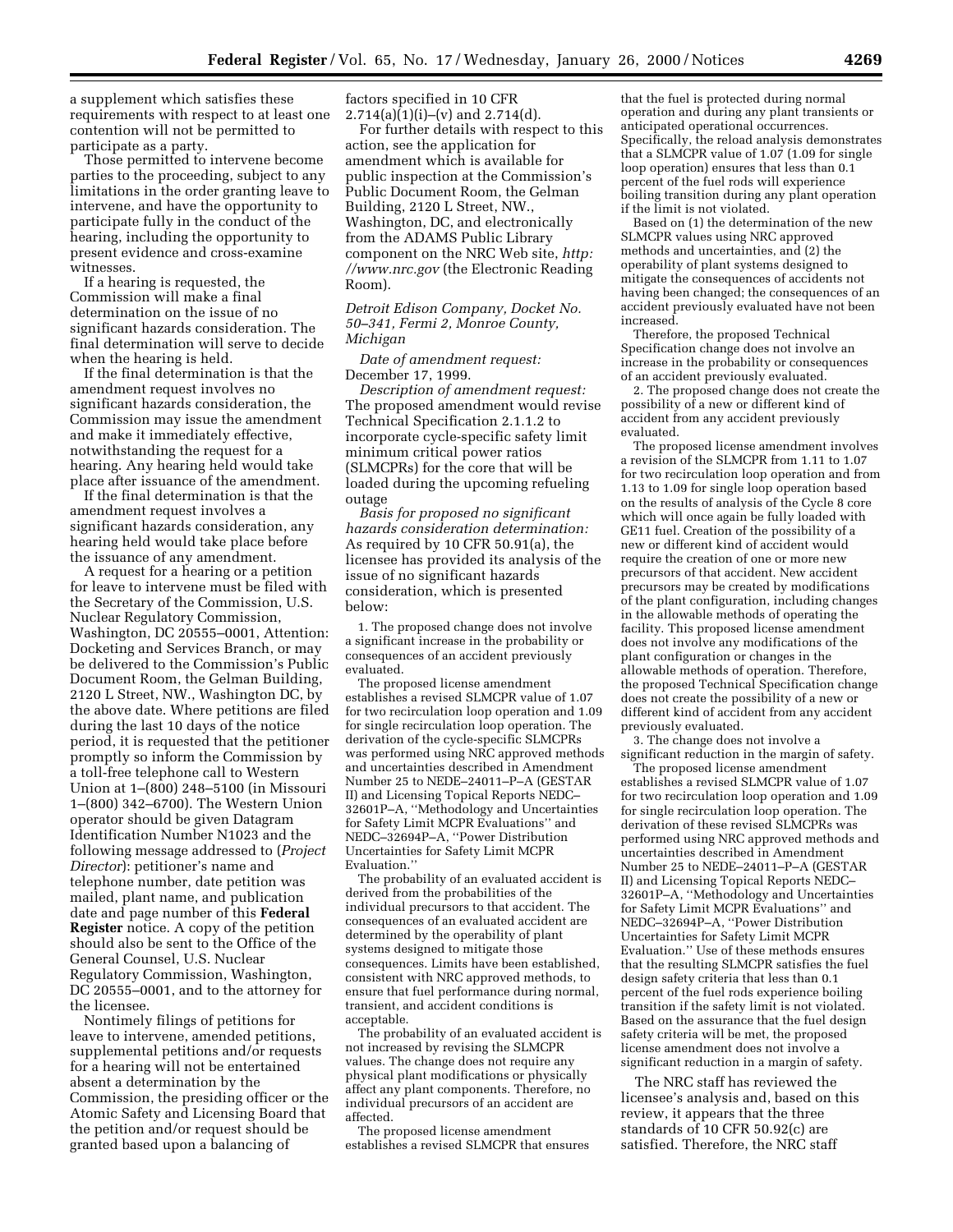a supplement which satisfies these requirements with respect to at least one contention will not be permitted to participate as a party.

Those permitted to intervene become parties to the proceeding, subject to any limitations in the order granting leave to intervene, and have the opportunity to participate fully in the conduct of the hearing, including the opportunity to present evidence and cross-examine witnesses.

If a hearing is requested, the Commission will make a final determination on the issue of no significant hazards consideration. The final determination will serve to decide when the hearing is held.

If the final determination is that the amendment request involves no significant hazards consideration, the Commission may issue the amendment and make it immediately effective, notwithstanding the request for a hearing. Any hearing held would take place after issuance of the amendment.

If the final determination is that the amendment request involves a significant hazards consideration, any hearing held would take place before the issuance of any amendment.

A request for a hearing or a petition for leave to intervene must be filed with the Secretary of the Commission, U.S. Nuclear Regulatory Commission, Washington, DC 20555–0001, Attention: Docketing and Services Branch, or may be delivered to the Commission's Public Document Room, the Gelman Building, 2120 L Street, NW., Washington DC, by the above date. Where petitions are filed during the last 10 days of the notice period, it is requested that the petitioner promptly so inform the Commission by a toll-free telephone call to Western Union at 1–(800) 248–5100 (in Missouri 1–(800) 342–6700). The Western Union operator should be given Datagram Identification Number N1023 and the following message addressed to (*Project Director*): petitioner's name and telephone number, date petition was mailed, plant name, and publication date and page number of this **Federal Register** notice. A copy of the petition should also be sent to the Office of the General Counsel, U.S. Nuclear Regulatory Commission, Washington, DC 20555–0001, and to the attorney for the licensee.

Nontimely filings of petitions for leave to intervene, amended petitions, supplemental petitions and/or requests for a hearing will not be entertained absent a determination by the Commission, the presiding officer or the Atomic Safety and Licensing Board that the petition and/or request should be granted based upon a balancing of factors specified in 10 CFR 2.714(a)(1)(i)–(v) and 2.714(d).

For further details with respect to this action, see the application for amendment which is available for public inspection at the Commission's Public Document Room, the Gelman Building, 2120 L Street, NW., Washington, DC, and electronically from the ADAMS Public Library component on the NRC Web site, *http://www.nrc.gov* (the Electronic Reading Room).

*Detroit Edison Company, Docket No. 50–341, Fermi 2, Monroe County, Michigan*

*Date of amendment request:* December 17, 1999.

*Description of amendment request:* The proposed amendment would revise Technical Specification 2.1.1.2 to incorporate cycle-specific safety limit minimum critical power ratios (SLMCPRs) for the core that will be loaded during the upcoming refueling outage

*Basis for proposed no significant hazards consideration determination:* As required by 10 CFR 50.91(a), the licensee has provided its analysis of the issue of no significant hazards consideration, which is presented below:

1. The proposed change does not involve a significant increase in the probability or consequences of an accident previously evaluated.

The proposed license amendment establishes a revised SLMCPR value of 1.07 for two recirculation loop operation and 1.09 for single recirculation loop operation. The derivation of the cycle-specific SLMCPRs was performed using NRC approved methods and uncertainties described in Amendment Number 25 to NEDE–24011–P–A (GESTAR II) and Licensing Topical Reports NEDC–32601P–A, "Methodology and Uncertainties for Safety Limit MCPR Evaluations" and NEDC–32694P–A, "Power Distribution Uncertainties for Safety Limit MCPR Evaluation."

The probability of an evaluated accident is derived from the probabilities of the individual precursors to that accident. The consequences of an evaluated accident are determined by the operability of plant systems designed to mitigate those consequences. Limits have been established, consistent with NRC approved methods, to ensure that fuel performance during normal, transient, and accident conditions is acceptable.

The probability of an evaluated accident is not increased by revising the SLMCPR values. The change does not require any physical plant modifications or physically affect any plant components. Therefore, no individual precursors of an accident are affected.

The proposed license amendment establishes a revised SLMCPR that ensures that the fuel is protected during normal operation and during any plant transients or anticipated operational occurrences. Specifically, the reload analysis demonstrates that a SLMCPR value of 1.07 (1.09 for single loop operation) ensures that less than 0.1 percent of the fuel rods will experience boiling transition during any plant operation if the limit is not violated.

Based on (1) the determination of the new SLMCPR values using NRC approved methods and uncertainties, and (2) the operability of plant systems designed to mitigate the consequences of accidents not having been changed; the consequences of an accident previously evaluated have not been increased.

Therefore, the proposed Technical Specification change does not involve an increase in the probability or consequences of an accident previously evaluated.

2. The proposed change does not create the possibility of a new or different kind of accident from any accident previously evaluated.

The proposed license amendment involves a revision of the SLMCPR from 1.11 to 1.07 for two recirculation loop operation and from 1.13 to 1.09 for single loop operation based on the results of analysis of the Cycle 8 core which will once again be fully loaded with GE11 fuel. Creation of the possibility of a new or different kind of accident would require the creation of one or more new precursors of that accident. New accident precursors may be created by modifications of the plant configuration, including changes in the allowable methods of operating the facility. This proposed license amendment does not involve any modifications of the plant configuration or changes in the allowable methods of operation. Therefore, the proposed Technical Specification change does not create the possibility of a new or different kind of accident from any accident previously evaluated.

3. The change does not involve a significant reduction in the margin of safety.

The proposed license amendment establishes a revised SLMCPR value of 1.07 for two recirculation loop operation and 1.09 for single recirculation loop operation. The derivation of these revised SLMCPRs was performed using NRC approved methods and uncertainties described in Amendment Number 25 to NEDE–24011–P–A (GESTAR II) and Licensing Topical Reports NEDC–32601P–A, "Methodology and Uncertainties for Safety Limit MCPR Evaluations" and NEDC–32694P–A, "Power Distribution Uncertainties for Safety Limit MCPR Evaluation." Use of these methods ensures that the resulting SLMCPR satisfies the fuel design safety criteria that less than 0.1 percent of the fuel rods experience boiling transition if the safety limit is not violated. Based on the assurance that the fuel design safety criteria will be met, the proposed license amendment does not involve a significant reduction in a margin of safety.

The NRC staff has reviewed the licensee's analysis and, based on this review, it appears that the three standards of 10 CFR 50.92(c) are satisfied. Therefore, the NRC staff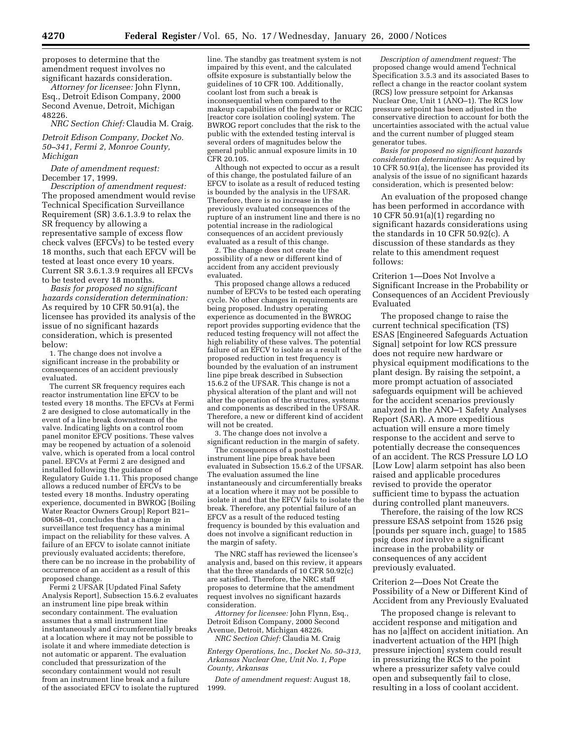proposes to determine that the amendment request involves no significant hazards consideration.

*Attorney for licensee:* John Flynn, Esq., Detroit Edison Company, 2000 Second Avenue, Detroit, Michigan 48226.

*NRC Section Chief:* Claudia M. Craig.

*Detroit Edison Company, Docket No. 50–341, Fermi 2, Monroe County, Michigan*

*Date of amendment request:* December 17, 1999.

*Description of amendment request:* The proposed amendment would revise Technical Specification Surveillance Requirement (SR) 3.6.1.3.9 to relax the SR frequency by allowing a representative sample of excess flow check valves (EFCVs) to be tested every 18 months, such that each EFCV will be tested at least once every 10 years. Current SR 3.6.1.3.9 requires all EFCVs to be tested every 18 months.

*Basis for proposed no significant hazards consideration determination:* As required by 10 CFR 50.91(a), the licensee has provided its analysis of the issue of no significant hazards consideration, which is presented below:

1. The change does not involve a significant increase in the probability or consequences of an accident previously evaluated.

The current SR frequency requires each reactor instrumentation line EFCV to be tested every 18 months. The EFCVs at Fermi 2 are designed to close automatically in the event of a line break downstream of the valve. Indicating lights on a control room panel monitor EFCV positions. These valves may be reopened by actuation of a solenoid valve, which is operated from a local control panel. EFCVs at Fermi 2 are designed and installed following the guidance of Regulatory Guide 1.11. This proposed change allows a reduced number of EFCVs to be tested every 18 months. Industry operating experience, documented in BWROG [Boiling Water Reactor Owners Group] Report B21–00658–01, concludes that a change in surveillance test frequency has a minimal impact on the reliability for these valves. A failure of an EFCV to isolate cannot initiate previously evaluated accidents; therefore, there can be no increase in the probability of occurrence of an accident as a result of this proposed change.

Fermi 2 UFSAR [Updated Final Safety Analysis Report], Subsection 15.6.2 evaluates an instrument line pipe break within secondary containment. The evaluation assumes that a small instrument line instantaneously and circumferentially breaks at a location where it may not be possible to isolate it and where immediate detection is not automatic or apparent. The evaluation concluded that pressurization of the secondary containment would not result from an instrument line break and a failure of the associated EFCV to isolate the ruptured line. The standby gas treatment system is not impaired by this event, and the calculated offsite exposure is substantially below the guidelines of 10 CFR 100. Additionally, coolant lost from such a break is inconsequential when compared to the makeup capabilities of the feedwater or RCIC [reactor core isolation cooling] system. The BWROG report concludes that the risk to the public with the extended testing interval is several orders of magnitudes below the general public annual exposure limits in 10 CFR 20.105.

Although not expected to occur as a result of this change, the postulated failure of an EFCV to isolate as a result of reduced testing is bounded by the analysis in the UFSAR. Therefore, there is no increase in the previously evaluated consequences of the rupture of an instrument line and there is no potential increase in the radiological consequences of an accident previously evaluated as a result of this change.

2. The change does not create the possibility of a new or different kind of accident from any accident previously evaluated.

This proposed change allows a reduced number of EFCVs to be tested each operating cycle. No other changes in requirements are being proposed. Industry operating experience as documented in the BWROG report provides supporting evidence that the reduced testing frequency will not affect the high reliability of these valves. The potential failure of an EFCV to isolate as a result of the proposed reduction in test frequency is bounded by the evaluation of an instrument line pipe break described in Subsection 15.6.2 of the UFSAR. This change is not a physical alteration of the plant and will not alter the operation of the structures, systems and components as described in the UFSAR. Therefore, a new or different kind of accident will not be created.

3. The change does not involve a significant reduction in the margin of safety.

The consequences of a postulated instrument line pipe break have been evaluated in Subsection 15.6.2 of the UFSAR. The evaluation assumed the line instantaneously and circumferentially breaks at a location where it may not be possible to isolate it and that the EFCV fails to isolate the break. Therefore, any potential failure of an EFCV as a result of the reduced testing frequency is bounded by this evaluation and does not involve a significant reduction in the margin of safety.

The NRC staff has reviewed the licensee's analysis and, based on this review, it appears that the three standards of 10 CFR 50.92(c) are satisfied. Therefore, the NRC staff proposes to determine that the amendment request involves no significant hazards consideration.

*Attorney for licensee:* John Flynn, Esq., Detroit Edison Company, 2000 Second Avenue, Detroit, Michigan 48226.

*NRC Section Chief:* Claudia M. Craig

*Entergy Operations, Inc., Docket No. 50–313, Arkansas Nuclear One, Unit No. 1, Pope County, Arkansas*

*Date of amendment request:* August 18, 1999.

*Description of amendment request:* The proposed change would amend Technical Specification 3.5.3 and its associated Bases to reflect a change in the reactor coolant system (RCS) low pressure setpoint for Arkansas Nuclear One, Unit 1 (ANO–1). The RCS low pressure setpoint has been adjusted in the conservative direction to account for both the uncertainties associated with the actual value and the current number of plugged steam generator tubes.

*Basis for proposed no significant hazards consideration determination:* As required by 10 CFR 50.91(a), the licensee has provided its analysis of the issue of no significant hazards consideration, which is presented below:

An evaluation of the proposed change has been performed in accordance with 10 CFR 50.91(a)(1) regarding no significant hazards considerations using the standards in 10 CFR 50.92(c). A discussion of these standards as they relate to this amendment request follows:

Criterion 1—Does Not Involve a Significant Increase in the Probability or Consequences of an Accident Previously Evaluated

The proposed change to raise the current technical specification (TS) ESAS [Engineered Safeguards Actuation Signal] setpoint for low RCS pressure does not require new hardware or physical equipment modifications to the plant design. By raising the setpoint, a more prompt actuation of associated safeguards equipment will be achieved for the accident scenarios previously analyzed in the ANO–1 Safety Analyses Report (SAR). A more expeditious actuation will ensure a more timely response to the accident and serve to potentially decrease the consequences of an accident. The RCS Pressure LO LO [Low Low] alarm setpoint has also been raised and applicable procedures revised to provide the operator sufficient time to bypass the actuation during controlled plant maneuvers.

Therefore, the raising of the low RCS pressure ESAS setpoint from 1526 psig [pounds per square inch, guage] to 1585 psig does *not* involve a significant increase in the probability or consequences of any accident previously evaluated.

Criterion 2—Does Not Create the Possibility of a New or Different Kind of Accident from any Previously Evaluated

The proposed change is relevant to accident response and mitigation and has no [a]ffect on accident initiation. An inadvertent actuation of the HPI [high pressure injection] system could result in pressurizing the RCS to the point where a pressurizer safety valve could open and subsequently fail to close, resulting in a loss of coolant accident.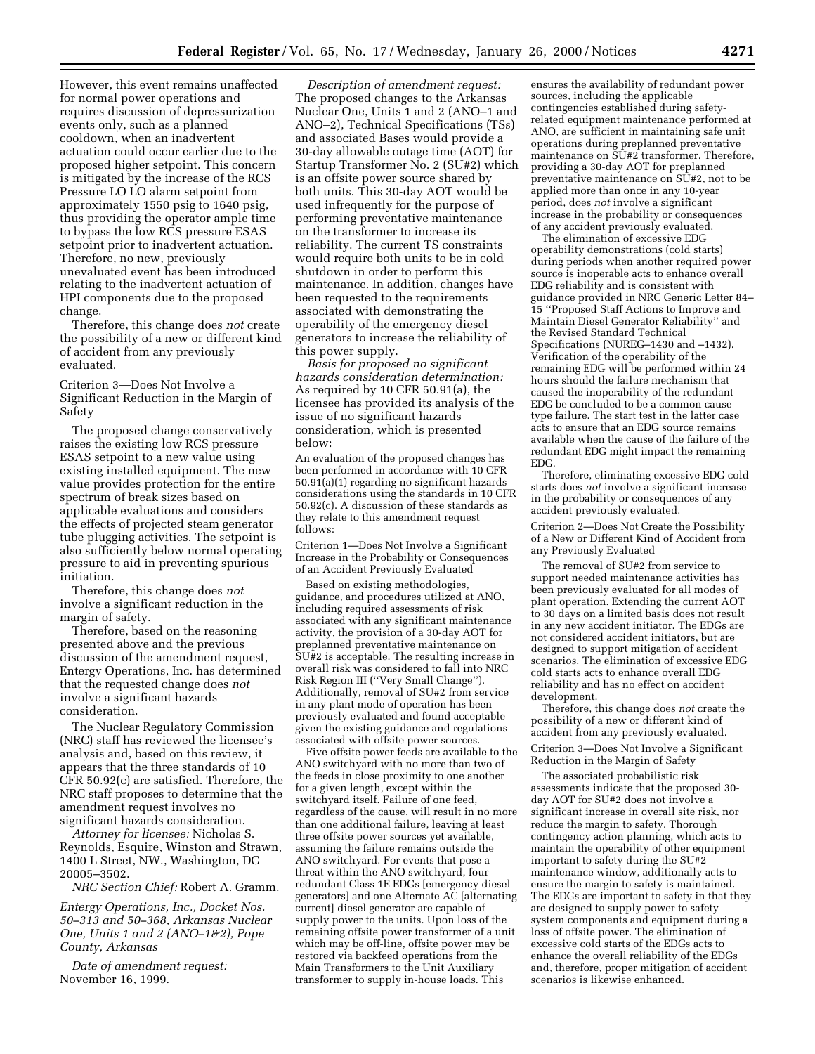However, this event remains unaffected for normal power operations and requires discussion of depressurization events only, such as a planned cooldown, when an inadvertent actuation could occur earlier due to the proposed higher setpoint. This concern is mitigated by the increase of the RCS Pressure LO LO alarm setpoint from approximately 1550 psig to 1640 psig, thus providing the operator ample time to bypass the low RCS pressure ESAS setpoint prior to inadvertent actuation. Therefore, no new, previously unevaluated event has been introduced relating to the inadvertent actuation of HPI components due to the proposed change.

Therefore, this change does *not* create the possibility of a new or different kind of accident from any previously evaluated.

Criterion 3—Does Not Involve a Significant Reduction in the Margin of Safety

The proposed change conservatively raises the existing low RCS pressure ESAS setpoint to a new value using existing installed equipment. The new value provides protection for the entire spectrum of break sizes based on applicable evaluations and considers the effects of projected steam generator tube plugging activities. The setpoint is also sufficiently below normal operating pressure to aid in preventing spurious initiation.

Therefore, this change does *not* involve a significant reduction in the margin of safety.

Therefore, based on the reasoning presented above and the previous discussion of the amendment request, Entergy Operations, Inc. has determined that the requested change does *not* involve a significant hazards consideration.

The Nuclear Regulatory Commission (NRC) staff has reviewed the licensee's analysis and, based on this review, it appears that the three standards of 10 CFR 50.92(c) are satisfied. Therefore, the NRC staff proposes to determine that the amendment request involves no significant hazards consideration.

*Attorney for licensee:* Nicholas S. Reynolds, Esquire, Winston and Strawn, 1400 L Street, NW., Washington, DC 20005–3502.

*NRC Section Chief:* Robert A. Gramm.

*Entergy Operations, Inc., Docket Nos. 50–313 and 50–368, Arkansas Nuclear One, Units 1 and 2 (ANO–1&2), Pope County, Arkansas*

*Date of amendment request:* November 16, 1999.

*Description of amendment request:* The proposed changes to the Arkansas Nuclear One, Units 1 and 2 (ANO–1 and ANO–2), Technical Specifications (TSs) and associated Bases would provide a 30-day allowable outage time (AOT) for Startup Transformer No. 2 (SU#2) which is an offsite power source shared by both units. This 30-day AOT would be used infrequently for the purpose of performing preventative maintenance on the transformer to increase its reliability. The current TS constraints would require both units to be in cold shutdown in order to perform this maintenance. In addition, changes have been requested to the requirements associated with demonstrating the operability of the emergency diesel generators to increase the reliability of this power supply.

*Basis for proposed no significant hazards consideration determination:* As required by 10 CFR 50.91(a), the licensee has provided its analysis of the issue of no significant hazards consideration, which is presented below:

An evaluation of the proposed changes has been performed in accordance with 10 CFR 50.91(a)(1) regarding no significant hazards considerations using the standards in 10 CFR 50.92(c). A discussion of these standards as they relate to this amendment request follows:

Criterion 1—Does Not Involve a Significant Increase in the Probability or Consequences of an Accident Previously Evaluated

Based on existing methodologies, guidance, and procedures utilized at ANO, including required assessments of risk associated with any significant maintenance activity, the provision of a 30-day AOT for preplanned preventative maintenance on SU#2 is acceptable. The resulting increase in overall risk was considered to fall into NRC Risk Region III (''Very Small Change''). Additionally, removal of SU#2 from service in any plant mode of operation has been previously evaluated and found acceptable given the existing guidance and regulations associated with offsite power sources.

Five offsite power feeds are available to the ANO switchyard with no more than two of the feeds in close proximity to one another for a given length, except within the switchyard itself. Failure of one feed, regardless of the cause, will result in no more than one additional failure, leaving at least three offsite power sources yet available, assuming the failure remains outside the ANO switchyard. For events that pose a threat within the ANO switchyard, four redundant Class 1E EDGs [emergency diesel generators] and one Alternate AC [alternating current] diesel generator are capable of supply power to the units. Upon loss of the remaining offsite power transformer of a unit which may be off-line, offsite power may be restored via backfeed operations from the Main Transformers to the Unit Auxiliary transformer to supply in-house loads. This ensures the availability of redundant power sources, including the applicable contingencies established during safety-related equipment maintenance performed at ANO, are sufficient in maintaining safe unit operations during preplanned preventative maintenance on SU#2 transformer. Therefore, providing a 30-day AOT for preplanned preventative maintenance on SU#2, not to be applied more than once in any 10-year period, does *not* involve a significant increase in the probability or consequences of any accident previously evaluated.

The elimination of excessive EDG operability demonstrations (cold starts) during periods when another required power source is inoperable acts to enhance overall EDG reliability and is consistent with guidance provided in NRC Generic Letter 84–15 ''Proposed Staff Actions to Improve and Maintain Diesel Generator Reliability'' and the Revised Standard Technical Specifications (NUREG–1430 and –1432). Verification of the operability of the remaining EDG will be performed within 24 hours should the failure mechanism that caused the inoperability of the redundant EDG be concluded to be a common cause type failure. The start test in the latter case acts to ensure that an EDG source remains available when the cause of the failure of the redundant EDG might impact the remaining EDG.

Therefore, eliminating excessive EDG cold starts does *not* involve a significant increase in the probability or consequences of any accident previously evaluated.

Criterion 2—Does Not Create the Possibility of a New or Different Kind of Accident from any Previously Evaluated

The removal of SU#2 from service to support needed maintenance activities has been previously evaluated for all modes of plant operation. Extending the current AOT to 30 days on a limited basis does not result in any new accident initiator. The EDGs are not considered accident initiators, but are designed to support mitigation of accident scenarios. The elimination of excessive EDG cold starts acts to enhance overall EDG reliability and has no effect on accident development.

Therefore, this change does *not* create the possibility of a new or different kind of accident from any previously evaluated.

Criterion 3—Does Not Involve a Significant Reduction in the Margin of Safety

The associated probabilistic risk assessments indicate that the proposed 30-day AOT for SU#2 does not involve a significant increase in overall site risk, nor reduce the margin to safety. Thorough contingency action planning, which acts to maintain the operability of other equipment important to safety during the SU#2 maintenance window, additionally acts to ensure the margin to safety is maintained. The EDGs are important to safety in that they are designed to supply power to safety system components and equipment during a loss of offsite power. The elimination of excessive cold starts of the EDGs acts to enhance the overall reliability of the EDGs and, therefore, proper mitigation of accident scenarios is likewise enhanced.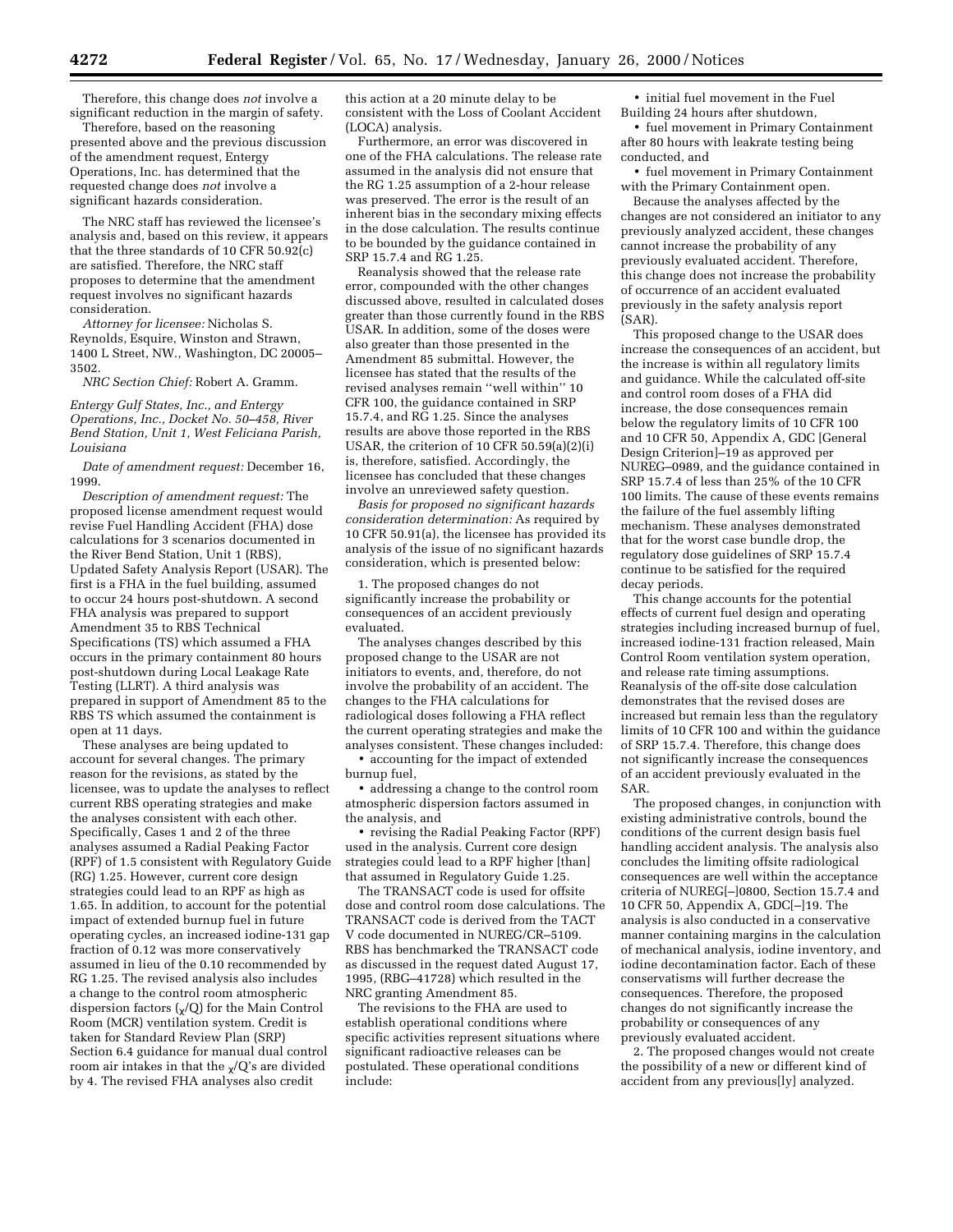Therefore, this change does *not* involve a significant reduction in the margin of safety.

Therefore, based on the reasoning presented above and the previous discussion of the amendment request, Entergy Operations, Inc. has determined that the requested change does *not* involve a significant hazards consideration.

The NRC staff has reviewed the licensee's analysis and, based on this review, it appears that the three standards of 10 CFR 50.92(c) are satisfied. Therefore, the NRC staff proposes to determine that the amendment request involves no significant hazards consideration.

*Attorney for licensee:* Nicholas S. Reynolds, Esquire, Winston and Strawn, 1400 L Street, NW., Washington, DC 20005–3502.

*NRC Section Chief:* Robert A. Gramm.

*Entergy Gulf States, Inc., and Entergy Operations, Inc., Docket No. 50–458, River Bend Station, Unit 1, West Feliciana Parish, Louisiana*

*Date of amendment request:* December 16, 1999.

*Description of amendment request:* The proposed license amendment request would revise Fuel Handling Accident (FHA) dose calculations for 3 scenarios documented in the River Bend Station, Unit 1 (RBS), Updated Safety Analysis Report (USAR). The first is a FHA in the fuel building, assumed to occur 24 hours post-shutdown. A second FHA analysis was prepared to support Amendment 35 to RBS Technical Specifications (TS) which assumed a FHA occurs in the primary containment 80 hours post-shutdown during Local Leakage Rate Testing (LLRT). A third analysis was prepared in support of Amendment 85 to the RBS TS which assumed the containment is open at 11 days.

These analyses are being updated to account for several changes. The primary reason for the revisions, as stated by the licensee, was to update the analyses to reflect current RBS operating strategies and make the analyses consistent with each other. Specifically, Cases 1 and 2 of the three analyses assumed a Radial Peaking Factor (RPF) of 1.5 consistent with Regulatory Guide (RG) 1.25. However, current core design strategies could lead to an RPF as high as 1.65. In addition, to account for the potential impact of extended burnup fuel in future operating cycles, an increased iodine-131 gap fraction of 0.12 was more conservatively assumed in lieu of the 0.10 recommended by RG 1.25. The revised analysis also includes a change to the control room atmospheric dispersion factors ($\chi$/Q) for the Main Control Room (MCR) ventilation system. Credit is taken for Standard Review Plan (SRP) Section 6.4 guidance for manual dual control room air intakes in that the $\chi$/Q's are divided by 4. The revised FHA analyses also credit this action at a 20 minute delay to be consistent with the Loss of Coolant Accident (LOCA) analysis.

Furthermore, an error was discovered in one of the FHA calculations. The release rate assumed in the analysis did not ensure that the RG 1.25 assumption of a 2-hour release was preserved. The error is the result of an inherent bias in the secondary mixing effects in the dose calculation. The results continue to be bounded by the guidance contained in SRP 15.7.4 and RG 1.25.

Reanalysis showed that the release rate error, compounded with the other changes discussed above, resulted in calculated doses greater than those currently found in the RBS USAR. In addition, some of the doses were also greater than those presented in the Amendment 85 submittal. However, the licensee has stated that the results of the revised analyses remain ''well within'' 10 CFR 100, the guidance contained in SRP 15.7.4, and RG 1.25. Since the analyses results are above those reported in the RBS USAR, the criterion of 10 CFR 50.59(a)(2)(i) is, therefore, satisfied. Accordingly, the licensee has concluded that these changes involve an unreviewed safety question.

*Basis for proposed no significant hazards consideration determination:* As required by 10 CFR 50.91(a), the licensee has provided its analysis of the issue of no significant hazards consideration, which is presented below:

1. The proposed changes do not significantly increase the probability or consequences of an accident previously evaluated.

The analyses changes described by this proposed change to the USAR are not initiators to events, and, therefore, do not involve the probability of an accident. The changes to the FHA calculations for radiological doses following a FHA reflect the current operating strategies and make the analyses consistent. These changes included:

- accounting for the impact of extended burnup fuel,
- addressing a change to the control room atmospheric dispersion factors assumed in the analysis, and
- revising the Radial Peaking Factor (RPF) used in the analysis. Current core design strategies could lead to a RPF higher [than] that assumed in Regulatory Guide 1.25.

The TRANSACT code is used for offsite dose and control room dose calculations. The TRANSACT code is derived from the TACT V code documented in NUREG/CR–5109. RBS has benchmarked the TRANSACT code as discussed in the request dated August 17, 1995, (RBG–41728) which resulted in the NRC granting Amendment 85.

The revisions to the FHA are used to establish operational conditions where specific activities represent situations where significant radioactive releases can be postulated. These operational conditions include:

- initial fuel movement in the Fuel Building 24 hours after shutdown,
- fuel movement in Primary Containment after 80 hours with leakrate testing being conducted, and
- fuel movement in Primary Containment with the Primary Containment open.

Because the analyses affected by the changes are not considered an initiator to any previously analyzed accident, these changes cannot increase the probability of any previously evaluated accident. Therefore, this change does not increase the probability of occurrence of an accident evaluated previously in the safety analysis report (SAR).

This proposed change to the USAR does increase the consequences of an accident, but the increase is within all regulatory limits and guidance. While the calculated off-site and control room doses of a FHA did increase, the dose consequences remain below the regulatory limits of 10 CFR 100 and 10 CFR 50, Appendix A, GDC [General Design Criterion]–19 as approved per NUREG–0989, and the guidance contained in SRP 15.7.4 of less than 25% of the 10 CFR 100 limits. The cause of these events remains the failure of the fuel assembly lifting mechanism. These analyses demonstrated that for the worst case bundle drop, the regulatory dose guidelines of SRP 15.7.4 continue to be satisfied for the required decay periods.

This change accounts for the potential effects of current fuel design and operating strategies including increased burnup of fuel, increased iodine-131 fraction released, Main Control Room ventilation system operation, and release rate timing assumptions. Reanalysis of the off-site dose calculation demonstrates that the revised doses are increased but remain less than the regulatory limits of 10 CFR 100 and within the guidance of SRP 15.7.4. Therefore, this change does not significantly increase the consequences of an accident previously evaluated in the SAR.

The proposed changes, in conjunction with existing administrative controls, bound the conditions of the current design basis fuel handling accident analysis. The analysis also concludes the limiting offsite radiological consequences are well within the acceptance criteria of NUREG[–]0800, Section 15.7.4 and 10 CFR 50, Appendix A, GDC[–]19. The analysis is also conducted in a conservative manner containing margins in the calculation of mechanical analysis, iodine inventory, and iodine decontamination factor. Each of these conservatisms will further decrease the consequences. Therefore, the proposed changes do not significantly increase the probability or consequences of any previously evaluated accident.

2. The proposed changes would not create the possibility of a new or different kind of accident from any previous[ly] analyzed.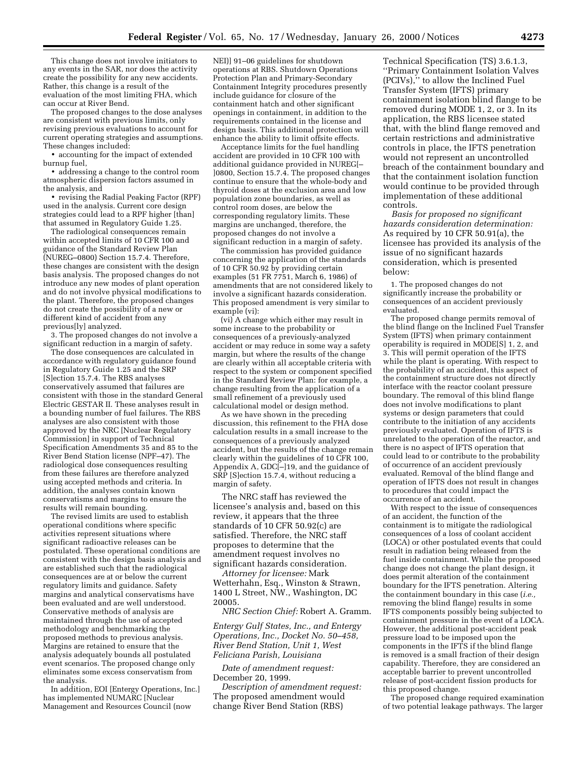This change does not involve initiators to any events in the SAR, nor does the activity create the possibility for any new accidents. Rather, this change is a result of the evaluation of the most limiting FHA, which can occur at River Bend.

The proposed changes to the dose analyses are consistent with previous limits, only revising previous evaluations to account for current operating strategies and assumptions. These changes included:

• accounting for the impact of extended burnup fuel,

• addressing a change to the control room atmospheric dispersion factors assumed in the analysis, and

• revising the Radial Peaking Factor (RPF) used in the analysis. Current core design strategies could lead to a RPF higher [than] that assumed in Regulatory Guide 1.25.

The radiological consequences remain within accepted limits of 10 CFR 100 and guidance of the Standard Review Plan (NUREG–0800) Section 15.7.4. Therefore, these changes are consistent with the design basis analysis. The proposed changes do not introduce any new modes of plant operation and do not involve physical modifications to the plant. Therefore, the proposed changes do not create the possibility of a new or different kind of accident from any previous[ly] analyzed.

3. The proposed changes do not involve a significant reduction in a margin of safety.

The dose consequences are calculated in accordance with regulatory guidance found in Regulatory Guide 1.25 and the SRP [S]ection 15.7.4. The RBS analyses conservatively assumed that failures are consistent with those in the standard General Electric GESTAR II. These analyses result in a bounding number of fuel failures. The RBS analyses are also consistent with those approved by the NRC [Nuclear Regulatory Commission] in support of Technical Specification Amendments 35 and 85 to the River Bend Station license (NPF–47). The radiological dose consequences resulting from these failures are therefore analyzed using accepted methods and criteria. In addition, the analyses contain known conservatisms and margins to ensure the results will remain bounding.

The revised limits are used to establish operational conditions where specific activities represent situations where significant radioactive releases can be postulated. These operational conditions are consistent with the design basis analysis and are established such that the radiological consequences are at or below the current regulatory limits and guidance. Safety margins and analytical conservatisms have been evaluated and are well understood. Conservative methods of analysis are maintained through the use of accepted methodology and benchmarking the proposed methods to previous analysis. Margins are retained to ensure that the analysis adequately bounds all postulated event scenarios. The proposed change only eliminates some excess conservatism from the analysis.

In addition, EOI [Entergy Operations, Inc.] has implemented NUMARC [Nuclear Management and Resources Council (now NEI)] 91–06 guidelines for shutdown operations at RBS. Shutdown Operations Protection Plan and Primary-Secondary Containment Integrity procedures presently include guidance for closure of the containment hatch and other significant openings in containment, in addition to the requirements contained in the license and design basis. This additional protection will enhance the ability to limit offsite effects.

Acceptance limits for the fuel handling accident are provided in 10 CFR 100 with additional guidance provided in NUREG[–]0800, Section 15.7.4. The proposed changes continue to ensure that the whole-body and thyroid doses at the exclusion area and low population zone boundaries, as well as control room doses, are below the corresponding regulatory limits. These margins are unchanged, therefore, the proposed changes do not involve a significant reduction in a margin of safety.

The commission has provided guidance concerning the application of the standards of 10 CFR 50.92 by providing certain examples (51 FR 7751, March 6, 1986) of amendments that are not considered likely to involve a significant hazards consideration. This proposed amendment is very similar to example (vi):

(vi) A change which either may result in some increase to the probability or consequences of a previously-analyzed accident or may reduce in some way a safety margin, but where the results of the change are clearly within all acceptable criteria with respect to the system or component specified in the Standard Review Plan: for example, a change resulting from the application of a small refinement of a previously used calculational model or design method.

As we have shown in the preceding discussion, this refinement to the FHA dose calculation results in a small increase to the consequences of a previously analyzed accident, but the results of the change remain clearly within the guidelines of 10 CFR 100, Appendix A, GDC[–]19, and the guidance of SRP [S]ection 15.7.4, without reducing a margin of safety.

The NRC staff has reviewed the licensee's analysis and, based on this review, it appears that the three standards of 10 CFR 50.92(c) are satisfied. Therefore, the NRC staff proposes to determine that the amendment request involves no significant hazards consideration.

*Attorney for licensee:* Mark Wetterhahn, Esq., Winston & Strawn, 1400 L Street, NW., Washington, DC 20005.

*NRC Section Chief:* Robert A. Gramm.

*Entergy Gulf States, Inc., and Entergy Operations, Inc., Docket No. 50–458, River Bend Station, Unit 1, West Feliciana Parish, Louisiana*

*Date of amendment request:* December 20, 1999.

*Description of amendment request:* The proposed amendment would change River Bend Station (RBS) Technical Specification (TS) 3.6.1.3, "Primary Containment Isolation Valves (PCIVs)," to allow the Inclined Fuel Transfer System (IFTS) primary containment isolation blind flange to be removed during MODE 1, 2, or 3. In its application, the RBS licensee stated that, with the blind flange removed and certain restrictions and administrative controls in place, the IFTS penetration would not represent an uncontrolled breach of the containment boundary and that the containment isolation function would continue to be provided through implementation of these additional controls.

*Basis for proposed no significant hazards consideration determination:* As required by 10 CFR 50.91(a), the licensee has provided its analysis of the issue of no significant hazards consideration, which is presented below:

1. The proposed changes do not significantly increase the probability or consequences of an accident previously evaluated.

The proposed change permits removal of the blind flange on the Inclined Fuel Transfer System (IFTS) when primary containment operability is required in MODE[S] 1, 2, and 3. This will permit operation of the IFTS while the plant is operating. With respect to the probability of an accident, this aspect of the containment structure does not directly interface with the reactor coolant pressure boundary. The removal of this blind flange does not involve modifications to plant systems or design parameters that could contribute to the initiation of any accidents previously evaluated. Operation of IFTS is unrelated to the operation of the reactor, and there is no aspect of IFTS operation that could lead to or contribute to the probability of occurrence of an accident previously evaluated. Removal of the blind flange and operation of IFTS does not result in changes to procedures that could impact the occurrence of an accident.

With respect to the issue of consequences of an accident, the function of the containment is to mitigate the radiological consequences of a loss of coolant accident (LOCA) or other postulated events that could result in radiation being released from the fuel inside containment. While the proposed change does not change the plant design, it does permit alteration of the containment boundary for the IFTS penetration. Altering the containment boundary in this case (*i.e.,* removing the blind flange) results in some IFTS components possibly being subjected to containment pressure in the event of a LOCA. However, the additional post-accident peak pressure load to be imposed upon the components in the IFTS if the blind flange is removed is a small fraction of their design capability. Therefore, they are considered an acceptable barrier to prevent uncontrolled release of post-accident fission products for this proposed change.

The proposed change required examination of two potential leakage pathways. The larger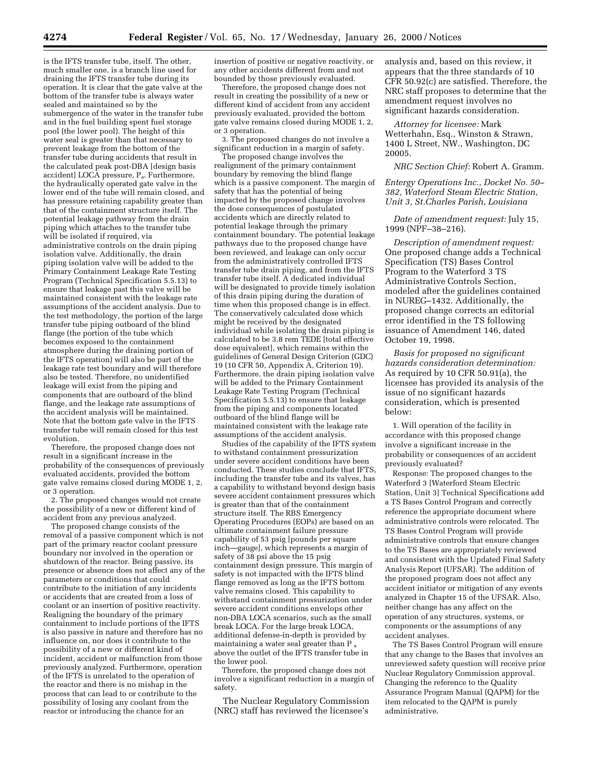is the IFTS transfer tube, itself. The other, much smaller one, is a branch line used for draining the IFTS transfer tube during its operation. It is clear that the gate valve at the bottom of the transfer tube is always water sealed and maintained so by the submergence of the water in the transfer tube and in the fuel building spent fuel storage pool (the lower pool). The height of this water seal is greater than that necessary to prevent leakage from the bottom of the transfer tube during accidents that result in the calculated peak post-DBA [design basis accident] LOCA pressure, $P_a$. Furthermore, the hydraulically operated gate valve in the lower end of the tube will remain closed, and has pressure retaining capability greater than that of the containment structure itself. The potential leakage pathway from the drain piping which attaches to the transfer tube will be isolated if required, via administrative controls on the drain piping isolation valve. Additionally, the drain piping isolation valve will be added to the Primary Containment Leakage Rate Testing Program (Technical Specification 5.5.13) to ensure that leakage past this valve will be maintained consistent with the leakage rate assumptions of the accident analysis. Due to the test methodology, the portion of the large transfer tube piping outboard of the blind flange (the portion of the tube which becomes exposed to the containment atmosphere during the draining portion of the IFTS operation) will also be part of the leakage rate test boundary and will therefore also be tested. Therefore, no unidentified leakage will exist from the piping and components that are outboard of the blind flange, and the leakage rate assumptions of the accident analysis will be maintained. Note that the bottom gate valve in the IFTS transfer tube will remain closed for this test evolution.

Therefore, the proposed change does not result in a significant increase in the probability of the consequences of previously evaluated accidents, provided the bottom gate valve remains closed during MODE 1, 2, or 3 operation.

2. The proposed changes would not create the possibility of a new or different kind of accident from any previous analyzed.

The proposed change consists of the removal of a passive component which is not part of the primary reactor coolant pressure boundary nor involved in the operation or shutdown of the reactor. Being passive, its presence or absence does not affect any of the parameters or conditions that could contribute to the initiation of any incidents or accidents that are created from a loss of coolant or an insertion of positive reactivity. Realigning the boundary of the primary containment to include portions of the IFTS is also passive in nature and therefore has no influence on, nor does it contribute to the possibility of a new or different kind of incident, accident or malfunction from those previously analyzed. Furthermore, operation of the IFTS is unrelated to the operation of the reactor and there is no mishap in the process that can lead to or contribute to the possibility of losing any coolant from the reactor or introducing the chance for an insertion of positive or negative reactivity, or any other accidents different from and not bounded by those previously evaluated.

Therefore, the proposed change does not result in creating the possibility of a new or different kind of accident from any accident previously evaluated, provided the bottom gate valve remains closed during MODE 1, 2, or 3 operation.

3. The proposed changes do not involve a significant reduction in a margin of safety.

The proposed change involves the realignment of the primary containment boundary by removing the blind flange which is a passive component. The margin of safety that has the potential of being impacted by the proposed change involves the dose consequences of postulated accidents which are directly related to potential leakage through the primary containment boundary. The potential leakage pathways due to the proposed change have been reviewed, and leakage can only occur from the administratively controlled IFTS transfer tube drain piping, and from the IFTS transfer tube itself. A dedicated individual will be designated to provide timely isolation of this drain piping during the duration of time when this proposed change is in effect. The conservatively calculated dose which might be received by the designated individual while isolating the drain piping is calculated to be 3.8 rem TEDE [total effective dose equivalent], which remains within the guidelines of General Design Criterion (GDC) 19 (10 CFR 50, Appendix A, Criterion 19). Furthermore, the drain piping isolation valve will be added to the Primary Containment Leakage Rate Testing Program (Technical Specification 5.5.13) to ensure that leakage from the piping and components located outboard of the blind flange will be maintained consistent with the leakage rate assumptions of the accident analysis.

Studies of the capability of the IFTS system to withstand containment pressurization under severe accident conditions have been conducted. These studies conclude that IFTS, including the transfer tube and its valves, has a capability to withstand beyond design basis severe accident containment pressures which is greater than that of the containment structure itself. The RBS Emergency Operating Procedures (EOPs) are based on an ultimate containment failure pressure capability of 53 psig [pounds per square inch—gauge], which represents a margin of safety of 38 psi above the 15 psig containment design pressure. This margin of safety is not impacted with the IFTS blind flange removed as long as the IFTS bottom valve remains closed. This capability to withstand containment pressurization under severe accident conditions envelops other non-DBA LOCA scenarios, such as the small break LOCA. For the large break LOCA, additional defense-in-depth is provided by maintaining a water seal greater than $P_a$ above the outlet of the IFTS transfer tube in the lower pool.

Therefore, the proposed change does not involve a significant reduction in a margin of safety.

The Nuclear Regulatory Commission (NRC) staff has reviewed the licensee's analysis and, based on this review, it appears that the three standards of 10 CFR 50.92(c) are satisfied. Therefore, the NRC staff proposes to determine that the amendment request involves no significant hazards consideration.

*Attorney for licensee:* Mark Wetterhahn, Esq., Winston & Strawn, 1400 L Street, NW., Washington, DC 20005.

*NRC Section Chief:* Robert A. Gramm.

*Entergy Operations Inc., Docket No. 50–382, Waterford Steam Electric Station, Unit 3, St.Charles Parish, Louisiana*

*Date of amendment request:* July 15, 1999 (NPF–38–216).

*Description of amendment request:* One proposed change adds a Technical Specification (TS) Bases Control Program to the Waterford 3 TS Administrative Controls Section, modeled after the guidelines contained in NUREG–1432. Additionally, the proposed change corrects an editorial error identified in the TS following issuance of Amendment 146, dated October 19, 1998.

*Basis for proposed no significant hazards consideration determination:* As required by 10 CFR 50.91(a), the licensee has provided its analysis of the issue of no significant hazards consideration, which is presented below:

1. Will operation of the facility in accordance with this proposed change involve a significant increase in the probability or consequences of an accident previously evaluated?

Response: The proposed changes to the Waterford 3 [Waterford Steam Electric Station, Unit 3] Technical Specifications add a TS Bases Control Program and correctly reference the appropriate document where administrative controls were relocated. The TS Bases Control Program will provide administrative controls that ensure changes to the TS Bases are appropriately reviewed and consistent with the Updated Final Safety Analysis Report (UFSAR). The addition of the proposed program does not affect any accident initiator or mitigation of any events analyzed in Chapter 15 of the UFSAR. Also, neither change has any affect on the operation of any structures, systems, or components or the assumptions of any accident analyses.

The TS Bases Control Program will ensure that any change to the Bases that involves an unreviewed safety question will receive prior Nuclear Regulatory Commission approval. Changing the reference to the Quality Assurance Program Manual (QAPM) for the item relocated to the QAPM is purely administrative.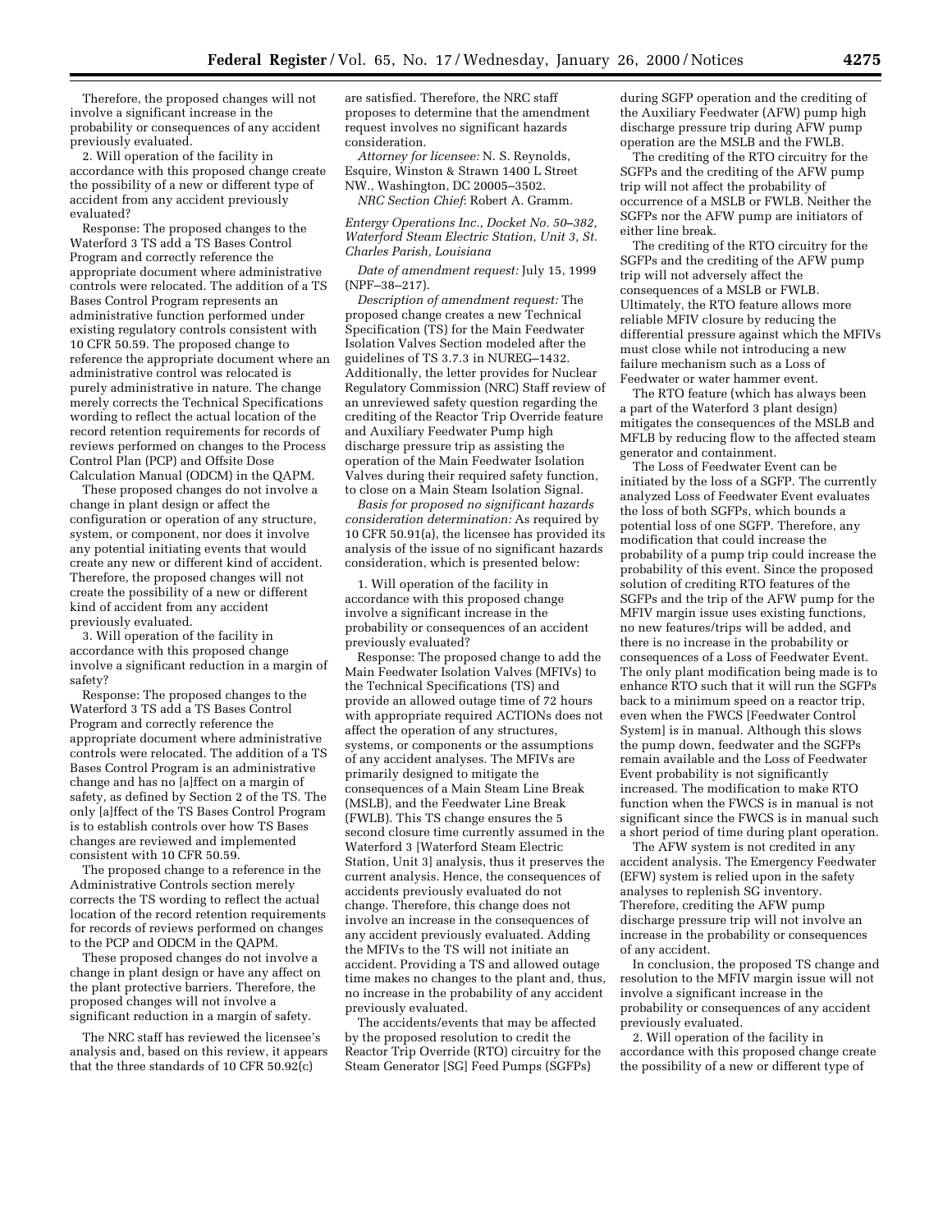Therefore, the proposed changes will not involve a significant increase in the probability or consequences of any accident previously evaluated.

2. Will operation of the facility in accordance with this proposed change create the possibility of a new or different type of accident from any accident previously evaluated?

Response: The proposed changes to the Waterford 3 TS add a TS Bases Control Program and correctly reference the appropriate document where administrative controls were relocated. The addition of a TS Bases Control Program represents an administrative function performed under existing regulatory controls consistent with 10 CFR 50.59. The proposed change to reference the appropriate document where an administrative control was relocated is purely administrative in nature. The change merely corrects the Technical Specifications wording to reflect the actual location of the record retention requirements for records of reviews performed on changes to the Process Control Plan (PCP) and Offsite Dose Calculation Manual (ODCM) in the QAPM.

These proposed changes do not involve a change in plant design or affect the configuration or operation of any structure, system, or component, nor does it involve any potential initiating events that would create any new or different kind of accident. Therefore, the proposed changes will not create the possibility of a new or different kind of accident from any accident previously evaluated.

3. Will operation of the facility in accordance with this proposed change involve a significant reduction in a margin of safety?

Response: The proposed changes to the Waterford 3 TS add a TS Bases Control Program and correctly reference the appropriate document where administrative controls were relocated. The addition of a TS Bases Control Program is an administrative change and has no [a]ffect on a margin of safety, as defined by Section 2 of the TS. The only [a]ffect of the TS Bases Control Program is to establish controls over how TS Bases changes are reviewed and implemented consistent with 10 CFR 50.59.

The proposed change to a reference in the Administrative Controls section merely corrects the TS wording to reflect the actual location of the record retention requirements for records of reviews performed on changes to the PCP and ODCM in the QAPM.

These proposed changes do not involve a change in plant design or have any affect on the plant protective barriers. Therefore, the proposed changes will not involve a significant reduction in a margin of safety.

The NRC staff has reviewed the licensee's analysis and, based on this review, it appears that the three standards of 10 CFR 50.92(c) are satisfied. Therefore, the NRC staff proposes to determine that the amendment request involves no significant hazards consideration.

*Attorney for licensee:* N. S. Reynolds, Esquire, Winston & Strawn 1400 L Street NW., Washington, DC 20005–3502.

*NRC Section Chief*: Robert A. Gramm.

*Entergy Operations Inc., Docket No. 50–382, Waterford Steam Electric Station, Unit 3, St. Charles Parish, Louisiana*

*Date of amendment request:* July 15, 1999 (NPF–38–217).

*Description of amendment request:* The proposed change creates a new Technical Specification (TS) for the Main Feedwater Isolation Valves modeled after the guidelines of TS 3.7.3 in NUREG–1432. Additionally, the letter provides for Nuclear Regulatory Commission (NRC) Staff review of an unreviewed safety question regarding the crediting of the Reactor Trip Override feature and Auxiliary Feedwater Pump high discharge pressure trip as assisting the operation of the Main Feedwater Isolation Valves during their required safety function, to close on a Main Steam Isolation Signal.

*Basis for proposed no significant hazards consideration determination:* As required by 10 CFR 50.91(a), the licensee has provided its analysis of the issue of no significant hazards consideration, which is presented below:

1. Will operation of the facility in accordance with this proposed change involve a significant increase in the probability or consequences of an accident previously evaluated?

Response: The proposed change to add the Main Feedwater Isolation Valves (MFIVs) to the Technical Specifications (TS) and provide an allowed outage time of 72 hours with appropriate required ACTIONs does not affect the operation of any structures, systems, or components or the assumptions of any accident analyses. The MFIVs are primarily designed to mitigate the consequences of a Main Steam Line Break (MSLB), and the Feedwater Line Break (FWLB). This TS change ensures the 5 second closure time currently assumed in the Waterford 3 [Waterford Steam Electric Station, Unit 3] analysis, thus it preserves the current analysis. Hence, the consequences of accidents previously evaluated do not change. Therefore, this change does not involve an increase in the consequences of any accident previously evaluated. Adding the MFIVs to the TS will not initiate an accident. Providing a TS and allowed outage time makes no changes to the plant and, thus, no increase in the probability of any accident previously evaluated.

The accidents/events that may be affected by the proposed resolution to credit the Reactor Trip Override (RTO) circuitry for the Steam Generator [SG] Feed Pumps (SGFPs) during SGFP operation and the crediting of the Auxiliary Feedwater (AFW) pump high discharge pressure trip during AFW pump operation are the MSLB and the FWLB.

The crediting of the RTO circuitry for the SGFPs and the crediting of the AFW pump trip will not affect the probability of occurrence of a MSLB or FWLB. Neither the SGFPs nor the AFW pump are initiators of either line break.

The crediting of the RTO circuitry for the SGFPs and the crediting of the AFW pump trip will not adversely affect the consequences of a MSLB or FWLB. Ultimately, the RTO feature allows more reliable MFIV closure by reducing the differential pressure against which the MFIVs must close while not introducing a new failure mechanism such as a Loss of Feedwater or water hammer event.

The RTO feature (which has always been a part of the Waterford 3 plant design) mitigates the consequences of the MSLB and MFLB by reducing flow to the affected steam generator and containment.

The Loss of Feedwater Event can be initiated by the loss of a SGFP. The currently analyzed Loss of Feedwater Event evaluates the loss of both SGFPs, which bounds a potential loss of one SGFP. Therefore, any modification that could increase the probability of a pump trip could increase the probability of this event. Since the proposed solution of crediting RTO features of the SGFPs and the trip of the AFW pump for the MFIV margin issue uses existing functions, no new features/trips will be added, and there is no increase in the probability or consequences of a Loss of Feedwater Event. The only plant modification being made is to enhance RTO such that it will run the SGFPs back to a minimum speed on a reactor trip, even when the FWCS [Feedwater Control System] is in manual. Although this slows the pump down, feedwater and the SGFPs remain available and the Loss of Feedwater Event probability is not significantly increased. The modification to make RTO function when the FWCS is in manual is not significant since the FWCS is in manual such a short period of time during plant operation.

The AFW system is not credited in any accident analysis. The Emergency Feedwater (EFW) system is relied upon in the safety analyses to replenish SG inventory. Therefore, crediting the AFW pump discharge pressure trip will not involve an increase in the probability or consequences of any accident.

In conclusion, the proposed TS change and resolution to the MFIV margin issue will not involve a significant increase in the probability or consequences of any accident previously evaluated.

2. Will operation of the facility in accordance with this proposed change create the possibility of a new or different type of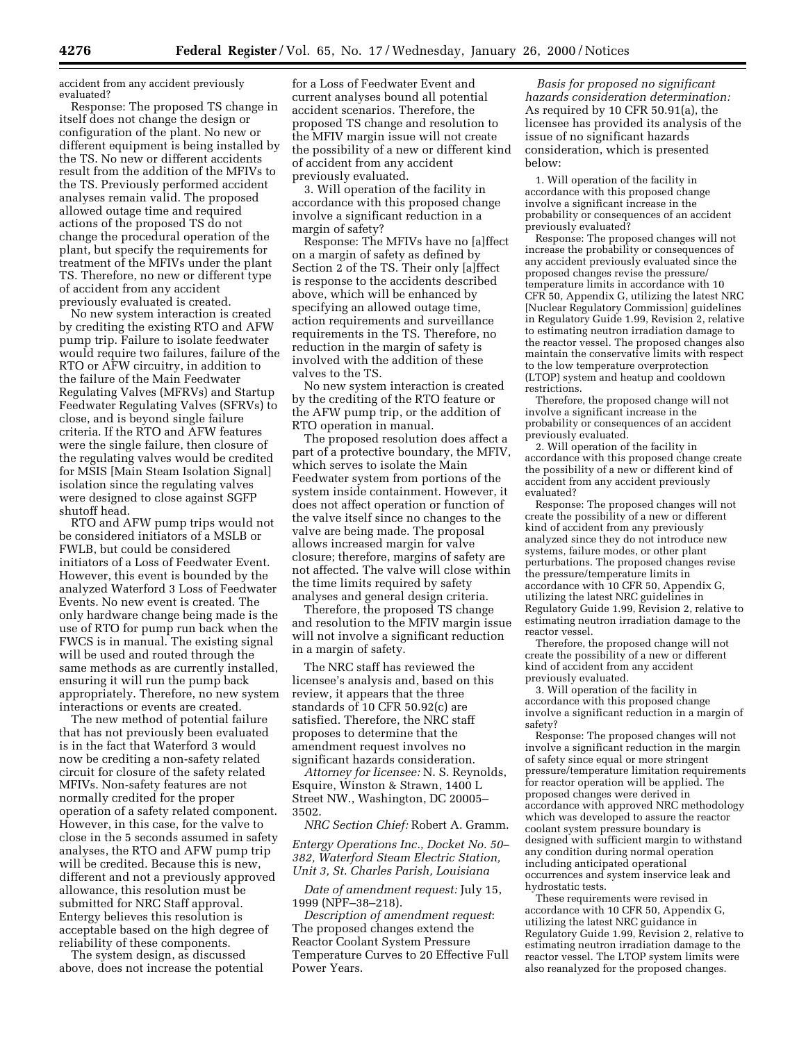accident from any accident previously evaluated?

Response: The proposed TS change in itself does not change the design or configuration of the plant. No new or different equipment is being installed by the TS. No new or different accidents result from the addition of the MFIVs to the TS. Previously performed accident analyses remain valid. The proposed allowed outage time and required actions of the proposed TS do not change the procedural operation of the plant, but specify the requirements for treatment of the MFIVs under the plant TS. Therefore, no new or different type of accident from any accident previously evaluated is created.

No new system interaction is created by crediting the existing RTO and AFW pump trip. Failure to isolate feedwater would require two failures, failure of the RTO or AFW circuitry, in addition to the failure of the Main Feedwater Regulating Valves (MFRVs) and Startup Feedwater Regulating Valves (SFRVs) to close, and is beyond single failure criteria. If the RTO and AFW features were the single failure, then closure of the regulating valves would be credited for MSIS [Main Steam Isolation Signal] isolation since the regulating valves were designed to close against SGFP shutoff head.

RTO and AFW pump trips would not be considered initiators of a MSLB or FWLB, but could be considered initiators of a Loss of Feedwater Event. However, this event is bounded by the analyzed Waterford 3 Loss of Feedwater Events. No new event is created. The only hardware change being made is the use of RTO for pump run back when the FWCS is in manual. The existing signal will be used and routed through the same methods as are currently installed, ensuring it will run the pump back appropriately. Therefore, no new system interactions or events are created.

The new method of potential failure that has not previously been evaluated is in the fact that Waterford 3 would now be crediting a non-safety related circuit for closure of the safety related MFIVs. Non-safety features are not normally credited for the proper operation of a safety related component. However, in this case, for the valve to close in the 5 seconds assumed in safety analyses, the RTO and AFW pump trip will be credited. Because this is new, different and not a previously approved allowance, this resolution must be submitted for NRC Staff approval. Entergy believes this resolution is acceptable based on the high degree of reliability of these components.

The system design, as discussed above, does not increase the potential for a Loss of Feedwater Event and current analyses bound all potential accident scenarios. Therefore, the proposed TS change and resolution to the MFIV margin issue will not create the possibility of a new or different kind of accident from any accident previously evaluated.

3. Will operation of the facility in accordance with this proposed change involve a significant reduction in a margin of safety?

Response: The MFIVs have no [a]ffect on a margin of safety as defined by Section 2 of the TS. Their only [a]ffect is response to the accidents described above, which will be enhanced by specifying an allowed outage time, action requirements and surveillance requirements in the TS. Therefore, no reduction in the margin of safety is involved with the addition of these valves to the TS.

No new system interaction is created by the crediting of the RTO feature or the AFW pump trip, or the addition of RTO operation in manual.

The proposed resolution does affect a part of a protective boundary, the MFIV, which serves to isolate the Main Feedwater system from portions of the system inside containment. However, it does not affect operation or function of the valve itself since no changes to the valve are being made. The proposal allows increased margin for valve closure; therefore, margins of safety are not affected. The valve will close within the time limits required by safety analyses and general design criteria.

Therefore, the proposed TS change and resolution to the MFIV margin issue will not involve a significant reduction in a margin of safety.

The NRC staff has reviewed the licensee's analysis and, based on this review, it appears that the three standards of 10 CFR 50.92(c) are satisfied. Therefore, the NRC staff proposes to determine that the amendment request involves no significant hazards consideration.

*Attorney for licensee:* N. S. Reynolds, Esquire, Winston & Strawn, 1400 L Street NW., Washington, DC 20005–3502.

*NRC Section Chief:* Robert A. Gramm.

*Entergy Operations Inc., Docket No. 50–382, Waterford Steam Electric Station, Unit 3, St. Charles Parish, Louisiana*

*Date of amendment request:* July 15, 1999 (NPF–38–218).

*Description of amendment request*: The proposed changes extend the Reactor Coolant System Pressure Temperature Curves to 20 Effective Full Power Years.

*Basis for proposed no significant hazards consideration determination:* As required by 10 CFR 50.91(a), the licensee has provided its analysis of the issue of no significant hazards consideration, which is presented below:

1. Will operation of the facility in accordance with this proposed change involve a significant increase in the probability or consequences of an accident previously evaluated?

Response: The proposed changes will not increase the probability or consequences of any accident previously evaluated since the proposed changes revise the pressure/temperature limits in accordance with 10 CFR 50, Appendix G, utilizing the latest NRC [Nuclear Regulatory Commission] guidelines in Regulatory Guide 1.99, Revision 2, relative to estimating neutron irradiation damage to the reactor vessel. The proposed changes also maintain the conservative limits with respect to the low temperature overprotection (LTOP) system and heatup and cooldown restrictions.

Therefore, the proposed change will not involve a significant increase in the probability or consequences of an accident previously evaluated.

2. Will operation of the facility in accordance with this proposed change create the possibility of a new or different kind of accident from any accident previously evaluated?

Response: The proposed changes will not create the possibility of a new or different kind of accident from any previously analyzed since they do not introduce new systems, failure modes, or other plant perturbations. The proposed changes revise the pressure/temperature limits in accordance with 10 CFR 50, Appendix G, utilizing the latest NRC guidelines in Regulatory Guide 1.99, Revision 2, relative to estimating neutron irradiation damage to the reactor vessel.

Therefore, the proposed change will not create the possibility of a new or different kind of accident from any accident previously evaluated.

3. Will operation of the facility in accordance with this proposed change involve a significant reduction in a margin of safety?

Response: The proposed changes will not involve a significant reduction in the margin of safety since equal or more stringent pressure/temperature limitation requirements for reactor operation will be applied. The proposed changes were derived in accordance with approved NRC methodology which was developed to assure the reactor coolant system pressure boundary is designed with sufficient margin to withstand any condition during normal operation including anticipated operational occurrences and system inservice leak and hydrostatic tests.

These requirements were revised in accordance with 10 CFR 50, Appendix G, utilizing the latest NRC guidance in Regulatory Guide 1.99, Revision 2, relative to estimating neutron irradiation damage to the reactor vessel. The LTOP system limits were also reanalyzed for the proposed changes.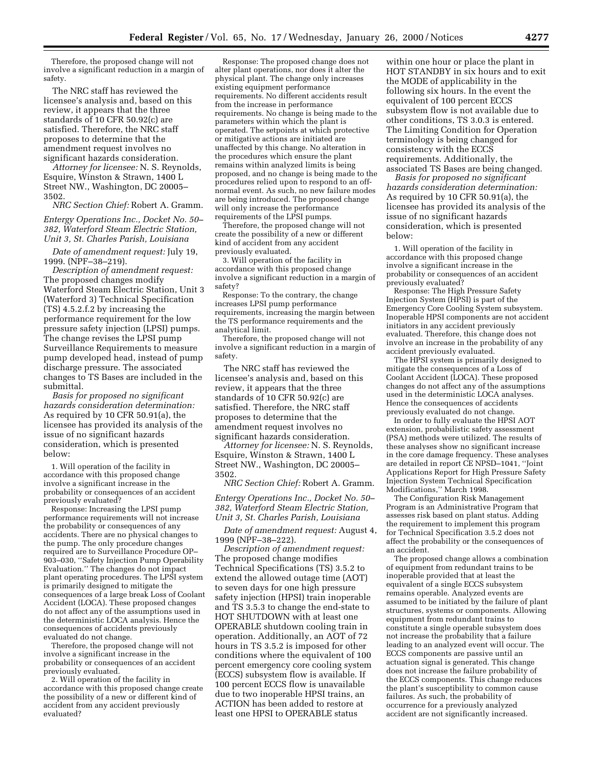Therefore, the proposed change will not involve a significant reduction in a margin of safety.

The NRC staff has reviewed the licensee's analysis and, based on this review, it appears that the three standards of 10 CFR 50.92(c) are satisfied. Therefore, the NRC staff proposes to determine that the amendment request involves no significant hazards consideration.

*Attorney for licensee:* N. S. Reynolds, Esquire, Winston & Strawn, 1400 L Street NW., Washington, DC 20005–3502.

*NRC Section Chief:* Robert A. Gramm.

*Entergy Operations Inc., Docket No. 50–382, Waterford Steam Electric Station, Unit 3, St. Charles Parish, Louisiana*

*Date of amendment request:* July 19, 1999. (NPF–38–219).

*Description of amendment request:* The proposed changes modify Waterford Steam Electric Station, Unit 3 (Waterford 3) Technical Specification (TS) 4.5.2.f.2 by increasing the performance requirement for the low pressure safety injection (LPSI) pumps. The change revises the LPSI pump Surveillance Requirements to measure pump developed head, instead of pump discharge pressure. The associated changes to TS Bases are included in the submittal.

*Basis for proposed no significant hazards consideration determination:* As required by 10 CFR 50.91(a), the licensee has provided its analysis of the issue of no significant hazards consideration, which is presented below:

1. Will operation of the facility in accordance with this proposed change involve a significant increase in the probability or consequences of an accident previously evaluated?

Response: Increasing the LPSI pump performance requirements will not increase the probability or consequences of any accidents. There are no physical changes to the pump. The only procedure changes required are to Surveillance Procedure OP–903–030, ''Safety Injection Pump Operability Evaluation.'' The changes do not impact plant operating procedures. The LPSI system is primarily designed to mitigate the consequences of a large break Loss of Coolant Accident (LOCA). These proposed changes do not affect any of the assumptions used in the deterministic LOCA analysis. Hence the consequences of accidents previously evaluated do not change.

Therefore, the proposed change will not involve a significant increase in the probability or consequences of an accident previously evaluated.

2. Will operation of the facility in accordance with this proposed change create the possibility of a new or different kind of accident from any accident previously evaluated?

Response: The proposed change does not alter plant operations, nor does it alter the physical plant. The change only increases existing equipment performance requirements. No different accidents result from the increase in performance requirements. No change is being made to the parameters within which the plant is operated. The setpoints at which protective or mitigative actions are initiated are unaffected by this change. No alteration in the procedures which ensure the plant remains within analyzed limits is being proposed, and no change is being made to the procedures relied upon to respond to an off-normal event. As such, no new failure modes are being introduced. The proposed change will only increase the performance requirements of the LPSI pumps.

Therefore, the proposed change will not create the possibility of a new or different kind of accident from any accident previously evaluated.

3. Will operation of the facility in accordance with this proposed change involve a significant reduction in a margin of safety?

Response: To the contrary, the change increases LPSI pump performance requirements, increasing the margin between the TS performance requirements and the analytical limit.

Therefore, the proposed change will not involve a significant reduction in a margin of safety.

The NRC staff has reviewed the licensee's analysis and, based on this review, it appears that the three standards of 10 CFR 50.92(c) are satisfied. Therefore, the NRC staff proposes to determine that the amendment request involves no significant hazards consideration.

*Attorney for licensee:* N. S. Reynolds, Esquire, Winston & Strawn, 1400 L Street NW., Washington, DC 20005–3502.

*NRC Section Chief:* Robert A. Gramm.

*Entergy Operations Inc., Docket No. 50–382, Waterford Steam Electric Station, Unit 3, St. Charles Parish, Louisiana*

*Date of amendment request:* August 4, 1999 (NPF–38–222).

*Description of amendment request:* The proposed change modifies Technical Specifications (TS) 3.5.2 to extend the allowed outage time (AOT) to seven days for one high pressure safety injection (HPSI) train inoperable and TS 3.5.3 to change the end-state to HOT SHUTDOWN with at least one OPERABLE shutdown cooling train in operation. Additionally, an AOT of 72 hours in TS 3.5.2 is imposed for other conditions where the equivalent of 100 percent emergency core cooling system (ECCS) subsystem flow is available. If 100 percent ECCS flow is unavailable due to two inoperable HPSI trains, an ACTION has been added to restore at least one HPSI to OPERABLE status within one hour or place the plant in HOT STANDBY in six hours and to exit the MODE of applicability in the following six hours. In the event the equivalent of 100 percent ECCS subsystem flow is not available due to other conditions, TS 3.0.3 is entered. The Limiting Condition for Operation terminology is being changed for consistency with the ECCS requirements. Additionally, the associated TS Bases are being changed.

*Basis for proposed no significant hazards consideration determination:* As required by 10 CFR 50.91(a), the licensee has provided its analysis of the issue of no significant hazards consideration, which is presented below:

1. Will operation of the facility in accordance with this proposed change involve a significant increase in the probability or consequences of an accident previously evaluated?

Response: The High Pressure Safety Injection System (HPSI) is part of the Emergency Core Cooling System subsystem. Inoperable HPSI components are not accident initiators in any accident previously evaluated. Therefore, this change does not involve an increase in the probability of any accident previously evaluated.

The HPSI system is primarily designed to mitigate the consequences of a Loss of Coolant Accident (LOCA). These proposed changes do not affect any of the assumptions used in the deterministic LOCA analyses. Hence the consequences of accidents previously evaluated do not change.

In order to fully evaluate the HPSI AOT extension, probabilistic safety assessment (PSA) methods were utilized. The results of these analyses show no significant increase in the core damage frequency. These analyses are detailed in report CE NPSD–1041, ''Joint Applications Report for High Pressure Safety Injection System Technical Specification Modifications,'' March 1998.

The Configuration Risk Management Program is an Administrative Program that assesses risk based on plant status. Adding the requirement to implement this program for Technical Specification 3.5.2 does not affect the probability or the consequences of an accident.

The proposed change allows a combination of equipment from redundant trains to be inoperable provided that at least the equivalent of a single ECCS subsystem remains operable. Analyzed events are assumed to be initiated by the failure of plant structures, systems or components. Allowing equipment from redundant trains to constitute a single operable subsystem does not increase the probability that a failure leading to an analyzed event will occur. The ECCS components are passive until an actuation signal is generated. This change does not increase the failure probability of the ECCS components. This change reduces the plant's susceptibility to common cause failures. As such, the probability of occurrence for a previously analyzed accident are not significantly increased.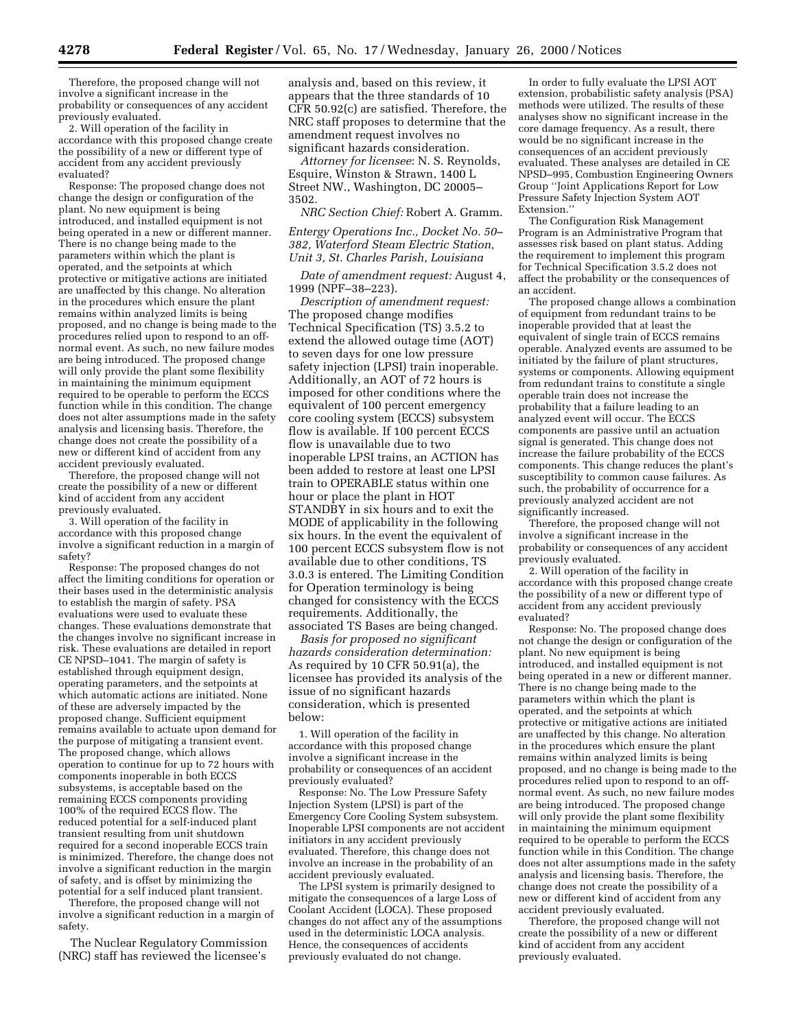Therefore, the proposed change will not involve a significant increase in the probability or consequences of any accident previously evaluated.

2. Will operation of the facility in accordance with this proposed change create the possibility of a new or different type of accident from any accident previously evaluated?

Response: The proposed change does not change the design or configuration of the plant. No new equipment is being introduced, and installed equipment is not being operated in a new or different manner. There is no change being made to the parameters within which the plant is operated, and the setpoints at which protective or mitigative actions are initiated are unaffected by this change. No alteration in the procedures which ensure the plant remains within analyzed limits is being proposed, and no change is being made to the procedures relied upon to respond to an off-normal event. As such, no new failure modes are being introduced. The proposed change will only provide the plant some flexibility in maintaining the minimum equipment required to be operable to perform the ECCS function while in this condition. The change does not alter assumptions made in the safety analysis and licensing basis. Therefore, the change does not create the possibility of a new or different kind of accident from any accident previously evaluated.

Therefore, the proposed change will not create the possibility of a new or different kind of accident from any accident previously evaluated.

3. Will operation of the facility in accordance with this proposed change involve a significant reduction in a margin of safety?

Response: The proposed changes do not affect the limiting conditions for operation or their bases used in the deterministic analysis to establish the margin of safety. PSA evaluations were used to evaluate these changes. These evaluations demonstrate that the changes involve no significant increase in risk. These evaluations are detailed in report CE NPSD–1041. The margin of safety is established through equipment design, operating parameters, and the setpoints at which automatic actions are initiated. None of these are adversely impacted by the proposed change. Sufficient equipment remains available to actuate upon demand for the purpose of mitigating a transient event. The proposed change, which allows operation to continue for up to 72 hours with components inoperable in both ECCS subsystems, is acceptable based on the remaining ECCS components providing 100% of the required ECCS flow. The reduced potential for a self-induced plant transient resulting from unit shutdown required for a second inoperable ECCS train is minimized. Therefore, the change does not involve a significant reduction in the margin of safety, and is offset by minimizing the potential for a self induced plant transient.

Therefore, the proposed change will not involve a significant reduction in a margin of safety.

The Nuclear Regulatory Commission (NRC) staff has reviewed the licensee's analysis and, based on this review, it appears that the three standards of 10 CFR 50.92(c) are satisfied. Therefore, the NRC staff proposes to determine that the amendment request involves no significant hazards consideration.

*Attorney for licensee*: N. S. Reynolds, Esquire, Winston & Strawn, 1400 L Street NW., Washington, DC 20005–3502.

*NRC Section Chief:* Robert A. Gramm.

*Entergy Operations Inc., Docket No. 50–382, Waterford Steam Electric Station, Unit 3, St. Charles Parish, Louisiana*

*Date of amendment request:* August 4, 1999 (NPF–38–223).

*Description of amendment request:* The proposed change modifies Technical Specification (TS) 3.5.2 to extend the allowed outage time (AOT) to seven days for one low pressure safety injection (LPSI) train inoperable. Additionally, an AOT of 72 hours is imposed for other conditions where the equivalent of 100 percent emergency core cooling system (ECCS) subsystem flow is available. If 100 percent ECCS flow is unavailable due to two inoperable LPSI trains, an ACTION has been added to restore at least one LPSI train to OPERABLE status within one hour or place the plant in HOT STANDBY in six hours and to exit the MODE of applicability in the following six hours. In the event the equivalent of 100 percent ECCS subsystem flow is not available due to other conditions, TS 3.0.3 is entered. The Limiting Condition for Operation terminology is being changed for consistency with the ECCS requirements. Additionally, the associated TS Bases are being changed.

*Basis for proposed no significant hazards consideration determination:* As required by 10 CFR 50.91(a), the licensee has provided its analysis of the issue of no significant hazards consideration, which is presented below:

1. Will operation of the facility in accordance with this proposed change involve a significant increase in the probability or consequences of an accident previously evaluated?

Response: No. The Low Pressure Safety Injection System (LPSI) is part of the Emergency Core Cooling System subsystem. Inoperable LPSI components are not accident initiators in any accident previously evaluated. Therefore, this change does not involve an increase in the probability of an accident previously evaluated.

The LPSI system is primarily designed to mitigate the consequences of a large Loss of Coolant Accident (LOCA). These proposed changes do not affect any of the assumptions used in the deterministic LOCA analysis. Hence, the consequences of accidents previously evaluated do not change.

In order to fully evaluate the LPSI AOT extension, probabilistic safety analysis (PSA) methods were utilized. The results of these analyses show no significant increase in the core damage frequency. As a result, there would be no significant increase in the consequences of an accident previously evaluated. These analyses are detailed in CE NPSD–995, Combustion Engineering Owners Group ''Joint Applications Report for Low Pressure Safety Injection System AOT Extension.''

The Configuration Risk Management Program is an Administrative Program that assesses risk based on plant status. Adding the requirement to implement this program for Technical Specification 3.5.2 does not affect the probability or the consequences of an accident.

The proposed change allows a combination of equipment from redundant trains to be inoperable provided that at least the equivalent of single train of ECCS remains operable. Analyzed events are assumed to be initiated by the failure of plant structures, systems or components. Allowing equipment from redundant trains to constitute a single operable train does not increase the probability that a failure leading to an analyzed event will occur. The ECCS components are passive until an actuation signal is generated. This change does not increase the failure probability of the ECCS components. This change reduces the plant's susceptibility to common cause failures. As such, the probability of occurrence for a previously analyzed accident are not significantly increased.

Therefore, the proposed change will not involve a significant increase in the probability or consequences of any accident previously evaluated.

2. Will operation of the facility in accordance with this proposed change create the possibility of a new or different type of accident from any accident previously evaluated?

Response: No. The proposed change does not change the design or configuration of the plant. No new equipment is being introduced, and installed equipment is not being operated in a new or different manner. There is no change being made to the parameters within which the plant is operated, and the setpoints at which protective or mitigative actions are initiated are unaffected by this change. No alteration in the procedures which ensure the plant remains within analyzed limits is being proposed, and no change is being made to the procedures relied upon to respond to an off-normal event. As such, no new failure modes are being introduced. The proposed change will only provide the plant some flexibility in maintaining the minimum equipment required to be operable to perform the ECCS function while in this Condition. The change does not alter assumptions made in the safety analysis and licensing basis. Therefore, the change does not create the possibility of a new or different kind of accident from any accident previously evaluated.

Therefore, the proposed change will not create the possibility of a new or different kind of accident from any accident previously evaluated.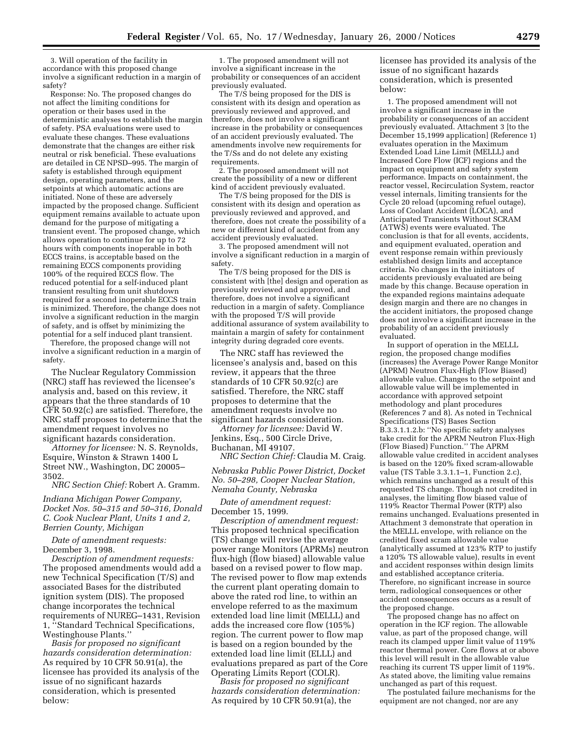3. Will operation of the facility in accordance with this proposed change involve a significant reduction in a margin of safety?

Response: No. The proposed changes do not affect the limiting conditions for operation or their bases used in the deterministic analyses to establish the margin of safety. PSA evaluations were used to evaluate these changes. These evaluations demonstrate that the changes are either risk neutral or risk beneficial. These evaluations are detailed in CE NPSD–995. The margin of safety is established through equipment design, operating parameters, and the setpoints at which automatic actions are initiated. None of these are adversely impacted by the proposed change. Sufficient equipment remains available to actuate upon demand for the purpose of mitigating a transient event. The proposed change, which allows operation to continue for up to 72 hours with components inoperable in both ECCS trains, is acceptable based on the remaining ECCS components providing 100% of the required ECCS flow. The reduced potential for a self-induced plant transient resulting from unit shutdown required for a second inoperable ECCS train is minimized. Therefore, the change does not involve a significant reduction in the margin of safety, and is offset by minimizing the potential for a self induced plant transient.

Therefore, the proposed change will not involve a significant reduction in a margin of safety.

The Nuclear Regulatory Commission (NRC) staff has reviewed the licensee's analysis and, based on this review, it appears that the three standards of 10 CFR 50.92(c) are satisfied. Therefore, the NRC staff proposes to determine that the amendment request involves no significant hazards consideration.

*Attorney for licensee:* N. S. Reynolds, Esquire, Winston & Strawn 1400 L Street NW., Washington, DC 20005–3502.

*NRC Section Chief:* Robert A. Gramm.

*Indiana Michigan Power Company, Docket Nos. 50–315 and 50–316, Donald C. Cook Nuclear Plant, Units 1 and 2, Berrien County, Michigan*

*Date of amendment requests:* December 3, 1998.

*Description of amendment requests:* The proposed amendments would add a new Technical Specification (T/S) and associated Bases for the distributed ignition system (DIS). The proposed change incorporates the technical requirements of NUREG–1431, Revision 1, ''Standard Technical Specifications, Westinghouse Plants.''

*Basis for proposed no significant hazards consideration determination:* As required by 10 CFR 50.91(a), the licensee has provided its analysis of the issue of no significant hazards consideration, which is presented below:

1. The proposed amendment will not involve a significant increase in the probability or consequences of an accident previously evaluated.

The T/S being proposed for the DIS is consistent with its design and operation as previously reviewed and approved, and therefore, does not involve a significant increase in the probability or consequences of an accident previously evaluated. The amendments involve new requirements for the T/Ss and do not delete any existing requirements.

2. The proposed amendment will not create the possibility of a new or different kind of accident previously evaluated.

The T/S being proposed for the DIS is consistent with its design and operation as previously reviewed and approved, and therefore, does not create the possibility of a new or different kind of accident from any accident previously evaluated.

3. The proposed amendment will not involve a significant reduction in a margin of safety.

The T/S being proposed for the DIS is consistent with [the] design and operation as previously reviewed and approved, and therefore, does not involve a significant reduction in a margin of safety. Compliance with the proposed T/S will provide additional assurance of system availability to maintain a margin of safety for containment integrity during degraded core events.

The NRC staff has reviewed the licensee's analysis and, based on this review, it appears that the three standards of 10 CFR 50.92(c) are satisfied. Therefore, the NRC staff proposes to determine that the amendment requests involve no significant hazards consideration.

*Attorney for licensee:* David W. Jenkins, Esq., 500 Circle Drive, Buchanan, MI 49107.

*NRC Section Chief:* Claudia M. Craig.

*Nebraska Public Power District, Docket No. 50–298, Cooper Nuclear Station, Nemaha County, Nebraska*

*Date of amendment request:* December 15, 1999.

*Description of amendment request:* This proposed technical specification (TS) change will revise the average power range Monitors (APRMs) neutron flux-high (flow biased) allowable value based on a revised power to flow map. The revised power to flow map extends the current plant operating domain to above the rated rod line, to within an envelope referred to as the maximum extended load line limit (MELLL) and adds the increased core flow (105%) region. The current power to flow map is based on a region bounded by the extended load line limit (ELLL) and evaluations prepared as part of the Core Operating Limits Report (COLR).

*Basis for proposed no significant hazards consideration determination:* As required by 10 CFR 50.91(a), the licensee has provided its analysis of the issue of no significant hazards consideration, which is presented below:

1. The proposed amendment will not involve a significant increase in the probability or consequences of an accident previously evaluated. Attachment 3 [to the December 15,1999 application] (Reference 1) evaluates operation in the Maximum Extended Load Line Limit (MELLL) and Increased Core Flow (ICF) regions and the impact on equipment and safety system performance. Impacts on containment, the reactor vessel, Recirculation System, reactor vessel internals, limiting transients for the Cycle 20 reload (upcoming refuel outage), Loss of Coolant Accident (LOCA), and Anticipated Transients Without SCRAM (ATWS) events were evaluated. The conclusion is that for all events, accidents, and equipment evaluated, operation and event response remain within previously established design limits and acceptance criteria. No changes in the initiators of accidents previously evaluated are being made by this change. Because operation in the expanded regions maintains adequate design margin and there are no changes in the accident initiators, the proposed change does not involve a significant increase in the probability of an accident previously evaluated.

In support of operation in the MELLL region, the proposed change modifies (increases) the Average Power Range Monitor (APRM) Neutron Flux-High (Flow Biased) allowable value. Changes to the setpoint and allowable value will be implemented in accordance with approved setpoint methodology and plant procedures (References 7 and 8). As noted in Technical Specifications (TS) Bases Section B.3.3.1.1.2.b: ''No specific safety analyses take credit for the APRM Neutron Flux-High (Flow Biased) Function.'' The APRM allowable value credited in accident analyses is based on the 120% fixed scram-allowable value (TS Table 3.3.1.1–1, Function 2.c), which remains unchanged as a result of this requested TS change. Though not credited in analyses, the limiting flow biased value of 119% Reactor Thermal Power (RTP) also remains unchanged. Evaluations presented in Attachment 3 demonstrate that operation in the MELLL envelope, with reliance on the credited fixed scram allowable value (analytically assumed at 123% RTP to justify a 120% TS allowable value), results in event and accident responses within design limits and established acceptance criteria. Therefore, no significant increase in source term, radiological consequences or other accident consequences occurs as a result of the proposed change.

The proposed change has no affect on operation in the ICF region. The allowable value, as part of the proposed change, will reach its clamped upper limit value of 119% reactor thermal power. Core flows at or above this level will result in the allowable value reaching its current TS upper limit of 119%. As stated above, the limiting value remains unchanged as part of this request.

The postulated failure mechanisms for the equipment are not changed, nor are any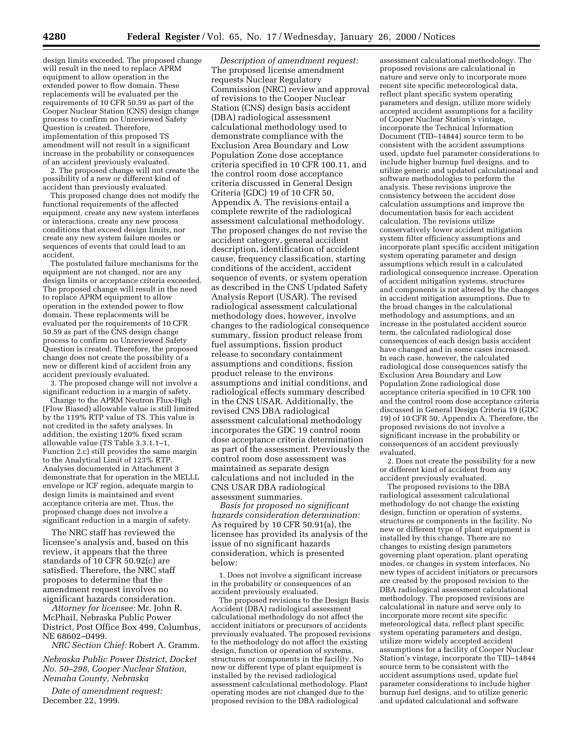design limits exceeded. The proposed change will result in the need to replace APRM equipment to allow operation in the extended power to flow domain. These replacements will be evaluated per the requirements of 10 CFR 50.59 as part of the Cooper Nuclear Station (CNS) design change process to confirm no Unreviewed Safety Question is created. Therefore, implementation of this proposed TS amendment will not result in a significant increase in the probability or consequences of an accident previously evaluated.

2. The proposed change will not create the possibility of a new or different kind of accident than previously evaluated.

This proposed change does not modify the functional requirements of the affected equipment, create any new system interfaces or interactions, create any new process conditions that exceed design limits, nor create any new system failure modes or sequences of events that could lead to an accident.

The postulated failure mechanisms for the equipment are not changed, nor are any design limits or acceptance criteria exceeded. The proposed change will result in the need to replace APRM equipment to allow operation in the extended power to flow domain. These replacements will be evaluated per the requirements of 10 CFR 50.59 as part of the CNS design change process to confirm no Unreviewed Safety Question is created. Therefore, the proposed change does not create the possibility of a new or different kind of accident from any accident previously evaluated.

3. The proposed change will not involve a significant reduction in a margin of safety.

Change to the APRM Neutron Flux-High (Flow Biased) allowable value is still limited by the 119% RTP value of TS. This value is not credited in the safety analyses. In addition, the existing 120% fixed scram allowable value (TS Table 3.3.1.1–1, Function 2.c) still provides the same margin to the Analytical Limit of 123% RTP. Analyses documented in Attachment 3 demonstrate that for operation in the MELLL envelope or ICF region, adequate margin to design limits is maintained and event acceptance criteria are met. Thus, the proposed change does not involve a significant reduction in a margin of safety.

The NRC staff has reviewed the licensee's analysis and, based on this review, it appears that the three standards of 10 CFR 50.92(c) are satisfied. Therefore, the NRC staff proposes to determine that the amendment request involves no significant hazards consideration.

*Attorney for licensee:* Mr. John R. McPhail, Nebraska Public Power District, Post Office Box 499, Columbus, NE 68602–0499.

*NRC Section Chief:* Robert A. Gramm.

*Nebraska Public Power District, Docket No. 50–298, Cooper Nuclear Station, Nemaha County, Nebraska*

*Date of amendment request:* December 22, 1999.

*Description of amendment request:* The proposed license amendment requests Nuclear Regulatory Commission (NRC) review and approval of revisions to the Cooper Nuclear Station (CNS) design basis accident (DBA) radiological assessment calculational methodology used to demonstrate compliance with the Exclusion Area Boundary and Low Population Zone dose acceptance criteria specified in 10 CFR 100.11, and the control room dose acceptance criteria discussed in General Design Criteria (GDC) 19 of 10 CFR 50, Appendix A. The revisions entail a complete rewrite of the radiological assessment calculational methodology. The proposed changes do not revise the accident category, general accident description, identification of accident cause, frequency classification, starting conditions of the accident, accident sequence of events, or system operation as described in the CNS Updated Safety Analysis Report (USAR). The revised radiological assessment calculational methodology does, however, involve changes to the radiological consequence summary, fission product release from fuel assumptions, fission product release to secondary containment assumptions and conditions, fission product release to the environs assumptions and initial conditions, and radiological effects summary described in the CNS USAR. Additionally, the revised CNS DBA radiological assessment calculational methodology incorporates the GDC 19 control room dose acceptance criteria determination as part of the assessment. Previously the control room dose assessment was maintained as separate design calculations and not included in the CNS USAR DBA radiological assessment summaries.

*Basis for proposed no significant hazards consideration determination:* As required by 10 CFR 50.91(a), the licensee has provided its analysis of the issue of no significant hazards consideration, which is presented below:

1. Does not involve a significant increase in the probability or consequences of an accident previously evaluated.

The proposed revisions to the Design Basis Accident (DBA) radiological assessment calculational methodology do not affect the accident initiators or precursors of accidents previously evaluated. The proposed revisions to the methodology do not affect the existing design, function or operation of systems, structures or components in the facility. No new or different type of plant equipment is installed by the revised radiological assessment calculational methodology. Plant operating modes are not changed due to the proposed revision to the DBA radiological assessment calculational methodology. The proposed revisions are calculational in nature and serve only to incorporate more recent site specific meteorological data, reflect plant specific system operating parameters and design, utilize more widely accepted accident assumptions for a facility of Cooper Nuclear Station's vintage, incorporate the Technical Information Document (TID–14844) source term to be consistent with the accident assumptions used, update fuel parameter considerations to include higher burnup fuel designs, and to utilize generic and updated calculational and software methodologies to perform the analysis. These revisions improve the consistency between the accident dose calculation assumptions and improve the documentation basis for each accident calculation. The revisions utilize conservatively lower accident mitigation system filter efficiency assumptions and incorporate plant specific accident mitigation system operating parameter and design assumptions which result in a calculated radiological consequence increase. Operation of accident mitigation systems, structures and components is not altered by the changes in accident mitigation assumptions. Due to the broad changes in the calculational methodology and assumptions, and an increase in the postulated accident source term, the calculated radiological dose consequences of each design basis accident have changed and in some cases increased. In each case, however, the calculated radiological dose consequences satisfy the Exclusion Area Boundary and Low Population Zone radiological dose acceptance criteria specified in 10 CFR 100 and the control room dose acceptance criteria discussed in General Design Criteria 19 (GDC 19) of 10 CFR 50, Appendix A. Therefore, the proposed revisions do not involve a significant increase in the probability or consequences of an accident previously evaluated.

2. Does not create the possibility for a new or different kind of accident from any accident previously evaluated.

The proposed revisions to the DBA radiological assessment calculational methodology do not change the existing design, function or operation of systems, structures or components in the facility. No new or different type of plant equipment is installed by this change. There are no changes to existing design parameters governing plant operation, plant operating modes, or changes in system interfaces. No new types of accident initiators or precursors are created by the proposed revision to the DBA radiological assessment calculational methodology. The proposed revisions are calculational in nature and serve only to incorporate more recent site specific meteorological data, reflect plant specific system operating parameters and design, utilize more widely accepted accident assumptions for a facility of Cooper Nuclear Station's vintage, incorporate the TID–14844 source term to be consistent with the accident assumptions used, update fuel parameter considerations to include higher burnup fuel designs, and to utilize generic and updated calculational and software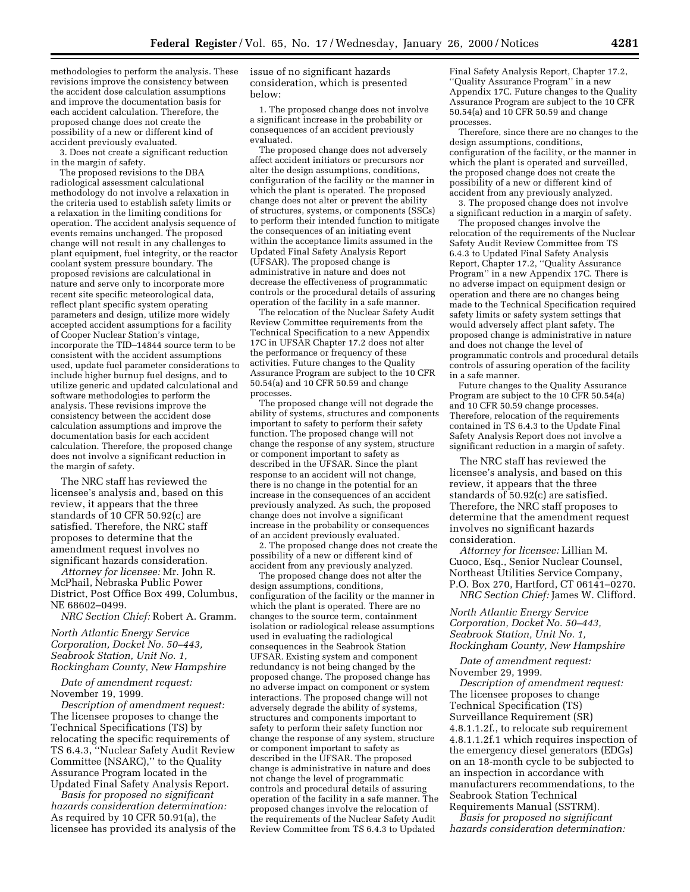methodologies to perform the analysis. These revisions improve the consistency between the accident dose calculation assumptions and improve the documentation basis for each accident calculation. Therefore, the proposed change does not create the possibility of a new or different kind of accident previously evaluated.

3. Does not create a significant reduction in the margin of safety.

The proposed revisions to the DBA radiological assessment calculational methodology do not involve a relaxation in the criteria used to establish safety limits or a relaxation in the limiting conditions for operation. The accident analysis sequence of events remains unchanged. The proposed change will not result in any challenges to plant equipment, fuel integrity, or the reactor coolant system pressure boundary. The proposed revisions are calculational in nature and serve only to incorporate more recent site specific meteorological data, reflect plant specific system operating parameters and design, utilize more widely accepted accident assumptions for a facility of Cooper Nuclear Station's vintage, incorporate the TID–14844 source term to be consistent with the accident assumptions used, update fuel parameter considerations to include higher burnup fuel designs, and to utilize generic and updated calculational and software methodologies to perform the analysis. These revisions improve the consistency between the accident dose calculation assumptions and improve the documentation basis for each accident calculation. Therefore, the proposed change does not involve a significant reduction in the margin of safety.

The NRC staff has reviewed the licensee's analysis and, based on this review, it appears that the three standards of 10 CFR 50.92(c) are satisfied. Therefore, the NRC staff proposes to determine that the amendment request involves no significant hazards consideration.

*Attorney for licensee:* Mr. John R. McPhail, Nebraska Public Power District, Post Office Box 499, Columbus, NE 68602–0499.

*NRC Section Chief:* Robert A. Gramm.

*North Atlantic Energy Service Corporation, Docket No. 50–443, Seabrook Station, Unit No. 1, Rockingham County, New Hampshire*

*Date of amendment request:* November 19, 1999.

*Description of amendment request:* The licensee proposes to change the Technical Specifications (TS) by relocating the specific requirements of TS 6.4.3, ''Nuclear Safety Audit Review Committee (NSARC),'' to the Quality Assurance Program located in the Updated Final Safety Analysis Report.

*Basis for proposed no significant hazards consideration determination:* As required by 10 CFR 50.91(a), the licensee has provided its analysis of the issue of no significant hazards consideration, which is presented below:

1. The proposed change does not involve a significant increase in the probability or consequences of an accident previously evaluated.

The proposed change does not adversely affect accident initiators or precursors nor alter the design assumptions, conditions, configuration of the facility or the manner in which the plant is operated. The proposed change does not alter or prevent the ability of structures, systems, or components (SSCs) to perform their intended function to mitigate the consequences of an initiating event within the acceptance limits assumed in the Updated Final Safety Analysis Report (UFSAR). The proposed change is administrative in nature and does not decrease the effectiveness of programmatic controls or the procedural details of assuring operation of the facility in a safe manner.

The relocation of the Nuclear Safety Audit Review Committee requirements from the Technical Specification to a new Appendix 17C in UFSAR Chapter 17.2 does not alter the performance or frequency of these activities. Future changes to the Quality Assurance Program are subject to the 10 CFR 50.54(a) and 10 CFR 50.59 and change processes.

The proposed change will not degrade the ability of systems, structures and components important to safety to perform their safety function. The proposed change will not change the response of any system, structure or component important to safety as described in the UFSAR. Since the plant response to an accident will not change, there is no change in the potential for an increase in the consequences of an accident previously analyzed. As such, the proposed change does not involve a significant increase in the probability or consequences of an accident previously evaluated.

2. The proposed change does not create the possibility of a new or different kind of accident from any previously analyzed.

The proposed change does not alter the design assumptions, conditions, configuration of the facility or the manner in which the plant is operated. There are no changes to the source term, containment isolation or radiological release assumptions used in evaluating the radiological consequences in the Seabrook Station UFSAR. Existing system and component redundancy is not being changed by the proposed change. The proposed change has no adverse impact on component or system interactions. The proposed change will not adversely degrade the ability of systems, structures and components important to safety to perform their safety function nor change the response of any system, structure or component important to safety as described in the UFSAR. The proposed change is administrative in nature and does not change the level of programmatic controls and procedural details of assuring operation of the facility in a safe manner. The proposed changes involve the relocation of the requirements of the Nuclear Safety Audit Review Committee from TS 6.4.3 to Updated Final Safety Analysis Report, Chapter 17.2, ''Quality Assurance Program'' in a new Appendix 17C. Future changes to the Quality Assurance Program are subject to the 10 CFR 50.54(a) and 10 CFR 50.59 and change processes.

Therefore, since there are no changes to the design assumptions, conditions, configuration of the facility, or the manner in which the plant is operated and surveilled, the proposed change does not create the possibility of a new or different kind of accident from any previously analyzed.

3. The proposed change does not involve a significant reduction in a margin of safety.

The proposed changes involve the relocation of the requirements of the Nuclear Safety Audit Review Committee from TS 6.4.3 to Updated Final Safety Analysis Report, Chapter 17.2, ''Quality Assurance Program'' in a new Appendix 17C. There is no adverse impact on equipment design or operation and there are no changes being made to the Technical Specification required safety limits or safety system settings that would adversely affect plant safety. The proposed change is administrative in nature and does not change the level of programmatic controls and procedural details controls of assuring operation of the facility in a safe manner.

Future changes to the Quality Assurance Program are subject to the 10 CFR 50.54(a) and 10 CFR 50.59 change processes. Therefore, relocation of the requirements contained in TS 6.4.3 to the Update Final Safety Analysis Report does not involve a significant reduction in a margin of safety.

The NRC staff has reviewed the licensee's analysis, and based on this review, it appears that the three standards of 50.92(c) are satisfied. Therefore, the NRC staff proposes to determine that the amendment request involves no significant hazards consideration.

*Attorney for licensee:* Lillian M. Cuoco, Esq., Senior Nuclear Counsel, Northeast Utilities Service Company, P.O. Box 270, Hartford, CT 06141–0270.

*NRC Section Chief:* James W. Clifford.

*North Atlantic Energy Service Corporation, Docket No. 50–443, Seabrook Station, Unit No. 1, Rockingham County, New Hampshire*

*Date of amendment request:* November 29, 1999.

*Description of amendment request:* The licensee proposes to change Technical Specification (TS) Surveillance Requirement (SR) 4.8.1.1.2f., to relocate sub requirement 4.8.1.1.2f.1 which requires inspection of the emergency diesel generators (EDGs) on an 18-month cycle to be subjected to an inspection in accordance with manufacturers recommendations, to the Seabrook Station Technical Requirements Manual (SSTRM).

*Basis for proposed no significant hazards consideration determination:*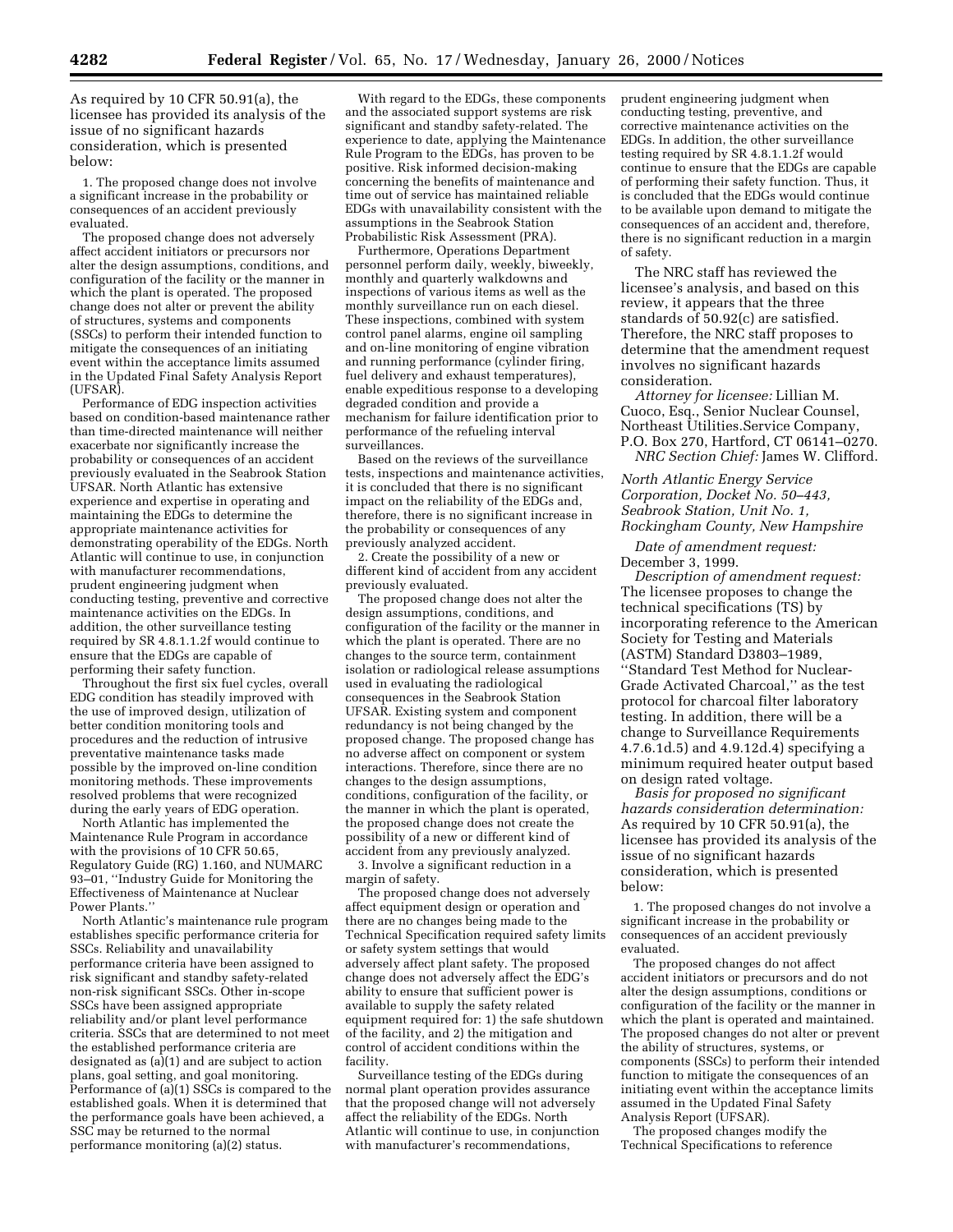As required by 10 CFR 50.91(a), the licensee has provided its analysis of the issue of no significant hazards consideration, which is presented below:

1. The proposed change does not involve a significant increase in the probability or consequences of an accident previously evaluated.

The proposed change does not adversely affect accident initiators or precursors nor alter the design assumptions, conditions, and configuration of the facility or the manner in which the plant is operated. The proposed change does not alter or prevent the ability of structures, systems and components (SSCs) to perform their intended function to mitigate the consequences of an initiating event within the acceptance limits assumed in the Updated Final Safety Analysis Report (UFSAR).

Performance of EDG inspection activities based on condition-based maintenance rather than time-directed maintenance will neither exacerbate nor significantly increase the probability or consequences of an accident previously evaluated in the Seabrook Station UFSAR. North Atlantic has extensive experience and expertise in operating and maintaining the EDGs to determine the appropriate maintenance activities for demonstrating operability of the EDGs. North Atlantic will continue to use, in conjunction with manufacturer recommendations, prudent engineering judgment when conducting testing, preventive and corrective maintenance activities on the EDGs. In addition, the other surveillance testing required by SR 4.8.1.1.2f would continue to ensure that the EDGs are capable of performing their safety function.

Throughout the first six fuel cycles, overall EDG condition has steadily improved with the use of improved design, utilization of better condition monitoring tools and procedures and the reduction of intrusive preventative maintenance tasks made possible by the improved on-line condition monitoring methods. These improvements resolved problems that were recognized during the early years of EDG operation.

North Atlantic has implemented the Maintenance Rule Program in accordance with the provisions of 10 CFR 50.65, Regulatory Guide (RG) 1.160, and NUMARC 93–01, ''Industry Guide for Monitoring the Effectiveness of Maintenance at Nuclear Power Plants.''

North Atlantic's maintenance rule program establishes specific performance criteria for SSCs. Reliability and unavailability performance criteria have been assigned to risk significant and standby safety-related non-risk significant SSCs. Other in-scope SSCs have been assigned appropriate reliability and/or plant level performance criteria. SSCs that are determined to not meet the established performance criteria are designated as (a)(1) and are subject to action plans, goal setting, and goal monitoring. Performance of (a)(1) SSCs is compared to the established goals. When it is determined that the performance goals have been achieved, a SSC may be returned to the normal performance monitoring (a)(2) status.

With regard to the EDGs, these components and the associated support systems are risk significant and standby safety-related. The experience to date, applying the Maintenance Rule Program to the EDGs, has proven to be positive. Risk informed decision-making concerning the benefits of maintenance and time out of service has maintained reliable EDGs with unavailability consistent with the assumptions in the Seabrook Station Probabilistic Risk Assessment (PRA).

Furthermore, Operations Department personnel perform daily, weekly, biweekly, monthly and quarterly walkdowns and inspections of various items as well as the monthly surveillance run on each diesel. These inspections, combined with system control panel alarms, engine oil sampling and on-line monitoring of engine vibration and running performance (cylinder firing, fuel delivery and exhaust temperatures), enable expeditious response to a developing degraded condition and provide a mechanism for failure identification prior to performance of the refueling interval surveillances.

Based on the reviews of the surveillance tests, inspections and maintenance activities, it is concluded that there is no significant impact on the reliability of the EDGs and, therefore, there is no significant increase in the probability or consequences of any previously analyzed accident.

2. Create the possibility of a new or different kind of accident from any accident previously evaluated.

The proposed change does not alter the design assumptions, conditions, and configuration of the facility or the manner in which the plant is operated. There are no changes to the source term, containment isolation or radiological release assumptions used in evaluating the radiological consequences in the Seabrook Station UFSAR. Existing system and component redundancy is not being changed by the proposed change. The proposed change has no adverse affect on component or system interactions. Therefore, since there are no changes to the design assumptions, conditions, configuration of the facility, or the manner in which the plant is operated, the proposed change does not create the possibility of a new or different kind of accident from any previously analyzed.

3. Involve a significant reduction in a margin of safety.

The proposed change does not adversely affect equipment design or operation and there are no changes being made to the Technical Specification required safety limits or safety system settings that would adversely affect plant safety. The proposed change does not adversely affect the EDG's ability to ensure that sufficient power is available to supply the safety related equipment required for: 1) the safe shutdown of the facility, and 2) the mitigation and control of accident conditions within the facility.

Surveillance testing of the EDGs during normal plant operation provides assurance that the proposed change will not adversely affect the reliability of the EDGs. North Atlantic will continue to use, in conjunction with manufacturer's recommendations, prudent engineering judgment when conducting testing, preventive, and corrective maintenance activities on the EDGs. In addition, the other surveillance testing required by SR 4.8.1.1.2f would continue to ensure that the EDGs are capable of performing their safety function. Thus, it is concluded that the EDGs would continue to be available upon demand to mitigate the consequences of an accident and, therefore, there is no significant reduction in a margin of safety.

The NRC staff has reviewed the licensee's analysis, and based on this review, it appears that the three standards of 50.92(c) are satisfied. Therefore, the NRC staff proposes to determine that the amendment request involves no significant hazards consideration.

*Attorney for licensee:* Lillian M. Cuoco, Esq., Senior Nuclear Counsel, Northeast Utilities.Service Company, P.O. Box 270, Hartford, CT 06141–0270.

*NRC Section Chief:* James W. Clifford.

*North Atlantic Energy Service Corporation, Docket No. 50–443, Seabrook Station, Unit No. 1, Rockingham County, New Hampshire*

*Date of amendment request:* December 3, 1999.

*Description of amendment request:* The licensee proposes to change the technical specifications (TS) by incorporating reference to the American Society for Testing and Materials (ASTM) Standard D3803–1989, ''Standard Test Method for Nuclear-Grade Activated Charcoal,'' as the test protocol for charcoal filter laboratory testing. In addition, there will be a change to Surveillance Requirements 4.7.6.1d.5) and 4.9.12d.4) specifying a minimum required heater output based on design rated voltage.

*Basis for proposed no significant hazards consideration determination:* As required by 10 CFR 50.91(a), the licensee has provided its analysis of the issue of no significant hazards consideration, which is presented below:

1. The proposed changes do not involve a significant increase in the probability or consequences of an accident previously evaluated.

The proposed changes do not affect accident initiators or precursors and do not alter the design assumptions, conditions or configuration of the facility or the manner in which the plant is operated and maintained. The proposed changes do not alter or prevent the ability of structures, systems, or components (SSCs) to perform their intended function to mitigate the consequences of an initiating event within the acceptance limits assumed in the Updated Final Safety Analysis Report (UFSAR).

The proposed changes modify the Technical Specifications to reference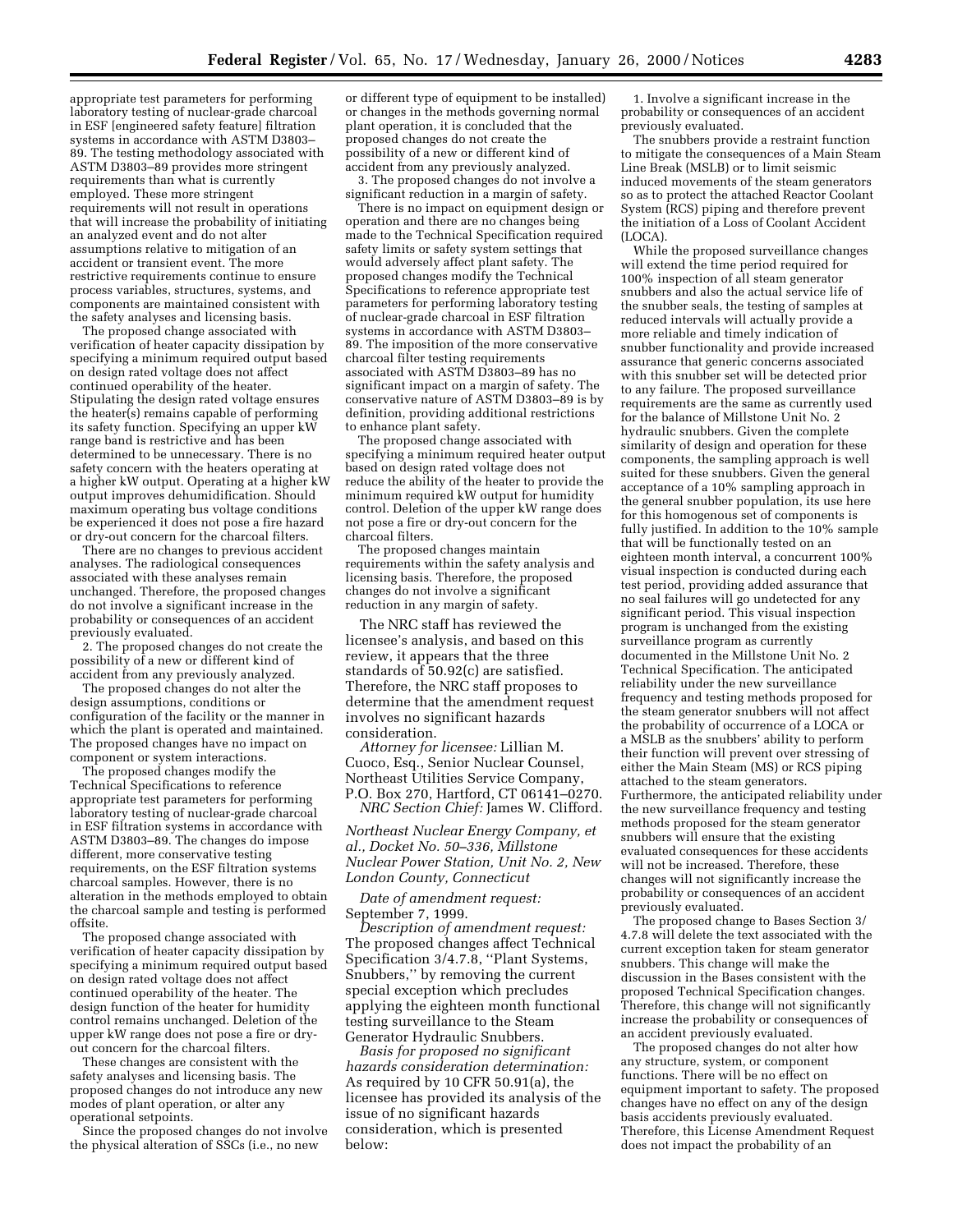appropriate test parameters for performing laboratory testing of nuclear-grade charcoal in ESF [engineered safety feature] filtration systems in accordance with ASTM D3803–89. The testing methodology associated with ASTM D3803–89 provides more stringent requirements than what is currently employed. These more stringent requirements will not result in operations that will increase the probability of initiating an analyzed event and do not alter assumptions relative to mitigation of an accident or transient event. The more restrictive requirements continue to ensure process variables, structures, systems, and components are maintained consistent with the safety analyses and licensing basis.

The proposed change associated with verification of heater capacity dissipation by specifying a minimum required output based on design rated voltage does not affect continued operability of the heater. Stipulating the design rated voltage ensures the heater(s) remains capable of performing its safety function. Specifying an upper kW range band is restrictive and has been determined to be unnecessary. There is no safety concern with the heaters operating at a higher kW output. Operating at a higher kW output improves dehumidification. Should maximum operating bus voltage conditions be experienced it does not pose a fire hazard or dry-out concern for the charcoal filters.

There are no changes to previous accident analyses. The radiological consequences associated with these analyses remain unchanged. Therefore, the proposed changes do not involve a significant increase in the probability or consequences of an accident previously evaluated.

2. The proposed changes do not create the possibility of a new or different kind of accident from any previously analyzed.

The proposed changes do not alter the design assumptions, conditions or configuration of the facility or the manner in which the plant is operated and maintained. The proposed changes have no impact on component or system interactions.

The proposed changes modify the Technical Specifications to reference appropriate test parameters for performing laboratory testing of nuclear-grade charcoal in ESF filtration systems in accordance with ASTM D3803–89. The changes do impose different, more conservative testing requirements, on the ESF filtration systems charcoal samples. However, there is no alteration in the methods employed to obtain the charcoal sample and testing is performed offsite.

The proposed change associated with verification of heater capacity dissipation by specifying a minimum required output based on design rated voltage does not affect continued operability of the heater. The design function of the heater for humidity control remains unchanged. Deletion of the upper kW range does not pose a fire or dry-out concern for the charcoal filters.

These changes are consistent with the safety analyses and licensing basis. The proposed changes do not introduce any new modes of plant operation, or alter any operational setpoints.

Since the proposed changes do not involve the physical alteration of SSCs (i.e., no new or different type of equipment to be installed) or changes in the methods governing normal plant operation, it is concluded that the proposed changes do not create the possibility of a new or different kind of accident from any previously analyzed.

3. The proposed changes do not involve a significant reduction in a margin of safety.

There is no impact on equipment design or operation and there are no changes being made to the Technical Specification required safety limits or safety system settings that would adversely affect plant safety. The proposed changes modify the Technical Specifications to reference appropriate test parameters for performing laboratory testing of nuclear-grade charcoal in ESF filtration systems in accordance with ASTM D3803–89. The imposition of the more conservative charcoal filter testing requirements associated with ASTM D3803–89 has no significant impact on a margin of safety. The conservative nature of ASTM D3803–89 is by definition, providing additional restrictions to enhance plant safety.

The proposed change associated with specifying a minimum required heater output based on design rated voltage does not reduce the ability of the heater to provide the minimum required kW output for humidity control. Deletion of the upper kW range does not pose a fire or dry-out concern for the charcoal filters.

The proposed changes maintain requirements within the safety analysis and licensing basis. Therefore, the proposed changes do not involve a significant reduction in any margin of safety.

The NRC staff has reviewed the licensee's analysis, and based on this review, it appears that the three standards of 50.92(c) are satisfied. Therefore, the NRC staff proposes to determine that the amendment request involves no significant hazards consideration.

*Attorney for licensee:* Lillian M. Cuoco, Esq., Senior Nuclear Counsel, Northeast Utilities Service Company, P.O. Box 270, Hartford, CT 06141–0270.

*NRC Section Chief:* James W. Clifford.

*Northeast Nuclear Energy Company, et al., Docket No. 50–336, Millstone Nuclear Power Station, Unit No. 2, New London County, Connecticut*

*Date of amendment request:* September 7, 1999.

*Description of amendment request:* The proposed changes affect Technical Specification 3/4.7.8, ''Plant Systems, Snubbers,'' by removing the current special exception which precludes applying the eighteen month functional testing surveillance to the Steam Generator Hydraulic Snubbers.

*Basis for proposed no significant hazards consideration determination:* As required by 10 CFR 50.91(a), the licensee has provided its analysis of the issue of no significant hazards consideration, which is presented below:

1. Involve a significant increase in the probability or consequences of an accident previously evaluated.

The snubbers provide a restraint function to mitigate the consequences of a Main Steam Line Break (MSLB) or to limit seismic induced movements of the steam generators so as to protect the attached Reactor Coolant System (RCS) piping and therefore prevent the initiation of a Loss of Coolant Accident (LOCA).

While the proposed surveillance changes will extend the time period required for 100% inspection of all steam generator snubbers and also the actual service life of the snubber seals, the testing of samples at reduced intervals will actually provide a more reliable and timely indication of snubber functionality and provide increased assurance that generic concerns associated with this snubber set will be detected prior to any failure. The proposed surveillance requirements are the same as currently used for the balance of Millstone Unit No. 2 hydraulic snubbers. Given the complete similarity of design and operation for these components, the sampling approach is well suited for these snubbers. Given the general acceptance of a 10% sampling approach in the general snubber population, its use here for this homogenous set of components is fully justified. In addition to the 10% sample that will be functionally tested on an eighteen month interval, a concurrent 100% visual inspection is conducted during each test period, providing added assurance that no seal failures will go undetected for any significant period. This visual inspection program is unchanged from the existing surveillance program as currently documented in the Millstone Unit No. 2 Technical Specification. The anticipated reliability under the new surveillance frequency and testing methods proposed for the steam generator snubbers will not affect the probability of occurrence of a LOCA or a MSLB as the snubbers' ability to perform their function will prevent over stressing of either the Main Steam (MS) or RCS piping attached to the steam generators. Furthermore, the anticipated reliability under the new surveillance frequency and testing methods proposed for the steam generator snubbers will ensure that the existing evaluated consequences for these accidents will not be increased. Therefore, these changes will not significantly increase the probability or consequences of an accident previously evaluated.

The proposed change to Bases Section 3/4.7.8 will delete the text associated with the current exception taken for steam generator snubbers. This change will make the discussion in the Bases consistent with the proposed Technical Specification changes. Therefore, this change will not significantly increase the probability or consequences of an accident previously evaluated.

The proposed changes do not alter how any structure, system, or component functions. There will be no effect on equipment important to safety. The proposed changes have no effect on any of the design basis accidents previously evaluated. Therefore, this License Amendment Request does not impact the probability of an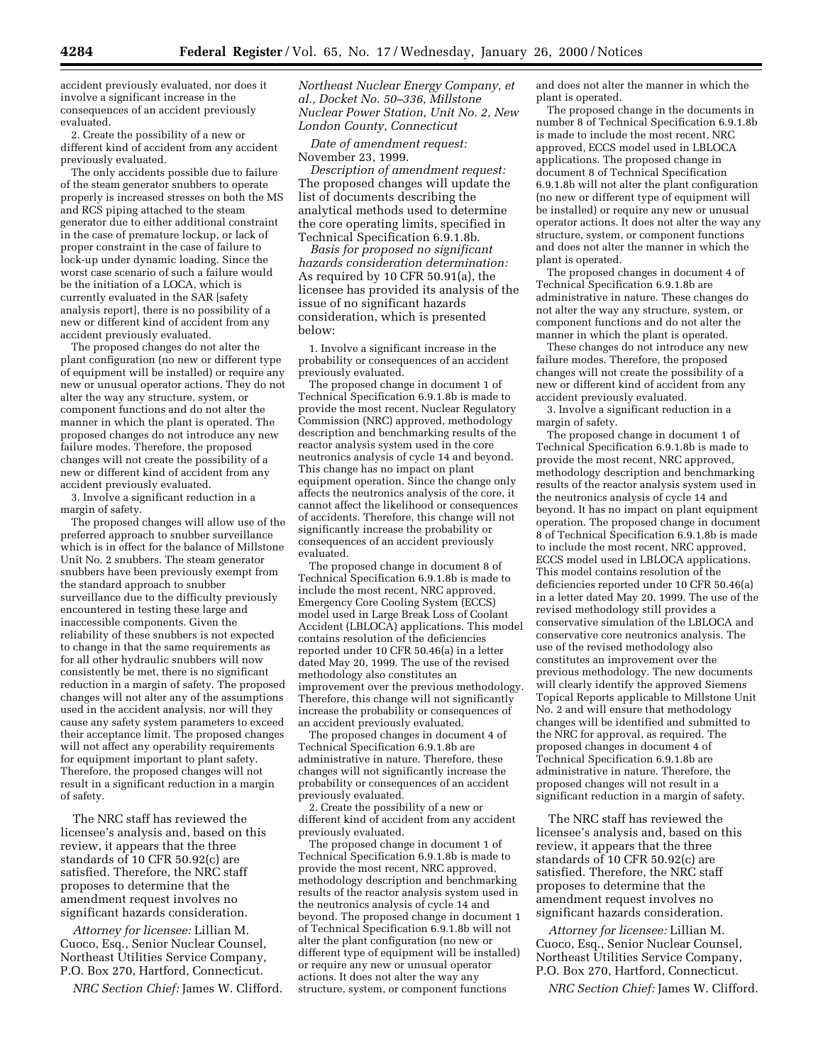accident previously evaluated, nor does it involve a significant increase in the consequences of an accident previously evaluated.

2. Create the possibility of a new or different kind of accident from any accident previously evaluated.

The only accidents possible due to failure of the steam generator snubbers to operate properly is increased stresses on both the MS and RCS piping attached to the steam generator due to either additional constraint in the case of premature lockup, or lack of proper constraint in the case of failure to lock-up under dynamic loading. Since the worst case scenario of such a failure would be the initiation of a LOCA, which is currently evaluated in the SAR [safety analysis report], there is no possibility of a new or different kind of accident from any accident previously evaluated.

The proposed changes do not alter the plant configuration (no new or different type of equipment will be installed) or require any new or unusual operator actions. They do not alter the way any structure, system, or component functions and do not alter the manner in which the plant is operated. The proposed changes do not introduce any new failure modes. Therefore, the proposed changes will not create the possibility of a new or different kind of accident from any accident previously evaluated.

3. Involve a significant reduction in a margin of safety.

The proposed changes will allow use of the preferred approach to snubber surveillance which is in effect for the balance of Millstone Unit No. 2 snubbers. The steam generator snubbers have been previously exempt from the standard approach to snubber surveillance due to the difficulty previously encountered in testing these large and inaccessible components. Given the reliability of these snubbers is not expected to change in that the same requirements as for all other hydraulic snubbers will now consistently be met, there is no significant reduction in a margin of safety. The proposed changes will not alter any of the assumptions used in the accident analysis, nor will they cause any safety system parameters to exceed their acceptance limit. The proposed changes will not affect any operability requirements for equipment important to plant safety. Therefore, the proposed changes will not result in a significant reduction in a margin of safety.

The NRC staff has reviewed the licensee's analysis and, based on this review, it appears that the three standards of 10 CFR 50.92(c) are satisfied. Therefore, the NRC staff proposes to determine that the amendment request involves no significant hazards consideration.

*Attorney for licensee:* Lillian M. Cuoco, Esq., Senior Nuclear Counsel, Northeast Utilities Service Company, P.O. Box 270, Hartford, Connecticut.

*NRC Section Chief:* James W. Clifford.

*Northeast Nuclear Energy Company, et al., Docket No. 50–336, Millstone Nuclear Power Station, Unit No. 2, New London County, Connecticut*

*Date of amendment request:* November 23, 1999.

*Description of amendment request:* The proposed changes will update the list of documents describing the analytical methods used to determine the core operating limits, specified in Technical Specification 6.9.1.8b.

*Basis for proposed no significant hazards consideration determination:* As required by 10 CFR 50.91(a), the licensee has provided its analysis of the issue of no significant hazards consideration, which is presented below:

1. Involve a significant increase in the probability or consequences of an accident previously evaluated.

The proposed change in document 1 of Technical Specification 6.9.1.8b is made to provide the most recent, Nuclear Regulatory Commission (NRC) approved, methodology description and benchmarking results of the reactor analysis system used in the core neutronics analysis of cycle 14 and beyond. This change has no impact on plant equipment operation. Since the change only affects the neutronics analysis of the core, it cannot affect the likelihood or consequences of accidents. Therefore, this change will not significantly increase the probability or consequences of an accident previously evaluated.

The proposed change in document 8 of Technical Specification 6.9.1.8b is made to include the most recent, NRC approved, Emergency Core Cooling System (ECCS) model used in Large Break Loss of Coolant Accident (LBLOCA) applications. This model contains resolution of the deficiencies reported under 10 CFR 50.46(a) in a letter dated May 20, 1999. The use of the revised methodology also constitutes an improvement over the previous methodology. Therefore, this change will not significantly increase the probability or consequences of an accident previously evaluated.

The proposed changes in document 4 of Technical Specification 6.9.1.8b are administrative in nature. Therefore, these changes will not significantly increase the probability or consequences of an accident previously evaluated.

2. Create the possibility of a new or different kind of accident from any accident previously evaluated.

The proposed change in document 1 of Technical Specification 6.9.1.8b is made to provide the most recent, NRC approved, methodology description and benchmarking results of the reactor analysis system used in the neutronics analysis of cycle 14 and beyond. The proposed change in document 1 of Technical Specification 6.9.1.8b will not alter the plant configuration (no new or different type of equipment will be installed) or require any new or unusual operator actions. It does not alter the way any structure, system, or component functions and does not alter the manner in which the plant is operated.

The proposed change in the documents in number 8 of Technical Specification 6.9.1.8b is made to include the most recent, NRC approved, ECCS model used in LBLOCA applications. The proposed change in document 8 of Technical Specification 6.9.1.8b will not alter the plant configuration (no new or different type of equipment will be installed) or require any new or unusual operator actions. It does not alter the way any structure, system, or component functions and does not alter the manner in which the plant is operated.

The proposed changes in document 4 of Technical Specification 6.9.1.8b are administrative in nature. These changes do not alter the way any structure, system, or component functions and do not alter the manner in which the plant is operated.

These changes do not introduce any new failure modes. Therefore, the proposed changes will not create the possibility of a new or different kind of accident from any accident previously evaluated.

3. Involve a significant reduction in a margin of safety.

The proposed change in document 1 of Technical Specification 6.9.1.8b is made to provide the most recent, NRC approved, methodology description and benchmarking results of the reactor analysis system used in the neutronics analysis of cycle 14 and beyond. It has no impact on plant equipment operation. The proposed change in document 8 of Technical Specification 6.9.1.8b is made to include the most recent, NRC approved, ECCS model used in LBLOCA applications. This model contains resolution of the deficiencies reported under 10 CFR 50.46(a) in a letter dated May 20, 1999. The use of the revised methodology still provides a conservative simulation of the LBLOCA and conservative core neutronics analysis. The use of the revised methodology also constitutes an improvement over the previous methodology. The new documents will clearly identify the approved Siemens Topical Reports applicable to Millstone Unit No. 2 and will ensure that methodology changes will be identified and submitted to the NRC for approval, as required. The proposed changes in document 4 of Technical Specification 6.9.1.8b are administrative in nature. Therefore, the proposed changes will not result in a significant reduction in a margin of safety.

The NRC staff has reviewed the licensee's analysis and, based on this review, it appears that the three standards of 10 CFR 50.92(c) are satisfied. Therefore, the NRC staff proposes to determine that the amendment request involves no significant hazards consideration.

*Attorney for licensee:* Lillian M. Cuoco, Esq., Senior Nuclear Counsel, Northeast Utilities Service Company, P.O. Box 270, Hartford, Connecticut.

*NRC Section Chief:* James W. Clifford.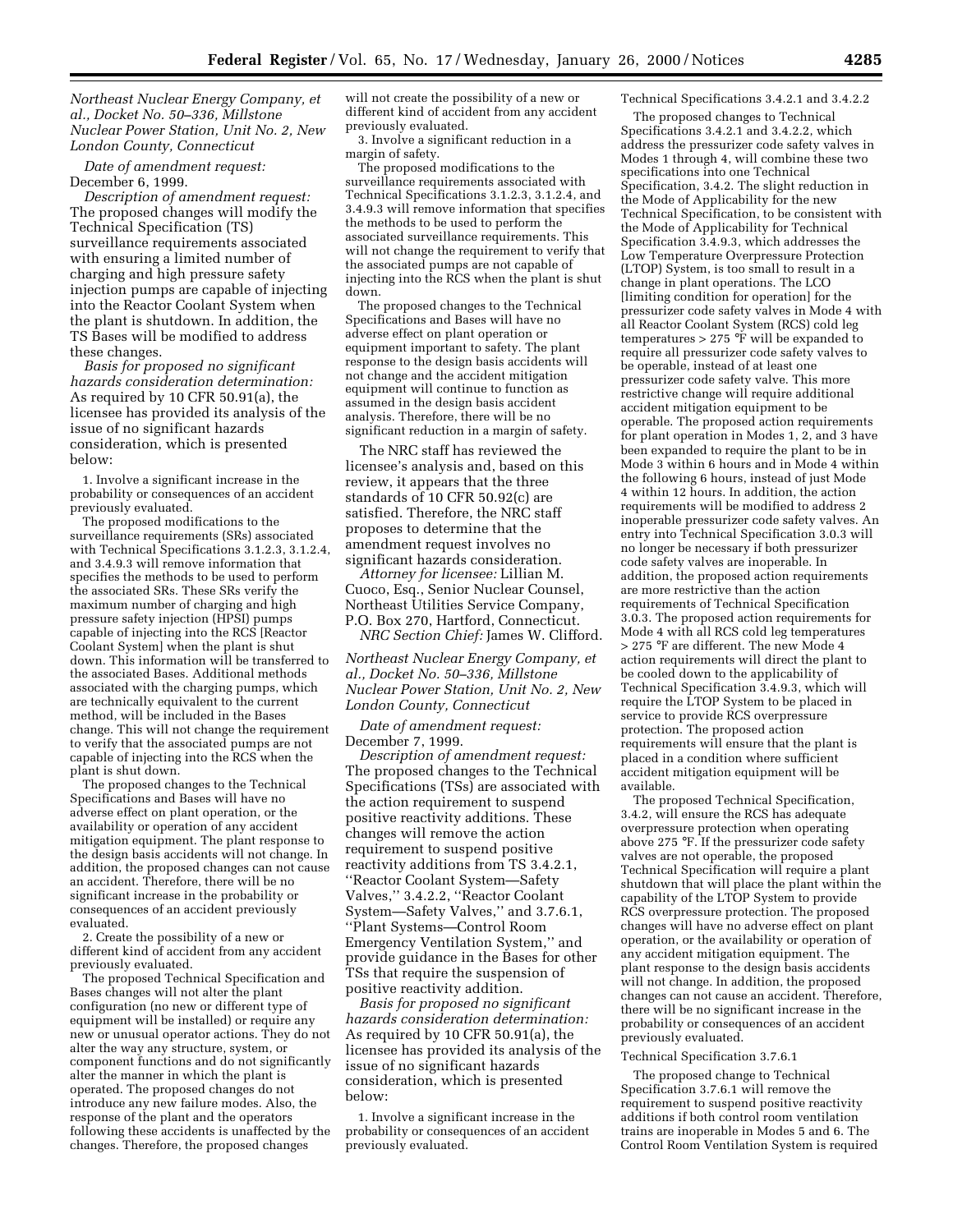*Northeast Nuclear Energy Company, et al., Docket No. 50–336, Millstone Nuclear Power Station, Unit No. 2, New London County, Connecticut*

*Date of amendment request:* December 6, 1999.

*Description of amendment request:* The proposed changes will modify the Technical Specification (TS) surveillance requirements associated with ensuring a limited number of charging and high pressure safety injection pumps are capable of injecting into the Reactor Coolant System when the plant is shutdown. In addition, the TS Bases will be modified to address these changes.

*Basis for proposed no significant hazards consideration determination:* As required by 10 CFR 50.91(a), the licensee has provided its analysis of the issue of no significant hazards consideration, which is presented below:

1. Involve a significant increase in the probability or consequences of an accident previously evaluated.

The proposed modifications to the surveillance requirements (SRs) associated with Technical Specifications 3.1.2.3, 3.1.2.4, and 3.4.9.3 will remove information that specifies the methods to be used to perform the associated SRs. These SRs verify the maximum number of charging and high pressure safety injection (HPSI) pumps capable of injecting into the RCS [Reactor Coolant System] when the plant is shut down. This information will be transferred to the associated Bases. Additional methods associated with the charging pumps, which are technically equivalent to the current method, will be included in the Bases change. This will not change the requirement to verify that the associated pumps are not capable of injecting into the RCS when the plant is shut down.

The proposed changes to the Technical Specifications and Bases will have no adverse effect on plant operation, or the availability or operation of any accident mitigation equipment. The plant response to the design basis accidents will not change. In addition, the proposed changes can not cause an accident. Therefore, there will be no significant increase in the probability or consequences of an accident previously evaluated.

2. Create the possibility of a new or different kind of accident from any accident previously evaluated.

The proposed Technical Specification and Bases changes will not alter the plant configuration (no new or different type of equipment will be installed) or require any new or unusual operator actions. They do not alter the way any structure, system, or component functions and do not significantly alter the manner in which the plant is operated. The proposed changes do not introduce any new failure modes. Also, the response of the plant and the operators following these accidents is unaffected by the changes. Therefore, the proposed changes will not create the possibility of a new or different kind of accident from any accident previously evaluated.

3. Involve a significant reduction in a margin of safety.

The proposed modifications to the surveillance requirements associated with Technical Specifications 3.1.2.3, 3.1.2.4, and 3.4.9.3 will remove information that specifies the methods to be used to perform the associated surveillance requirements. This will not change the requirement to verify that the associated pumps are not capable of injecting into the RCS when the plant is shut down.

The proposed changes to the Technical Specifications and Bases will have no adverse effect on plant operation or equipment important to safety. The plant response to the design basis accidents will not change and the accident mitigation equipment will continue to function as assumed in the design basis accident analysis. Therefore, there will be no significant reduction in a margin of safety.

The NRC staff has reviewed the licensee's analysis and, based on this review, it appears that the three standards of 10 CFR 50.92(c) are satisfied. Therefore, the NRC staff proposes to determine that the amendment request involves no significant hazards consideration.

*Attorney for licensee:* Lillian M. Cuoco, Esq., Senior Nuclear Counsel, Northeast Utilities Service Company, P.O. Box 270, Hartford, Connecticut.

*NRC Section Chief:* James W. Clifford.

*Northeast Nuclear Energy Company, et al., Docket No. 50–336, Millstone Nuclear Power Station, Unit No. 2, New London County, Connecticut*

*Date of amendment request:* December 7, 1999.

*Description of amendment request:* The proposed changes to the Technical Specifications (TSs) are associated with the action requirement to suspend positive reactivity additions. These changes will remove the action requirement to suspend positive reactivity additions from TS 3.4.2.1, "Reactor Coolant System—Safety Valves," 3.4.2.2, "Reactor Coolant System—Safety Valves," and 3.7.6.1, "Plant Systems—Control Room Emergency Ventilation System," and provide guidance in the Bases for other TSs that require the suspension of positive reactivity addition.

*Basis for proposed no significant hazards consideration determination:* As required by 10 CFR 50.91(a), the licensee has provided its analysis of the issue of no significant hazards consideration, which is presented below:

1. Involve a significant increase in the probability or consequences of an accident previously evaluated.

Technical Specifications 3.4.2.1 and 3.4.2.2

The proposed changes to Technical Specifications 3.4.2.1 and 3.4.2.2, which address the pressurizer code safety valves in Modes 1 through 4, will combine these two specifications into one Technical Specification, 3.4.2. The slight reduction in the Mode of Applicability for the new Technical Specification, to be consistent with the Mode of Applicability for Technical Specification 3.4.9.3, which addresses the Low Temperature Overpressure Protection (LTOP) System, is too small to result in a change in plant operations. The LCO [limiting condition for operation] for the pressurizer code safety valves in Mode 4 with all Reactor Coolant System (RCS) cold leg temperatures > 275 °F will be expanded to require all pressurizer code safety valves to be operable, instead of at least one pressurizer code safety valve. This more restrictive change will require additional accident mitigation equipment to be operable. The proposed action requirements for plant operation in Modes 1, 2, and 3 have been expanded to require the plant to be in Mode 3 within 6 hours and in Mode 4 within the following 6 hours, instead of just Mode 4 within 12 hours. In addition, the action requirements will be modified to address 2 inoperable pressurizer code safety valves. An entry into Technical Specification 3.0.3 will no longer be necessary if both pressurizer code safety valves are inoperable. In addition, the proposed action requirements are more restrictive than the action requirements of Technical Specification 3.0.3. The proposed action requirements for Mode 4 with all RCS cold leg temperatures > 275 °F are different. The new Mode 4 action requirements will direct the plant to be cooled down to the applicability of Technical Specification 3.4.9.3, which will require the LTOP System to be placed in service to provide RCS overpressure protection. The proposed action requirements will ensure that the plant is placed in a condition where sufficient accident mitigation equipment will be available.

The proposed Technical Specification, 3.4.2, will ensure the RCS has adequate overpressure protection when operating above 275 °F. If the pressurizer code safety valves are not operable, the proposed Technical Specification will require a plant shutdown that will place the plant within the capability of the LTOP System to provide RCS overpressure protection. The proposed changes will have no adverse effect on plant operation, or the availability or operation of any accident mitigation equipment. The plant response to the design basis accidents will not change. In addition, the proposed changes can not cause an accident. Therefore, there will be no significant increase in the probability or consequences of an accident previously evaluated.

Technical Specification 3.7.6.1

The proposed change to Technical Specification 3.7.6.1 will remove the requirement to suspend positive reactivity additions if both control room ventilation trains are inoperable in Modes 5 and 6. The Control Room Ventilation System is required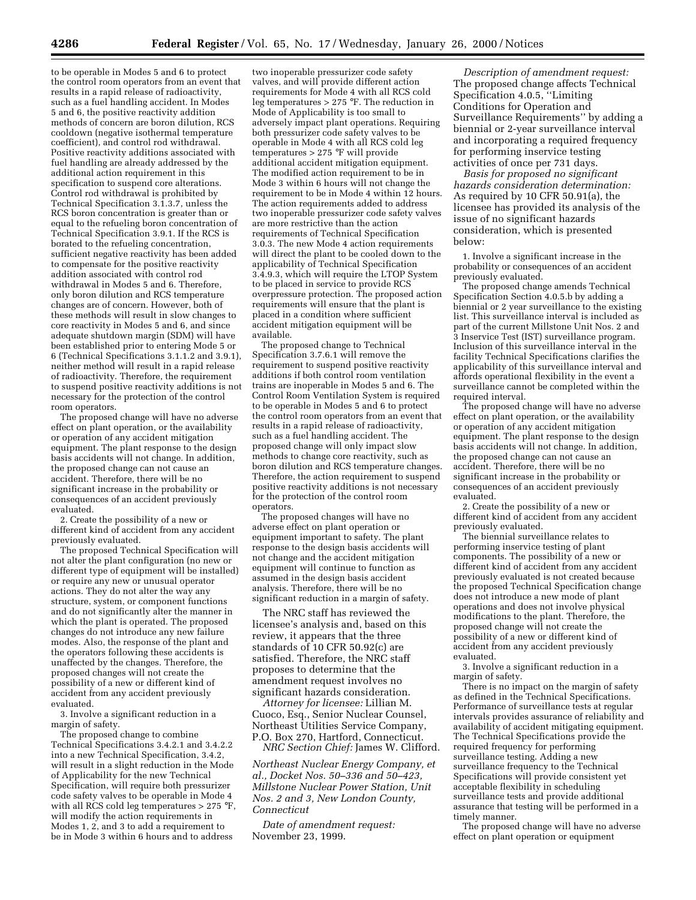to be operable in Modes 5 and 6 to protect the control room operators from an event that results in a rapid release of radioactivity, such as a fuel handling accident. In Modes 5 and 6, the positive reactivity addition methods of concern are boron dilution, RCS cooldown (negative isothermal temperature coefficient), and control rod withdrawal. Positive reactivity additions associated with fuel handling are already addressed by the additional action requirement in this specification to suspend core alterations. Control rod withdrawal is prohibited by Technical Specification 3.1.3.7, unless the RCS boron concentration is greater than or equal to the refueling boron concentration of Technical Specification 3.9.1. If the RCS is borated to the refueling concentration, sufficient negative reactivity has been added to compensate for the positive reactivity addition associated with control rod withdrawal in Modes 5 and 6. Therefore, only boron dilution and RCS temperature changes are of concern. However, both of these methods will result in slow changes to core reactivity in Modes 5 and 6, and since adequate shutdown margin (SDM) will have been established prior to entering Mode 5 or 6 (Technical Specifications 3.1.1.2 and 3.9.1), neither method will result in a rapid release of radioactivity. Therefore, the requirement to suspend positive reactivity additions is not necessary for the protection of the control room operators.

The proposed change will have no adverse effect on plant operation, or the availability or operation of any accident mitigation equipment. The plant response to the design basis accidents will not change. In addition, the proposed change can not cause an accident. Therefore, there will be no significant increase in the probability or consequences of an accident previously evaluated.

2. Create the possibility of a new or different kind of accident from any accident previously evaluated.

The proposed Technical Specification will not alter the plant configuration (no new or different type of equipment will be installed) or require any new or unusual operator actions. They do not alter the way any structure, system, or component functions and do not significantly alter the manner in which the plant is operated. The proposed changes do not introduce any new failure modes. Also, the response of the plant and the operators following these accidents is unaffected by the changes. Therefore, the proposed changes will not create the possibility of a new or different kind of accident from any accident previously evaluated.

3. Involve a significant reduction in a margin of safety.

The proposed change to combine Technical Specifications 3.4.2.1 and 3.4.2.2 into a new Technical Specification, 3.4.2, will result in a slight reduction in the Mode of Applicability for the new Technical Specification, will require both pressurizer code safety valves to be operable in Mode 4 with all RCS cold leg temperatures > 275 °F, will modify the action requirements in Modes 1, 2, and 3 to add a requirement to be in Mode 3 within 6 hours and to address two inoperable pressurizer code safety valves, and will provide different action requirements for Mode 4 with all RCS cold leg temperatures > 275 °F. The reduction in Mode of Applicability is too small to adversely impact plant operations. Requiring both pressurizer code safety valves to be operable in Mode 4 with all RCS cold leg temperatures > 275 °F will provide additional accident mitigation equipment. The modified action requirement to be in Mode 3 within 6 hours will not change the requirement to be in Mode 4 within 12 hours. The action requirements added to address two inoperable pressurizer code safety valves are more restrictive than the action requirements of Technical Specification 3.0.3. The new Mode 4 action requirements will direct the plant to be cooled down to the applicability of Technical Specification 3.4.9.3, which will require the LTOP System to be placed in service to provide RCS overpressure protection. The proposed action requirements will ensure that the plant is placed in a condition where sufficient accident mitigation equipment will be available.

The proposed change to Technical Specification 3.7.6.1 will remove the requirement to suspend positive reactivity additions if both control room ventilation trains are inoperable in Modes 5 and 6. The Control Room Ventilation System is required to be operable in Modes 5 and 6 to protect the control room operators from an event that results in a rapid release of radioactivity, such as a fuel handling accident. The proposed change will only impact slow methods to change core reactivity, such as boron dilution and RCS temperature changes. Therefore, the action requirement to suspend positive reactivity additions is not necessary for the protection of the control room operators.

The proposed changes will have no adverse effect on plant operation or equipment important to safety. The plant response to the design basis accidents will not change and the accident mitigation equipment will continue to function as assumed in the design basis accident analysis. Therefore, there will be no significant reduction in a margin of safety.

The NRC staff has reviewed the licensee's analysis and, based on this review, it appears that the three standards of 10 CFR 50.92(c) are satisfied. Therefore, the NRC staff proposes to determine that the amendment request involves no significant hazards consideration.

*Attorney for licensee:* Lillian M. Cuoco, Esq., Senior Nuclear Counsel, Northeast Utilities Service Company, P.O. Box 270, Hartford, Connecticut.

*NRC Section Chief:* James W. Clifford.

*Northeast Nuclear Energy Company, et al., Docket Nos. 50–336 and 50–423, Millstone Nuclear Power Station, Unit Nos. 2 and 3, New London County, Connecticut*

*Date of amendment request:* November 23, 1999.

*Description of amendment request:* The proposed change affects Technical Specification 4.0.5, ''Limiting Conditions for Operation and Surveillance Requirements'' by adding a biennial or 2-year surveillance interval and incorporating a required frequency for performing inservice testing activities of once per 731 days.

*Basis for proposed no significant hazards consideration determination:* As required by 10 CFR 50.91(a), the licensee has provided its analysis of the issue of no significant hazards consideration, which is presented below:

1. Involve a significant increase in the probability or consequences of an accident previously evaluated.

The proposed change amends Technical Specification Section 4.0.5.b by adding a biennial or 2 year surveillance to the existing list. This surveillance interval is included as part of the current Millstone Unit Nos. 2 and 3 Inservice Test (IST) surveillance program. Inclusion of this surveillance interval in the facility Technical Specifications clarifies the applicability of this surveillance interval and affords operational flexibility in the event a surveillance cannot be completed within the required interval.

The proposed change will have no adverse effect on plant operation, or the availability or operation of any accident mitigation equipment. The plant response to the design basis accidents will not change. In addition, the proposed change can not cause an accident. Therefore, there will be no significant increase in the probability or consequences of an accident previously evaluated.

2. Create the possibility of a new or different kind of accident from any accident previously evaluated.

The biennial surveillance relates to performing inservice testing of plant components. The possibility of a new or different kind of accident from any accident previously evaluated is not created because the proposed Technical Specification change does not introduce a new mode of plant operations and does not involve physical modifications to the plant. Therefore, the proposed change will not create the possibility of a new or different kind of accident from any accident previously evaluated.

3. Involve a significant reduction in a margin of safety.

There is no impact on the margin of safety as defined in the Technical Specifications. Performance of surveillance tests at regular intervals provides assurance of reliability and availability of accident mitigating equipment. The Technical Specifications provide the required frequency for performing surveillance testing. Adding a new surveillance frequency to the Technical Specifications will provide consistent yet acceptable flexibility in scheduling surveillance tests and provide additional assurance that testing will be performed in a timely manner.

The proposed change will have no adverse effect on plant operation or equipment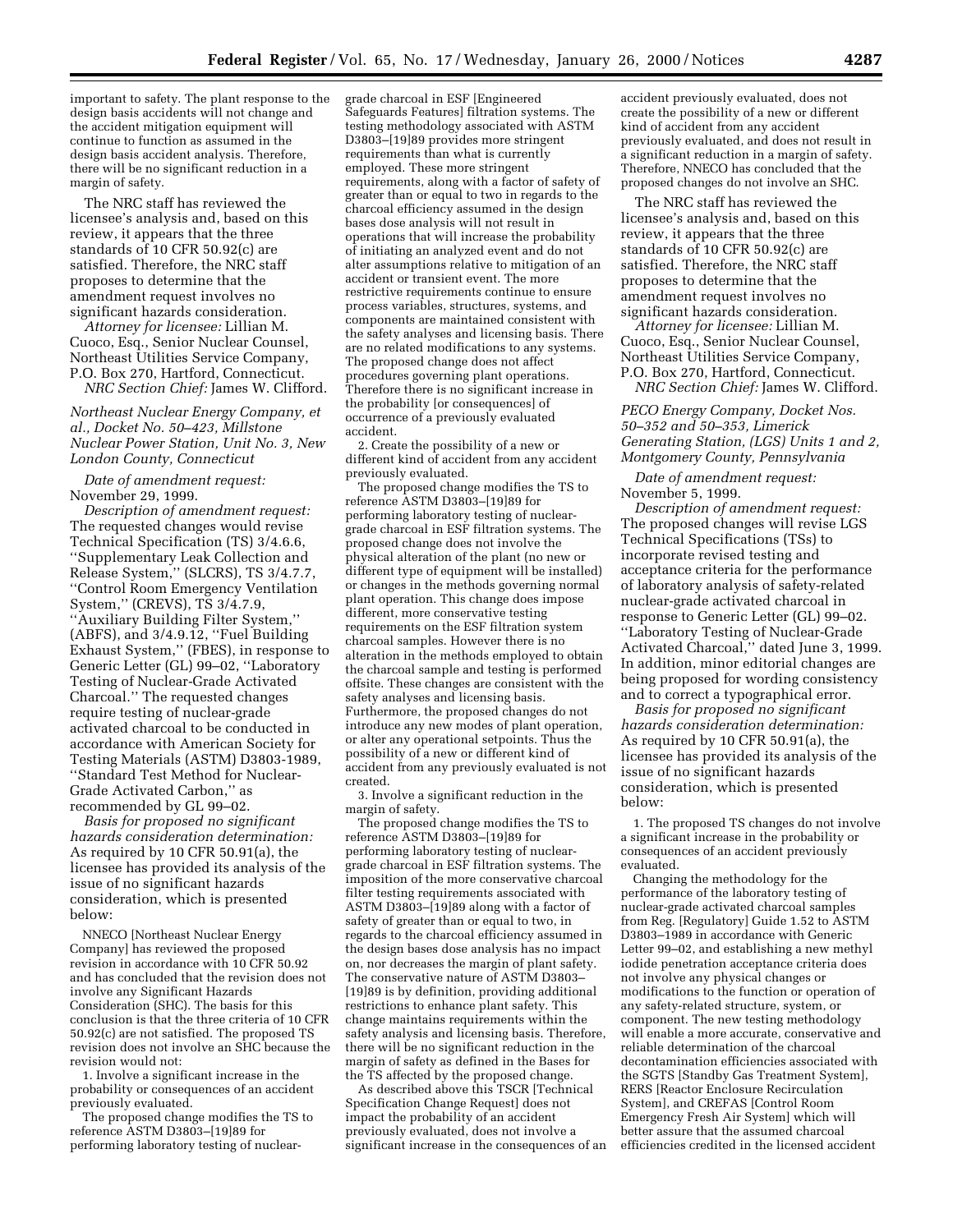important to safety. The plant response to the design basis accidents will not change and the accident mitigation equipment will continue to function as assumed in the design basis accident analysis. Therefore, there will be no significant reduction in a margin of safety.

The NRC staff has reviewed the licensee's analysis and, based on this review, it appears that the three standards of 10 CFR 50.92(c) are satisfied. Therefore, the NRC staff proposes to determine that the amendment request involves no significant hazards consideration.

*Attorney for licensee:* Lillian M. Cuoco, Esq., Senior Nuclear Counsel, Northeast Utilities Service Company, P.O. Box 270, Hartford, Connecticut.

*NRC Section Chief:* James W. Clifford.

*Northeast Nuclear Energy Company, et al., Docket No. 50–423, Millstone Nuclear Power Station, Unit No. 3, New London County, Connecticut*

*Date of amendment request:* November 29, 1999.

*Description of amendment request:* The requested changes would revise Technical Specification (TS) 3/4.6.6, ''Supplementary Leak Collection and Release System,'' (SLCRS), TS 3/4.7.7, ''Control Room Emergency Ventilation System,'' (CREVS), TS 3/4.7.9, ''Auxiliary Building Filter System,'' (ABFS), and 3/4.9.12, ''Fuel Building Exhaust System,'' (FBES), in response to Generic Letter (GL) 99–02, ''Laboratory Testing of Nuclear-Grade Activated Charcoal.'' The requested changes require testing of nuclear-grade activated charcoal to be conducted in accordance with American Society for Testing Materials (ASTM) D3803-1989, ''Standard Test Method for Nuclear-Grade Activated Carbon,'' as recommended by GL 99–02.

*Basis for proposed no significant hazards consideration determination:* As required by 10 CFR 50.91(a), the licensee has provided its analysis of the issue of no significant hazards consideration, which is presented below:

NNECO [Northeast Nuclear Energy Company] has reviewed the proposed revision in accordance with 10 CFR 50.92 and has concluded that the revision does not involve any Significant Hazards Consideration (SHC). The basis for this conclusion is that the three criteria of 10 CFR 50.92(c) are not satisfied. The proposed TS revision does not involve an SHC because the revision would not:

1. Involve a significant increase in the probability or consequences of an accident previously evaluated.

The proposed change modifies the TS to reference ASTM D3803–[19]89 for performing laboratory testing of nuclear-grade charcoal in ESF [Engineered Safeguards Features] filtration systems. The testing methodology associated with ASTM D3803–[19]89 provides more stringent requirements than what is currently employed. These more stringent requirements, along with a factor of safety of greater than or equal to two in regards to the charcoal efficiency assumed in the design bases dose analysis will not result in operations that will increase the probability of initiating an analyzed event and do not alter assumptions relative to mitigation of an accident or transient event. The more restrictive requirements continue to ensure process variables, structures, systems, and components are maintained consistent with the safety analyses and licensing basis. There are no related modifications to any systems. The proposed change does not affect procedures governing plant operations. Therefore there is no significant increase in the probability [or consequences] of occurrence of a previously evaluated accident.

2. Create the possibility of a new or different kind of accident from any accident previously evaluated.

The proposed change modifies the TS to reference ASTM D3803–[19]89 for performing laboratory testing of nuclear-grade charcoal in ESF filtration systems. The proposed change does not involve the physical alteration of the plant (no new or different type of equipment will be installed) or changes in the methods governing normal plant operation. This change does impose different, more conservative testing requirements on the ESF filtration system charcoal samples. However there is no alteration in the methods employed to obtain the charcoal sample and testing is performed offsite. These changes are consistent with the safety analyses and licensing basis. Furthermore, the proposed changes do not introduce any new modes of plant operation, or alter any operational setpoints. Thus the possibility of a new or different kind of accident from any previously evaluated is not created.

3. Involve a significant reduction in the margin of safety.

The proposed change modifies the TS to reference ASTM D3803–[19]89 for performing laboratory testing of nuclear-grade charcoal in ESF filtration systems. The imposition of the more conservative charcoal filter testing requirements associated with ASTM D3803–[19]89 along with a factor of safety of greater than or equal to two, in regards to the charcoal efficiency assumed in the design bases dose analysis has no impact on, nor decreases the margin of plant safety. The conservative nature of ASTM D3803–[19]89 is by definition, providing additional restrictions to enhance plant safety. This change maintains requirements within the safety analysis and licensing basis. Therefore, there will be no significant reduction in the margin of safety as defined in the Bases for the TS affected by the proposed change.

As described above this TSCR [Technical Specification Change Request] does not impact the probability of an accident previously evaluated, does not involve a significant increase in the consequences of an accident previously evaluated, does not create the possibility of a new or different kind of accident from any accident previously evaluated, and does not result in a significant reduction in a margin of safety. Therefore, NNECO has concluded that the proposed changes do not involve an SHC.

The NRC staff has reviewed the licensee's analysis and, based on this review, it appears that the three standards of 10 CFR 50.92(c) are satisfied. Therefore, the NRC staff proposes to determine that the amendment request involves no significant hazards consideration.

*Attorney for licensee:* Lillian M. Cuoco, Esq., Senior Nuclear Counsel, Northeast Utilities Service Company, P.O. Box 270, Hartford, Connecticut.

*NRC Section Chief:* James W. Clifford.

*PECO Energy Company, Docket Nos. 50–352 and 50–353, Limerick Generating Station, (LGS) Units 1 and 2, Montgomery County, Pennsylvania*

*Date of amendment request:* November 5, 1999.

*Description of amendment request:* The proposed changes will revise LGS Technical Specifications (TSs) to incorporate revised testing and acceptance criteria for the performance of laboratory analysis of safety-related nuclear-grade activated charcoal in response to Generic Letter (GL) 99–02. ''Laboratory Testing of Nuclear-Grade Activated Charcoal,'' dated June 3, 1999. In addition, minor editorial changes are being proposed for wording consistency and to correct a typographical error.

*Basis for proposed no significant hazards consideration determination:* As required by 10 CFR 50.91(a), the licensee has provided its analysis of the issue of no significant hazards consideration, which is presented below:

1. The proposed TS changes do not involve a significant increase in the probability or consequences of an accident previously evaluated.

Changing the methodology for the performance of the laboratory testing of nuclear-grade activated charcoal samples from Reg. [Regulatory] Guide 1.52 to ASTM D3803–1989 in accordance with Generic Letter 99–02, and establishing a new methyl iodide penetration acceptance criteria does not involve any physical changes or modifications to the function or operation of any safety-related structure, system, or component. The new testing methodology will enable a more accurate, conservative and reliable determination of the charcoal decontamination efficiencies associated with the SGTS [Standby Gas Treatment System], RERS [Reactor Enclosure Recirculation System], and CREFAS [Control Room Emergency Fresh Air System] which will better assure that the assumed charcoal efficiencies credited in the licensed accident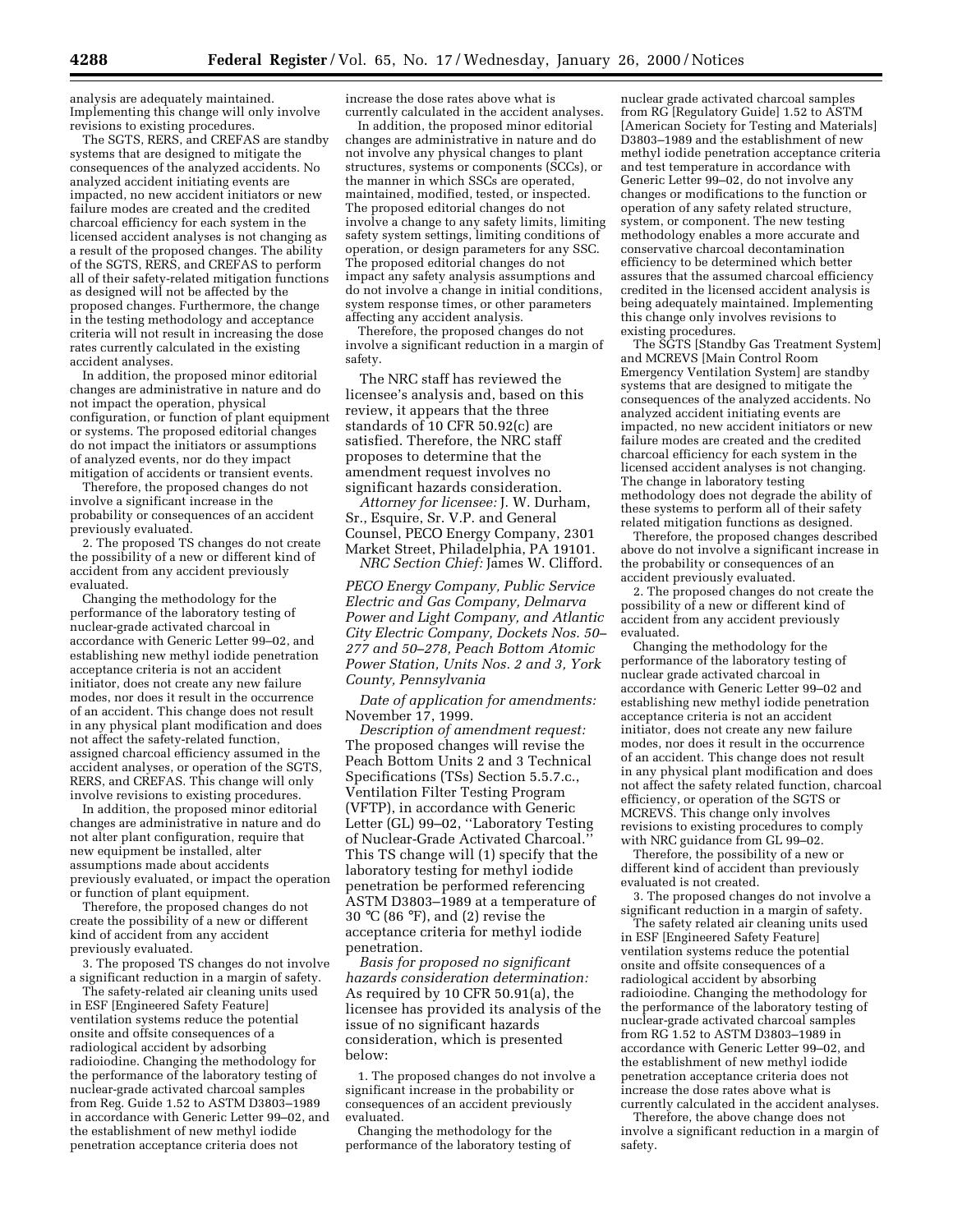analysis are adequately maintained. Implementing this change will only involve revisions to existing procedures.

The SGTS, RERS, and CREFAS are standby systems that are designed to mitigate the consequences of the analyzed accidents. No analyzed accident initiating events are impacted, no new accident initiators or new failure modes are created and the credited charcoal efficiency for each system in the licensed accident analyses is not changing as a result of the proposed changes. The ability of the SGTS, RERS, and CREFAS to perform all of their safety-related mitigation functions as designed will not be affected by the proposed changes. Furthermore, the change in the testing methodology and acceptance criteria will not result in increasing the dose rates currently calculated in the existing accident analyses.

In addition, the proposed minor editorial changes are administrative in nature and do not impact the operation, physical configuration, or function of plant equipment or systems. The proposed editorial changes do not impact the initiators or assumptions of analyzed events, nor do they impact mitigation of accidents or transient events.

Therefore, the proposed changes do not involve a significant increase in the probability or consequences of an accident previously evaluated.

2. The proposed TS changes do not create the possibility of a new or different kind of accident from any accident previously evaluated.

Changing the methodology for the performance of the laboratory testing of nuclear-grade activated charcoal in accordance with Generic Letter 99–02, and establishing new methyl iodide penetration acceptance criteria is not an accident initiator, does not create any new failure modes, nor does it result in the occurrence of an accident. This change does not result in any physical plant modification and does not affect the safety-related function, assigned charcoal efficiency assumed in the accident analyses, or operation of the SGTS, RERS, and CREFAS. This change will only involve revisions to existing procedures.

In addition, the proposed minor editorial changes are administrative in nature and do not alter plant configuration, require that new equipment be installed, alter assumptions made about accidents previously evaluated, or impact the operation or function of plant equipment.

Therefore, the proposed changes do not create the possibility of a new or different kind of accident from any accident previously evaluated.

3. The proposed TS changes do not involve a significant reduction in a margin of safety.

The safety-related air cleaning units used in ESF [Engineered Safety Feature] ventilation systems reduce the potential onsite and offsite consequences of a radiological accident by adsorbing radioiodine. Changing the methodology for the performance of the laboratory testing of nuclear-grade activated charcoal samples from Reg. Guide 1.52 to ASTM D3803–1989 in accordance with Generic Letter 99–02, and the establishment of new methyl iodide penetration acceptance criteria does not increase the dose rates above what is currently calculated in the accident analyses.

In addition, the proposed minor editorial changes are administrative in nature and do not involve any physical changes to plant structures, systems or components (SCCs), or the manner in which SSCs are operated, maintained, modified, tested, or inspected. The proposed editorial changes do not involve a change to any safety limits, limiting safety system settings, limiting conditions of operation, or design parameters for any SSC. The proposed editorial changes do not impact any safety analysis assumptions and do not involve a change in initial conditions, system response times, or other parameters affecting any accident analysis.

Therefore, the proposed changes do not involve a significant reduction in a margin of safety.

The NRC staff has reviewed the licensee's analysis and, based on this review, it appears that the three standards of 10 CFR 50.92(c) are satisfied. Therefore, the NRC staff proposes to determine that the amendment request involves no significant hazards consideration.

*Attorney for licensee:* J. W. Durham, Sr., Esquire, Sr. V.P. and General Counsel, PECO Energy Company, 2301 Market Street, Philadelphia, PA 19101.

*NRC Section Chief:* James W. Clifford.

*PECO Energy Company, Public Service Electric and Gas Company, Delmarva Power and Light Company, and Atlantic City Electric Company, Dockets Nos. 50–277 and 50–278, Peach Bottom Atomic Power Station, Units Nos. 2 and 3, York County, Pennsylvania*

*Date of application for amendments:* November 17, 1999.

*Description of amendment request:* The proposed changes will revise the Peach Bottom Units 2 and 3 Technical Specifications (TSs) Section 5.5.7.c., Ventilation Filter Testing Program (VFTP), in accordance with Generic Letter (GL) 99–02, ''Laboratory Testing of Nuclear-Grade Activated Charcoal.'' This TS change will (1) specify that the laboratory testing for methyl iodide penetration be performed referencing ASTM D3803–1989 at a temperature of 30 °C (86 °F), and (2) revise the acceptance criteria for methyl iodide penetration.

*Basis for proposed no significant hazards consideration determination:* As required by 10 CFR 50.91(a), the licensee has provided its analysis of the issue of no significant hazards consideration, which is presented below:

1. The proposed changes do not involve a significant increase in the probability or consequences of an accident previously evaluated.

Changing the methodology for the performance of the laboratory testing of nuclear grade activated charcoal samples from RG [Regulatory Guide] 1.52 to ASTM [American Society for Testing and Materials] D3803–1989 and the establishment of new methyl iodide penetration acceptance criteria and test temperature in accordance with Generic Letter 99–02, do not involve any changes or modifications to the function or operation of any safety related structure, system, or component. The new testing methodology enables a more accurate and conservative charcoal decontamination efficiency to be determined which better assures that the assumed charcoal efficiency credited in the licensed accident analysis is being adequately maintained. Implementing this change only involves revisions to existing procedures.

The SGTS [Standby Gas Treatment System] and MCREVS [Main Control Room Emergency Ventilation System] are standby systems that are designed to mitigate the consequences of the analyzed accidents. No analyzed accident initiating events are impacted, no new accident initiators or new failure modes are created and the credited charcoal efficiency for each system in the licensed accident analyses is not changing. The change in laboratory testing methodology does not degrade the ability of these systems to perform all of their safety related mitigation functions as designed.

Therefore, the proposed changes described above do not involve a significant increase in the probability or consequences of an accident previously evaluated.

2. The proposed changes do not create the possibility of a new or different kind of accident from any accident previously evaluated.

Changing the methodology for the performance of the laboratory testing of nuclear grade activated charcoal in accordance with Generic Letter 99–02 and establishing new methyl iodide penetration acceptance criteria is not an accident initiator, does not create any new failure modes, nor does it result in the occurrence of an accident. This change does not result in any physical plant modification and does not affect the safety related function, charcoal efficiency, or operation of the SGTS or MCREVS. This change only involves revisions to existing procedures to comply with NRC guidance from GL 99–02.

Therefore, the possibility of a new or different kind of accident than previously evaluated is not created.

3. The proposed changes do not involve a significant reduction in a margin of safety.

The safety related air cleaning units used in ESF [Engineered Safety Feature] ventilation systems reduce the potential onsite and offsite consequences of a radiological accident by absorbing radioiodine. Changing the methodology for the performance of the laboratory testing of nuclear-grade activated charcoal samples from RG 1.52 to ASTM D3803–1989 in accordance with Generic Letter 99–02, and the establishment of new methyl iodide penetration acceptance criteria does not increase the dose rates above what is currently calculated in the accident analyses.

Therefore, the above change does not involve a significant reduction in a margin of safety.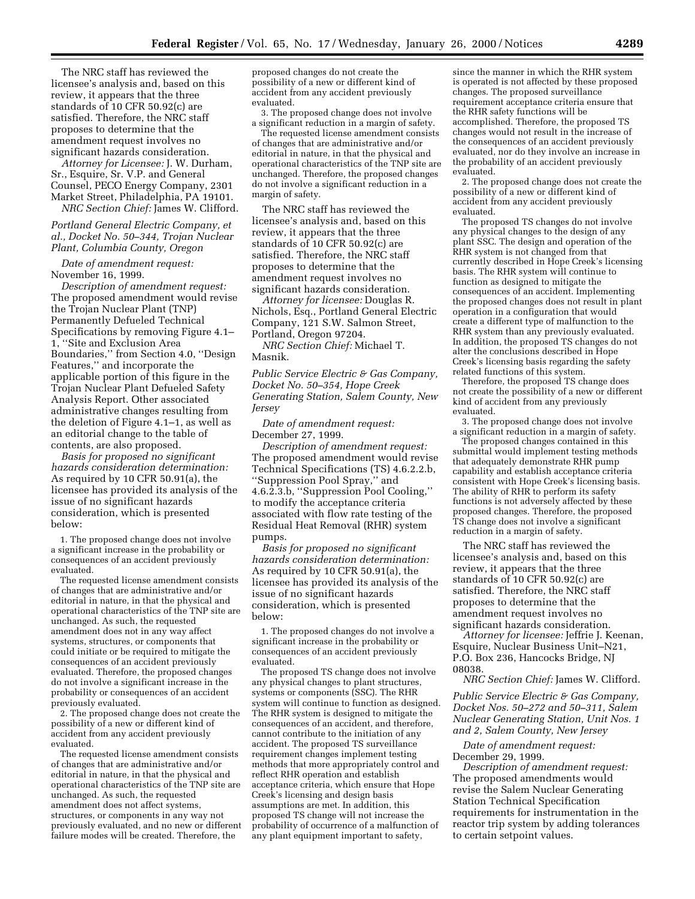The NRC staff has reviewed the licensee's analysis and, based on this review, it appears that the three standards of 10 CFR 50.92(c) are satisfied. Therefore, the NRC staff proposes to determine that the amendment request involves no significant hazards consideration.

*Attorney for Licensee:* J. W. Durham, Sr., Esquire, Sr. V.P. and General Counsel, PECO Energy Company, 2301 Market Street, Philadelphia, PA 19101.

*NRC Section Chief:* James W. Clifford.

*Portland General Electric Company, et al., Docket No. 50–344, Trojan Nuclear Plant, Columbia County, Oregon*

*Date of amendment request:* November 16, 1999.

*Description of amendment request:* The proposed amendment would revise the Trojan Nuclear Plant (TNP) Permanently Defueled Technical Specifications by removing Figure 4.1–1, ''Site and Exclusion Area Boundaries,'' from Section 4.0, ''Design Features,'' and incorporate the applicable portion of this figure in the Trojan Nuclear Plant Defueled Safety Analysis Report. Other associated administrative changes resulting from the deletion of Figure 4.1–1, as well as an editorial change to the table of contents, are also proposed.

*Basis for proposed no significant hazards consideration determination:* As required by 10 CFR 50.91(a), the licensee has provided its analysis of the issue of no significant hazards consideration, which is presented below:

1. The proposed change does not involve a significant increase in the probability or consequences of an accident previously evaluated.

The requested license amendment consists of changes that are administrative and/or editorial in nature, in that the physical and operational characteristics of the TNP site are unchanged. As such, the requested amendment does not in any way affect systems, structures, or components that could initiate or be required to mitigate the consequences of an accident previously evaluated. Therefore, the proposed changes do not involve a significant increase in the probability or consequences of an accident previously evaluated.

2. The proposed change does not create the possibility of a new or different kind of accident from any accident previously evaluated.

The requested license amendment consists of changes that are administrative and/or editorial in nature, in that the physical and operational characteristics of the TNP site are unchanged. As such, the requested amendment does not affect systems, structures, or components in any way not previously evaluated, and no new or different failure modes will be created. Therefore, the proposed changes do not create the possibility of a new or different kind of accident from any accident previously evaluated.

3. The proposed change does not involve a significant reduction in a margin of safety.

The requested license amendment consists of changes that are administrative and/or editorial in nature, in that the physical and operational characteristics of the TNP site are unchanged. Therefore, the proposed changes do not involve a significant reduction in a margin of safety.

The NRC staff has reviewed the licensee's analysis and, based on this review, it appears that the three standards of 10 CFR 50.92(c) are satisfied. Therefore, the NRC staff proposes to determine that the amendment request involves no significant hazards consideration.

*Attorney for licensee:* Douglas R. Nichols, Esq., Portland General Electric Company, 121 S.W. Salmon Street, Portland, Oregon 97204.

*NRC Section Chief:* Michael T. Masnik.

*Public Service Electric & Gas Company, Docket No. 50–354, Hope Creek Generating Station, Salem County, New Jersey*

*Date of amendment request:* December 27, 1999.

*Description of amendment request:* The proposed amendment would revise Technical Specifications (TS) 4.6.2.2.b, ''Suppression Pool Spray,'' and 4.6.2.3.b, ''Suppression Pool Cooling,'' to modify the acceptance criteria associated with flow rate testing of the Residual Heat Removal (RHR) system pumps.

*Basis for proposed no significant hazards consideration determination:* As required by 10 CFR 50.91(a), the licensee has provided its analysis of the issue of no significant hazards consideration, which is presented below:

1. The proposed changes do not involve a significant increase in the probability or consequences of an accident previously evaluated.

The proposed TS change does not involve any physical changes to plant structures, systems or components (SSC). The RHR system will continue to function as designed. The RHR system is designed to mitigate the consequences of an accident, and therefore, cannot contribute to the initiation of any accident. The proposed TS surveillance requirement changes implement testing methods that more appropriately control and reflect RHR operation and establish acceptance criteria, which ensure that Hope Creek's licensing and design basis assumptions are met. In addition, this proposed TS change will not increase the probability of occurrence of a malfunction of any plant equipment important to safety, since the manner in which the RHR system is operated is not affected by these proposed changes. The proposed surveillance requirement acceptance criteria ensure that the RHR safety functions will be accomplished. Therefore, the proposed TS changes would not result in the increase of the consequences of an accident previously evaluated, nor do they involve an increase in the probability of an accident previously evaluated.

2. The proposed change does not create the possibility of a new or different kind of accident from any accident previously evaluated.

The proposed TS changes do not involve any physical changes to the design of any plant SSC. The design and operation of the RHR system is not changed from that currently described in Hope Creek's licensing basis. The RHR system will continue to function as designed to mitigate the consequences of an accident. Implementing the proposed changes does not result in plant operation in a configuration that would create a different type of malfunction to the RHR system than any previously evaluated. In addition, the proposed TS changes do not alter the conclusions described in Hope Creek's licensing basis regarding the safety related functions of this system.

Therefore, the proposed TS change does not create the possibility of a new or different kind of accident from any previously evaluated.

3. The proposed change does not involve a significant reduction in a margin of safety.

The proposed changes contained in this submittal would implement testing methods that adequately demonstrate RHR pump capability and establish acceptance criteria consistent with Hope Creek's licensing basis. The ability of RHR to perform its safety functions is not adversely affected by these proposed changes. Therefore, the proposed TS change does not involve a significant reduction in a margin of safety.

The NRC staff has reviewed the licensee's analysis and, based on this review, it appears that the three standards of 10 CFR 50.92(c) are satisfied. Therefore, the NRC staff proposes to determine that the amendment request involves no significant hazards consideration.

*Attorney for licensee:* Jeffrie J. Keenan, Esquire, Nuclear Business Unit–N21, P.O. Box 236, Hancocks Bridge, NJ 08038.

*NRC Section Chief:* James W. Clifford.

*Public Service Electric & Gas Company, Docket Nos. 50–272 and 50–311, Salem Nuclear Generating Station, Unit Nos. 1 and 2, Salem County, New Jersey*

*Date of amendment request:* December 29, 1999.

*Description of amendment request:* The proposed amendments would revise the Salem Nuclear Generating Station Technical Specification requirements for instrumentation in the reactor trip system by adding tolerances to certain setpoint values.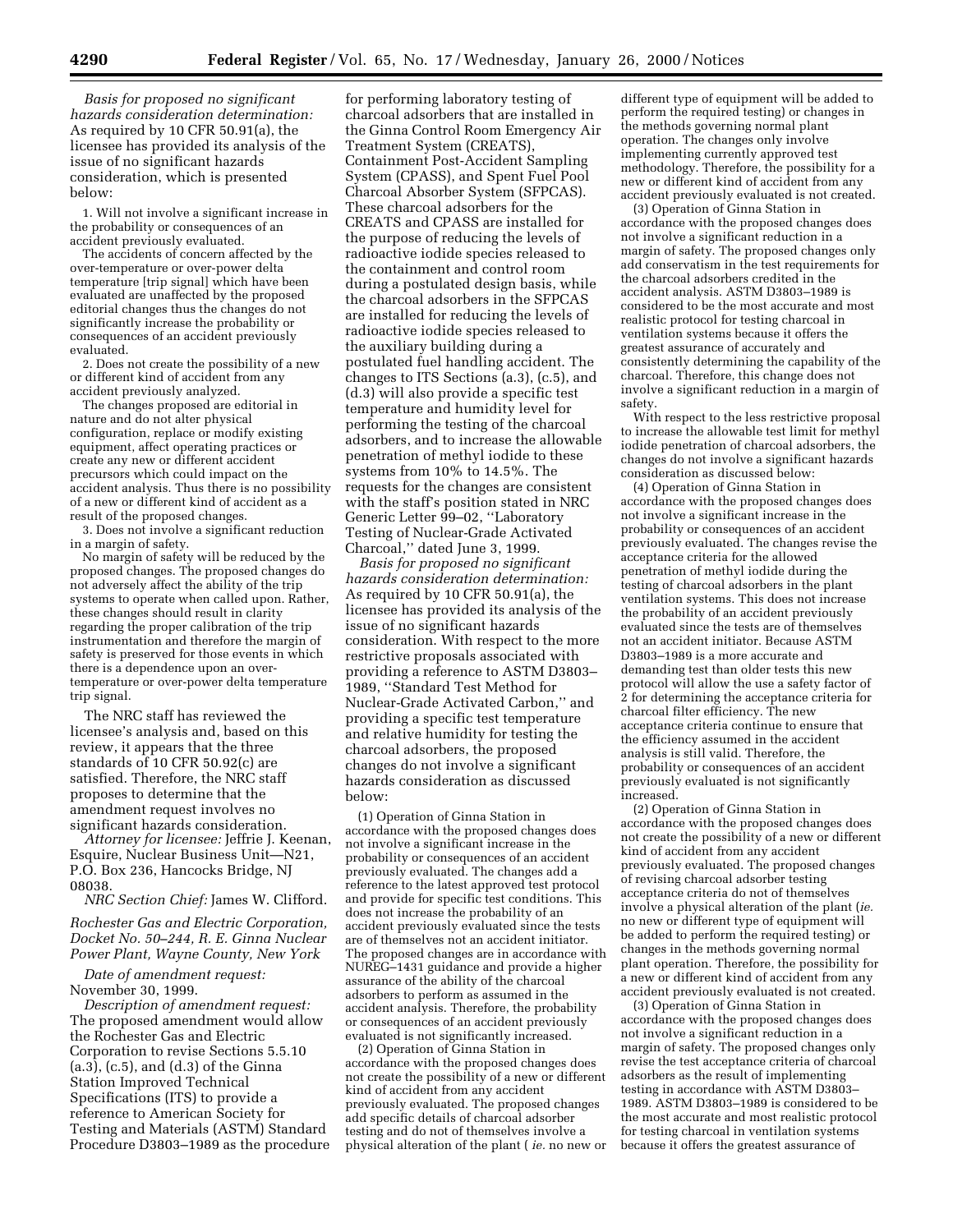*Basis for proposed no significant hazards consideration determination:* As required by 10 CFR 50.91(a), the licensee has provided its analysis of the issue of no significant hazards consideration, which is presented below:

1. Will not involve a significant increase in the probability or consequences of an accident previously evaluated.

The accidents of concern affected by the over-temperature or over-power delta temperature [trip signal] which have been evaluated are unaffected by the proposed editorial changes thus the changes do not significantly increase the probability or consequences of an accident previously evaluated.

2. Does not create the possibility of a new or different kind of accident from any accident previously analyzed.

The changes proposed are editorial in nature and do not alter physical configuration, replace or modify existing equipment, affect operating practices or create any new or different accident precursors which could impact on the accident analysis. Thus there is no possibility of a new or different kind of accident as a result of the proposed changes.

3. Does not involve a significant reduction in a margin of safety.

No margin of safety will be reduced by the proposed changes. The proposed changes do not adversely affect the ability of the trip systems to operate when called upon. Rather, these changes should result in clarity regarding the proper calibration of the trip instrumentation and therefore the margin of safety is preserved for those events in which there is a dependence upon an over-temperature or over-power delta temperature trip signal.

The NRC staff has reviewed the licensee's analysis and, based on this review, it appears that the three standards of 10 CFR 50.92(c) are satisfied. Therefore, the NRC staff proposes to determine that the amendment request involves no significant hazards consideration.

*Attorney for licensee:* Jeffrie J. Keenan, Esquire, Nuclear Business Unit—N21, P.O. Box 236, Hancocks Bridge, NJ 08038.

*NRC Section Chief:* James W. Clifford.

*Rochester Gas and Electric Corporation, Docket No. 50–244, R. E. Ginna Nuclear Power Plant, Wayne County, New York*

*Date of amendment request:* November 30, 1999.

*Description of amendment request:* The proposed amendment would allow the Rochester Gas and Electric Corporation to revise Sections 5.5.10 (a.3), (c.5), and (d.3) of the Ginna Station Improved Technical Specifications (ITS) to provide a reference to American Society for Testing and Materials (ASTM) Standard Procedure D3803–1989 as the procedure for performing laboratory testing of charcoal adsorbers that are installed in the Ginna Control Room Emergency Air Treatment System (CREATS), Containment Post-Accident Sampling System (CPASS), and Spent Fuel Pool Charcoal Absorber System (SFPCAS). These charcoal adsorbers for the CREATS and CPASS are installed for the purpose of reducing the levels of radioactive iodide species released to the containment and control room during a postulated design basis, while the charcoal adsorbers in the SFPCAS are installed for reducing the levels of radioactive iodide species released to the auxiliary building during a postulated fuel handling accident. The changes to ITS Sections (a.3), (c.5), and (d.3) will also provide a specific test temperature and humidity level for performing the testing of the charcoal adsorbers, and to increase the allowable penetration of methyl iodide to these systems from 10% to 14.5%. The requests for the changes are consistent with the staff's position stated in NRC Generic Letter 99–02, "Laboratory Testing of Nuclear-Grade Activated Charcoal," dated June 3, 1999.

*Basis for proposed no significant hazards consideration determination:* As required by 10 CFR 50.91(a), the licensee has provided its analysis of the issue of no significant hazards consideration. With respect to the more restrictive proposals associated with providing a reference to ASTM D3803–1989, "Standard Test Method for Nuclear-Grade Activated Carbon," and providing a specific test temperature and relative humidity for testing the charcoal adsorbers, the proposed changes do not involve a significant hazards consideration as discussed below:

(1) Operation of Ginna Station in accordance with the proposed changes does not involve a significant increase in the probability or consequences of an accident previously evaluated. The changes add a reference to the latest approved test protocol and provide for specific test conditions. This does not increase the probability of an accident previously evaluated since the tests are of themselves not an accident initiator. The proposed changes are in accordance with NUREG–1431 guidance and provide a higher assurance of the ability of the charcoal adsorbers to perform as assumed in the accident analysis. Therefore, the probability or consequences of an accident previously evaluated is not significantly increased.

(2) Operation of Ginna Station in accordance with the proposed changes does not create the possibility of a new or different kind of accident from any accident previously evaluated. The proposed changes add specific details of charcoal adsorber testing and do not of themselves involve a physical alteration of the plant ( *ie.* no new or different type of equipment will be added to perform the required testing) or changes in the methods governing normal plant operation. The changes only involve implementing currently approved test methodology. Therefore, the possibility for a new or different kind of accident from any accident previously evaluated is not created.

(3) Operation of Ginna Station in accordance with the proposed changes does not involve a significant reduction in a margin of safety. The proposed changes only add conservatism in the test requirements for the charcoal adsorbers credited in the accident analysis. ASTM D3803–1989 is considered to be the most accurate and most realistic protocol for testing charcoal in ventilation systems because it offers the greatest assurance of accurately and consistently determining the capability of the charcoal. Therefore, this change does not involve a significant reduction in a margin of safety.

With respect to the less restrictive proposal to increase the allowable test limit for methyl iodide penetration of charcoal adsorbers, the changes do not involve a significant hazards consideration as discussed below:

(4) Operation of Ginna Station in accordance with the proposed changes does not involve a significant increase in the probability or consequences of an accident previously evaluated. The changes revise the acceptance criteria for the allowed penetration of methyl iodide during the testing of charcoal adsorbers in the plant ventilation systems. This does not increase the probability of an accident previously evaluated since the tests are of themselves not an accident initiator. Because ASTM D3803–1989 is a more accurate and demanding test than older tests this new protocol will allow the use a safety factor of 2 for determining the acceptance criteria for charcoal filter efficiency. The new acceptance criteria continue to ensure that the efficiency assumed in the accident analysis is still valid. Therefore, the probability or consequences of an accident previously evaluated is not significantly increased.

(2) Operation of Ginna Station in accordance with the proposed changes does not create the possibility of a new or different kind of accident from any accident previously evaluated. The proposed changes of revising charcoal adsorber testing acceptance criteria do not of themselves involve a physical alteration of the plant (*ie.* no new or different type of equipment will be added to perform the required testing) or changes in the methods governing normal plant operation. Therefore, the possibility for a new or different kind of accident from any accident previously evaluated is not created.

(3) Operation of Ginna Station in accordance with the proposed changes does not involve a significant reduction in a margin of safety. The proposed changes only revise the test acceptance criteria of charcoal adsorbers as the result of implementing testing in accordance with ASTM D3803–1989. ASTM D3803–1989 is considered to be the most accurate and most realistic protocol for testing charcoal in ventilation systems because it offers the greatest assurance of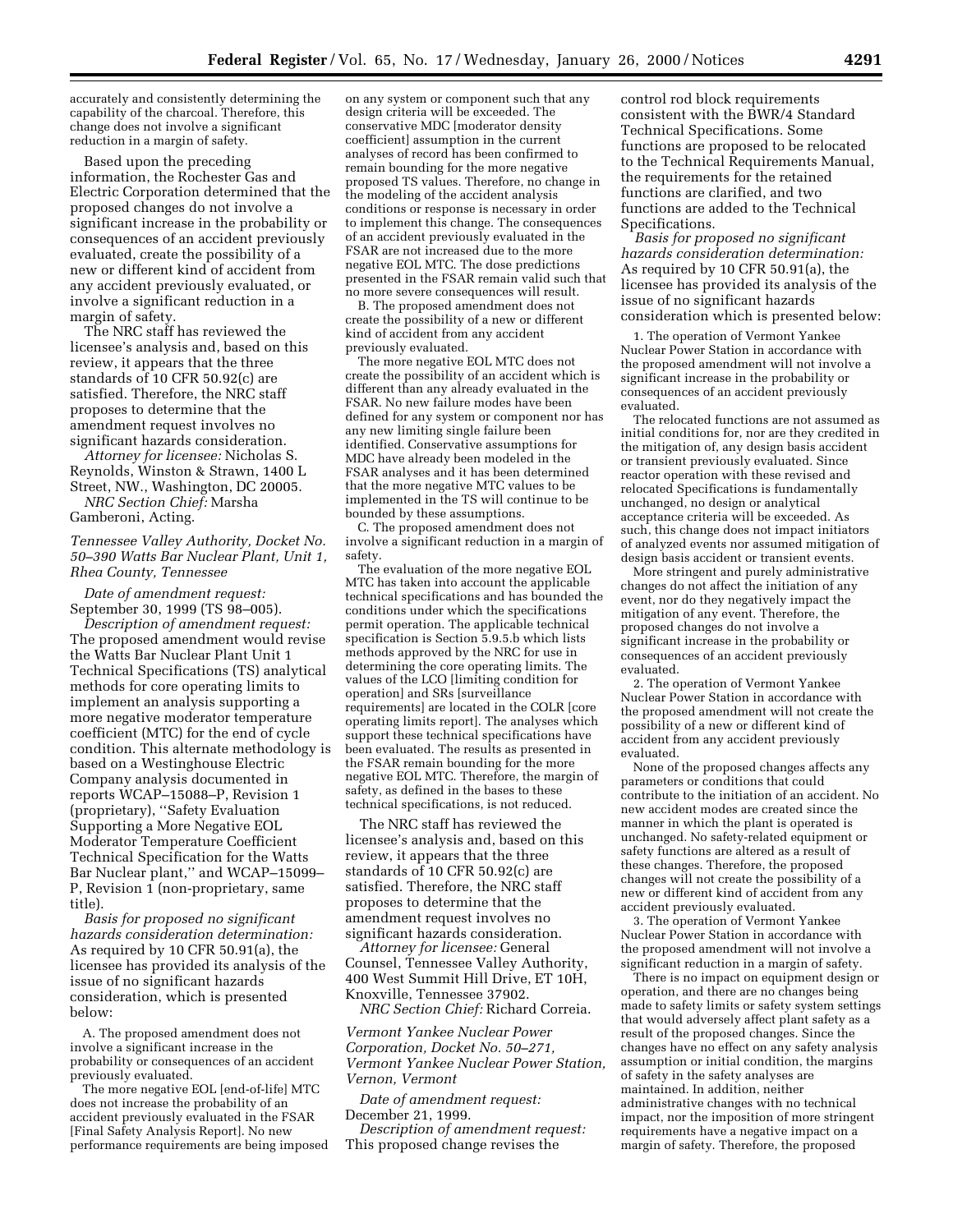accurately and consistently determining the capability of the charcoal. Therefore, this change does not involve a significant reduction in a margin of safety.

Based upon the preceding information, the Rochester Gas and Electric Corporation determined that the proposed changes do not involve a significant increase in the probability or consequences of an accident previously evaluated, create the possibility of a new or different kind of accident from any accident previously evaluated, or involve a significant reduction in a margin of safety.

The NRC staff has reviewed the licensee's analysis and, based on this review, it appears that the three standards of 10 CFR 50.92(c) are satisfied. Therefore, the NRC staff proposes to determine that the amendment request involves no significant hazards consideration.

*Attorney for licensee:* Nicholas S. Reynolds, Winston & Strawn, 1400 L Street, NW., Washington, DC 20005.

*NRC Section Chief:* Marsha Gamberoni, Acting.

*Tennessee Valley Authority, Docket No. 50–390 Watts Bar Nuclear Plant, Unit 1, Rhea County, Tennessee*

*Date of amendment request:* September 30, 1999 (TS 98–005).

*Description of amendment request:* The proposed amendment would revise the Watts Bar Nuclear Plant Unit 1 Technical Specifications (TS) analytical methods for core operating limits to implement an analysis supporting a more negative moderator temperature coefficient (MTC) for the end of cycle condition. This alternate methodology is based on a Westinghouse Electric Company analysis documented in reports WCAP–15088–P, Revision 1 (proprietary), "Safety Evaluation Supporting a More Negative EOL Moderator Temperature Coefficient Technical Specification for the Watts Bar Nuclear plant," and WCAP–15099–P, Revision 1 (non-proprietary, same title).

*Basis for proposed no significant hazards consideration determination:* As required by 10 CFR 50.91(a), the licensee has provided its analysis of the issue of no significant hazards consideration, which is presented below:

A. The proposed amendment does not involve a significant increase in the probability or consequences of an accident previously evaluated.

The more negative EOL [end-of-life] MTC does not increase the probability of an accident previously evaluated in the FSAR [Final Safety Analysis Report]. No new performance requirements are being imposed on any system or component such that any design criteria will be exceeded. The conservative MDC [moderator density coefficient] assumption in the current analyses of record has been confirmed to remain bounding for the more negative proposed TS values. Therefore, no change in the modeling of the accident analysis conditions or response is necessary in order to implement this change. The consequences of an accident previously evaluated in the FSAR are not increased due to the more negative EOL MTC. The dose predictions presented in the FSAR remain valid such that no more severe consequences will result.

B. The proposed amendment does not create the possibility of a new or different kind of accident from any accident previously evaluated.

The more negative EOL MTC does not create the possibility of an accident which is different than any already evaluated in the FSAR. No new failure modes have been defined for any system or component nor has any new limiting single failure been identified. Conservative assumptions for MDC have already been modeled in the FSAR analyses and it has been determined that the more negative MTC values to be implemented in the TS will continue to be bounded by these assumptions.

C. The proposed amendment does not involve a significant reduction in a margin of safety.

The evaluation of the more negative EOL MTC has taken into account the applicable technical specifications and has bounded the conditions under which the specifications permit operation. The applicable technical specification is Section 5.9.5.b which lists methods approved by the NRC for use in determining the core operating limits. The values of the LCO [limiting condition for operation] and SRs [surveillance requirements] are located in the COLR [core operating limits report]. The analyses which support these technical specifications have been evaluated. The results as presented in the FSAR remain bounding for the more negative EOL MTC. Therefore, the margin of safety, as defined in the bases to these technical specifications, is not reduced.

The NRC staff has reviewed the licensee's analysis and, based on this review, it appears that the three standards of 10 CFR 50.92(c) are satisfied. Therefore, the NRC staff proposes to determine that the amendment request involves no significant hazards consideration.

*Attorney for licensee:* General Counsel, Tennessee Valley Authority, 400 West Summit Hill Drive, ET 10H, Knoxville, Tennessee 37902.

*NRC Section Chief:* Richard Correia.

*Vermont Yankee Nuclear Power Corporation, Docket No. 50–271, Vermont Yankee Nuclear Power Station, Vernon, Vermont*

*Date of amendment request:* December 21, 1999.

*Description of amendment request:* This proposed change revises the control rod block requirements consistent with the BWR/4 Standard Technical Specifications. Some functions are proposed to be relocated to the Technical Requirements Manual, the requirements for the retained functions are clarified, and two functions are added to the Technical Specifications.

*Basis for proposed no significant hazards consideration determination:* As required by 10 CFR 50.91(a), the licensee has provided its analysis of the issue of no significant hazards consideration which is presented below:

1. The operation of Vermont Yankee Nuclear Power Station in accordance with the proposed amendment will not involve a significant increase in the probability or consequences of an accident previously evaluated.

The relocated functions are not assumed as initial conditions for, nor are they credited in the mitigation of, any design basis accident or transient previously evaluated. Since reactor operation with these revised and relocated Specifications is fundamentally unchanged, no design or analytical acceptance criteria will be exceeded. As such, this change does not impact initiators of analyzed events nor assumed mitigation of design basis accident or transient events.

More stringent and purely administrative changes do not affect the initiation of any event, nor do they negatively impact the mitigation of any event. Therefore, the proposed changes do not involve a significant increase in the probability or consequences of an accident previously evaluated.

2. The operation of Vermont Yankee Nuclear Power Station in accordance with the proposed amendment will not create the possibility of a new or different kind of accident from any accident previously evaluated.

None of the proposed changes affects any parameters or conditions that could contribute to the initiation of an accident. No new accident modes are created since the manner in which the plant is operated is unchanged. No safety-related equipment or safety functions are altered as a result of these changes. Therefore, the proposed changes will not create the possibility of a new or different kind of accident from any accident previously evaluated.

3. The operation of Vermont Yankee Nuclear Power Station in accordance with the proposed amendment will not involve a significant reduction in a margin of safety.

There is no impact on equipment design or operation, and there are no changes being made to safety limits or safety system settings that would adversely affect plant safety as a result of the proposed changes. Since the changes have no effect on any safety analysis assumption or initial condition, the margins of safety in the safety analyses are maintained. In addition, neither administrative changes with no technical impact, nor the imposition of more stringent requirements have a negative impact on a margin of safety. Therefore, the proposed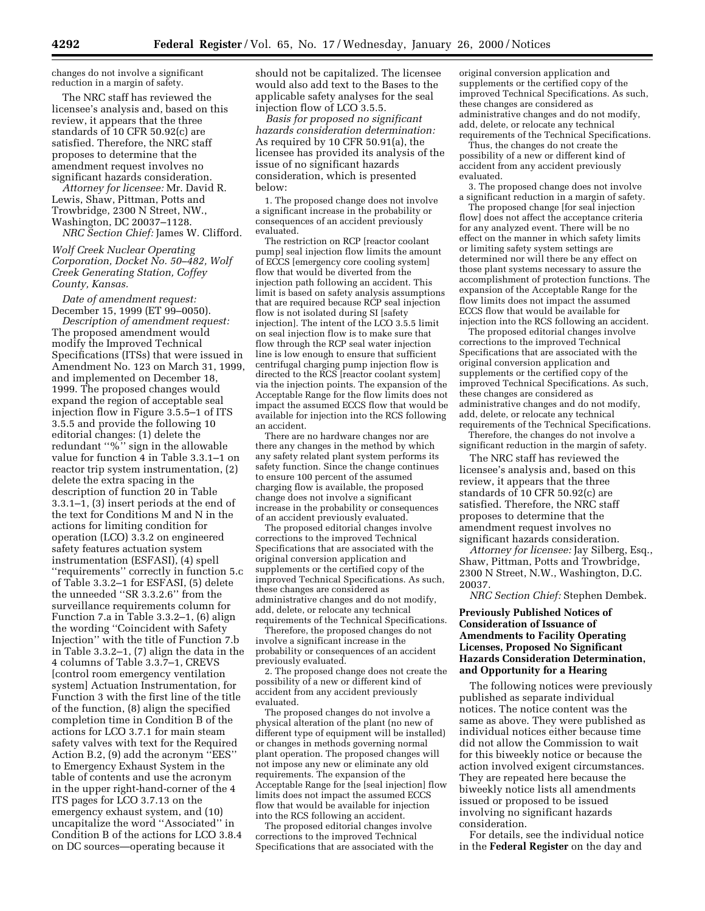changes do not involve a significant reduction in a margin of safety.

The NRC staff has reviewed the licensee's analysis and, based on this review, it appears that the three standards of 10 CFR 50.92(c) are satisfied. Therefore, the NRC staff proposes to determine that the amendment request involves no significant hazards consideration.

*Attorney for licensee:* Mr. David R. Lewis, Shaw, Pittman, Potts and Trowbridge, 2300 N Street, NW., Washington, DC 20037–1128.

*NRC Section Chief:* James W. Clifford.

*Wolf Creek Nuclear Operating Corporation, Docket No. 50–482, Wolf Creek Generating Station, Coffey County, Kansas.*

*Date of amendment request:* December 15, 1999 (ET 99–0050).

*Description of amendment request:* The proposed amendment would modify the Improved Technical Specifications (ITSs) that were issued in Amendment No. 123 on March 31, 1999, and implemented on December 18, 1999. The proposed changes would expand the region of acceptable seal injection flow in Figure 3.5.5–1 of ITS 3.5.5 and provide the following 10 editorial changes: (1) delete the redundant "%" sign in the allowable value for function 4 in Table 3.3.1–1 on reactor trip system instrumentation, (2) delete the extra spacing in the description of function 20 in Table 3.3.1–1, (3) insert periods at the end of the text for Conditions M and N in the actions for limiting condition for operation (LCO) 3.3.2 on engineered safety features actuation system instrumentation (ESFASI), (4) spell "requirements" correctly in function 5.c of Table 3.3.2–1 for ESFASI, (5) delete the unneeded "SR 3.3.2.6" from the surveillance requirements column for Function 7.a in Table 3.3.2–1, (6) align the wording "Coincident with Safety Injection" with the title of Function 7.b in Table 3.3.2–1, (7) align the data in the 4 columns of Table 3.3.7–1, CREVS [control room emergency ventilation system] Actuation Instrumentation, for Function 3 with the first line of the title of the function, (8) align the specified completion time in Condition B of the actions for LCO 3.7.1 for main steam safety valves with text for the Required Action B.2, (9) add the acronym "EES" to Emergency Exhaust System in the table of contents and use the acronym in the upper right-hand-corner of the 4 ITS pages for LCO 3.7.13 on the emergency exhaust system, and (10) uncapitalize the word "Associated" in Condition B of the actions for LCO 3.8.4 on DC sources—operating because it should not be capitalized. The licensee would also add text to the Bases to the applicable safety analyses for the seal injection flow of LCO 3.5.5.

*Basis for proposed no significant hazards consideration determination:* As required by 10 CFR 50.91(a), the licensee has provided its analysis of the issue of no significant hazards consideration, which is presented below:

1. The proposed change does not involve a significant increase in the probability or consequences of an accident previously evaluated.

The restriction on RCP [reactor coolant pump] seal injection flow limits the amount of ECCS [emergency core cooling system] flow that would be diverted from the injection path following an accident. This limit is based on safety analysis assumptions that are required because RCP seal injection flow is not isolated during SI [safety injection]. The intent of the LCO 3.5.5 limit on seal injection flow is to make sure that flow through the RCP seal water injection line is low enough to ensure that sufficient centrifugal charging pump injection flow is directed to the RCS [reactor coolant system] via the injection points. The expansion of the Acceptable Range for the flow limits does not impact the assumed ECCS flow that would be available for injection into the RCS following an accident.

There are no hardware changes nor are there any changes in the method by which any safety related plant system performs its safety function. Since the change continues to ensure 100 percent of the assumed charging flow is available, the proposed change does not involve a significant increase in the probability or consequences of an accident previously evaluated.

The proposed editorial changes involve corrections to the improved Technical Specifications that are associated with the original conversion application and supplements or the certified copy of the improved Technical Specifications. As such, these changes are considered as administrative changes and do not modify, add, delete, or relocate any technical requirements of the Technical Specifications.

Therefore, the proposed changes do not involve a significant increase in the probability or consequences of an accident previously evaluated.

2. The proposed change does not create the possibility of a new or different kind of accident from any accident previously evaluated.

The proposed changes do not involve a physical alteration of the plant (no new of different type of equipment will be installed) or changes in methods governing normal plant operation. The proposed changes will not impose any new or eliminate any old requirements. The expansion of the Acceptable Range for the [seal injection] flow limits does not impact the assumed ECCS flow that would be available for injection into the RCS following an accident.

The proposed editorial changes involve corrections to the improved Technical Specifications that are associated with the original conversion application and supplements or the certified copy of the improved Technical Specifications. As such, these changes are considered as administrative changes and do not modify, add, delete, or relocate any technical requirements of the Technical Specifications.

Thus, the changes do not create the possibility of a new or different kind of accident from any accident previously evaluated.

3. The proposed change does not involve a significant reduction in a margin of safety.

The proposed change [for seal injection flow] does not affect the acceptance criteria for any analyzed event. There will be no effect on the manner in which safety limits or limiting safety system settings are determined nor will there be any effect on those plant systems necessary to assure the accomplishment of protection functions. The expansion of the Acceptable Range for the flow limits does not impact the assumed ECCS flow that would be available for injection into the RCS following an accident.

The proposed editorial changes involve corrections to the improved Technical Specifications that are associated with the original conversion application and supplements or the certified copy of the improved Technical Specifications. As such, these changes are considered as administrative changes and do not modify, add, delete, or relocate any technical requirements of the Technical Specifications.

Therefore, the changes do not involve a significant reduction in the margin of safety.

The NRC staff has reviewed the licensee's analysis and, based on this review, it appears that the three standards of 10 CFR 50.92(c) are satisfied. Therefore, the NRC staff proposes to determine that the amendment request involves no significant hazards consideration.

*Attorney for licensee:* Jay Silberg, Esq., Shaw, Pittman, Potts and Trowbridge, 2300 N Street, N.W., Washington, D.C. 20037.

*NRC Section Chief:* Stephen Dembek.

## Previously Published Notices of Consideration of Issuance of Amendments to Facility Operating Licenses, Proposed No Significant Hazards Consideration Determination, and Opportunity for a Hearing

The following notices were previously published as separate individual notices. The notice content was the same as above. They were published as individual notices either because time did not allow the Commission to wait for this biweekly notice or because the action involved exigent circumstances. They are repeated here because the biweekly notice lists all amendments issued or proposed to be issued involving no significant hazards consideration.

For details, see the individual notice in the **Federal Register** on the day and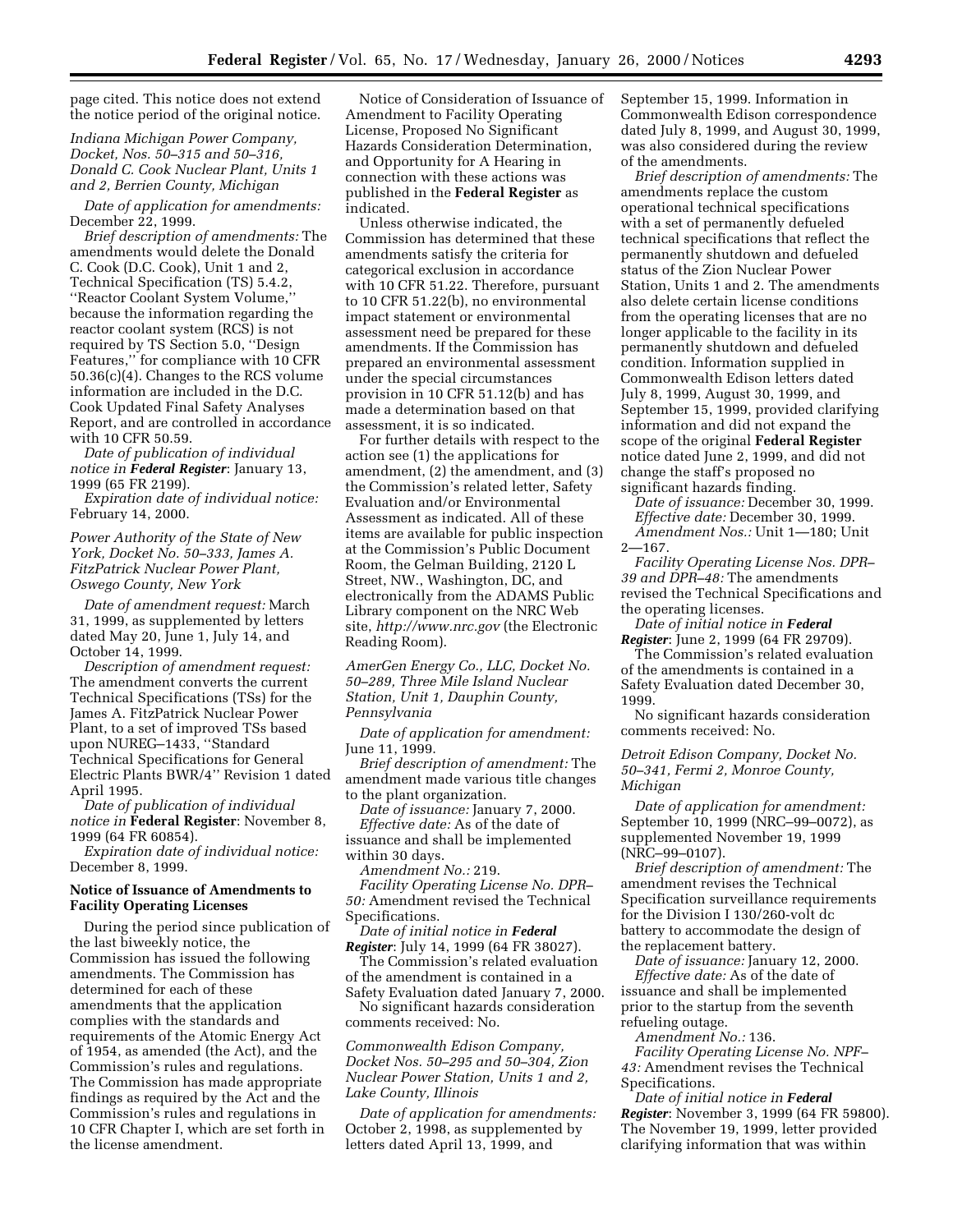page cited. This notice does not extend the notice period of the original notice.

*Indiana Michigan Power Company, Docket, Nos. 50–315 and 50–316, Donald C. Cook Nuclear Plant, Units 1 and 2, Berrien County, Michigan*

*Date of application for amendments:* December 22, 1999.

*Brief description of amendments:* The amendments would delete the Donald C. Cook (D.C. Cook), Unit 1 and 2, Technical Specification (TS) 5.4.2, ''Reactor Coolant System Volume,'' because the information regarding the reactor coolant system (RCS) is not required by TS Section 5.0, ''Design Features,'' for compliance with 10 CFR 50.36(c)(4). Changes to the RCS volume information are included in the D.C. Cook Updated Final Safety Analyses Report, and are controlled in accordance with 10 CFR 50.59.

*Date of publication of individual notice in* ***Federal Register***: January 13, 1999 (65 FR 2199).

*Expiration date of individual notice:* February 14, 2000.

*Power Authority of the State of New York, Docket No. 50–333, James A. FitzPatrick Nuclear Power Plant, Oswego County, New York*

*Date of amendment request:* March 31, 1999, as supplemented by letters dated May 20, June 1, July 14, and October 14, 1999.

*Description of amendment request:* The amendment converts the current Technical Specifications (TSs) for the James A. FitzPatrick Nuclear Power Plant, to a set of improved TSs based upon NUREG–1433, ''Standard Technical Specifications for General Electric Plants BWR/4'' Revision 1 dated April 1995.

*Date of publication of individual notice in* **Federal Register**: November 8, 1999 (64 FR 60854).

*Expiration date of individual notice:* December 8, 1999.

## Notice of Issuance of Amendments to Facility Operating Licenses

During the period since publication of the last biweekly notice, the Commission has issued the following amendments. The Commission has determined for each of these amendments that the application complies with the standards and requirements of the Atomic Energy Act of 1954, as amended (the Act), and the Commission's rules and regulations. The Commission has made appropriate findings as required by the Act and the Commission's rules and regulations in 10 CFR Chapter I, which are set forth in the license amendment.

Notice of Consideration of Issuance of Amendment to Facility Operating License, Proposed No Significant Hazards Consideration Determination, and Opportunity for A Hearing in connection with these actions was published in the **Federal Register** as indicated.

Unless otherwise indicated, the Commission has determined that these amendments satisfy the criteria for categorical exclusion in accordance with 10 CFR 51.22. Therefore, pursuant to 10 CFR 51.22(b), no environmental impact statement or environmental assessment need be prepared for these amendments. If the Commission has prepared an environmental assessment under the special circumstances provision in 10 CFR 51.12(b) and has made a determination based on that assessment, it is so indicated.

For further details with respect to the action see (1) the applications for amendment, (2) the amendment, and (3) the Commission's related letter, Safety Evaluation and/or Environmental Assessment as indicated. All of these items are available for public inspection at the Commission's Public Document Room, the Gelman Building, 2120 L Street, NW., Washington, DC, and electronically from the ADAMS Public Library component on the NRC Web site, *http://www.nrc.gov* (the Electronic Reading Room).

*AmerGen Energy Co., LLC, Docket No. 50–289, Three Mile Island Nuclear Station, Unit 1, Dauphin County, Pennsylvania*

*Date of application for amendment:* June 11, 1999.

*Brief description of amendment:* The amendment made various title changes to the plant organization.

*Date of issuance:* January 7, 2000.

*Effective date:* As of the date of issuance and shall be implemented within 30 days.

*Amendment No.:* 219.

*Facility Operating License No. DPR–50:* Amendment revised the Technical Specifications.

*Date of initial notice in* ***Federal Register***: July 14, 1999 (64 FR 38027).

The Commission's related evaluation of the amendment is contained in a Safety Evaluation dated January 7, 2000.

No significant hazards consideration comments received: No.

*Commonwealth Edison Company, Docket Nos. 50–295 and 50–304, Zion Nuclear Power Station, Units 1 and 2, Lake County, Illinois*

*Date of application for amendments:* October 2, 1998, as supplemented by letters dated April 13, 1999, and September 15, 1999. Information in Commonwealth Edison correspondence dated July 8, 1999, and August 30, 1999, was also considered during the review of the amendments.

*Brief description of amendments:* The amendments replace the custom operational technical specifications with a set of permanently defueled technical specifications that reflect the permanently shutdown and defueled status of the Zion Nuclear Power Station, Units 1 and 2. The amendments also delete certain license conditions from the operating licenses that are no longer applicable to the facility in its permanently shutdown and defueled condition. Information supplied in Commonwealth Edison letters dated July 8, 1999, August 30, 1999, and September 15, 1999, provided clarifying information and did not expand the scope of the original **Federal Register** notice dated June 2, 1999, and did not change the staff's proposed no significant hazards finding.

*Date of issuance:* December 30, 1999.

*Effective date:* December 30, 1999.

*Amendment Nos.:* Unit 1—180; Unit 2—167.

*Facility Operating License Nos. DPR–39 and DPR–48:* The amendments revised the Technical Specifications and the operating licenses.

*Date of initial notice in* ***Federal Register***: June 2, 1999 (64 FR 29709).

The Commission's related evaluation of the amendments is contained in a Safety Evaluation dated December 30, 1999.

No significant hazards consideration comments received: No.

*Detroit Edison Company, Docket No. 50–341, Fermi 2, Monroe County, Michigan*

*Date of application for amendment:* September 10, 1999 (NRC–99–0072), as supplemented November 19, 1999 (NRC–99–0107).

*Brief description of amendment:* The amendment revises the Technical Specification surveillance requirements for the Division I 130/260-volt dc battery to accommodate the design of the replacement battery.

*Date of issuance:* January 12, 2000.

*Effective date:* As of the date of issuance and shall be implemented prior to the startup from the seventh refueling outage.

*Amendment No.:* 136.

*Facility Operating License No. NPF–43:* Amendment revises the Technical Specifications.

*Date of initial notice in* ***Federal Register***: November 3, 1999 (64 FR 59800). The November 19, 1999, letter provided clarifying information that was within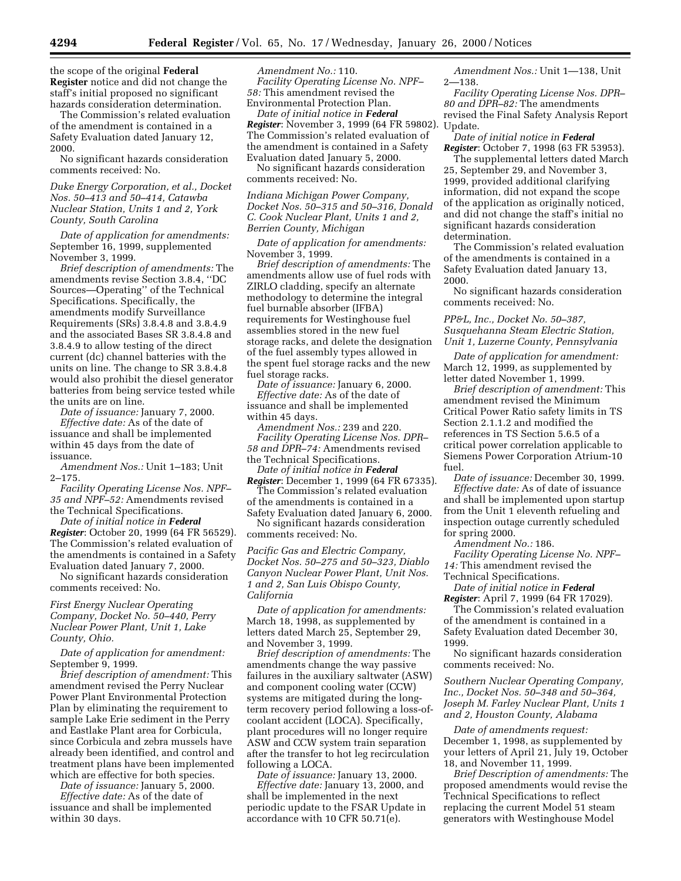the scope of the original **Federal Register** notice and did not change the staff's initial proposed no significant hazards consideration determination.

The Commission's related evaluation of the amendment is contained in a Safety Evaluation dated January 12, 2000.

No significant hazards consideration comments received: No.

*Duke Energy Corporation, et al., Docket Nos. 50–413 and 50–414, Catawba Nuclear Station, Units 1 and 2, York County, South Carolina*

*Date of application for amendments:* September 16, 1999, supplemented November 3, 1999.

*Brief description of amendments:* The amendments revise Section 3.8.4, ''DC Sources—Operating'' of the Technical Specifications. Specifically, the amendments modify Surveillance Requirements (SRs) 3.8.4.8 and 3.8.4.9 and the associated Bases SR 3.8.4.8 and 3.8.4.9 to allow testing of the direct current (dc) channel batteries with the units on line. The change to SR 3.8.4.8 would also prohibit the diesel generator batteries from being service tested while the units are on line.

*Date of issuance:* January 7, 2000.

*Effective date:* As of the date of issuance and shall be implemented within 45 days from the date of issuance.

*Amendment Nos.:* Unit 1–183; Unit 2–175.

*Facility Operating License Nos. NPF–35 and NPF–52:* Amendments revised the Technical Specifications.

*Date of initial notice in* ***Federal Register***: October 20, 1999 (64 FR 56529). The Commission's related evaluation of the amendments is contained in a Safety Evaluation dated January 7, 2000.

No significant hazards consideration comments received: No.

*First Energy Nuclear Operating Company, Docket No. 50–440, Perry Nuclear Power Plant, Unit 1, Lake County, Ohio.*

*Date of application for amendment:* September 9, 1999.

*Brief description of amendment:* This amendment revised the Perry Nuclear Power Plant Environmental Protection Plan by eliminating the requirement to sample Lake Erie sediment in the Perry and Eastlake Plant area for Corbicula, since Corbicula and zebra mussels have already been identified, and control and treatment plans have been implemented which are effective for both species.

*Date of issuance:* January 5, 2000.

*Effective date:* As of the date of issuance and shall be implemented within 30 days.

*Amendment No.:* 110.

*Facility Operating License No. NPF–58:* This amendment revised the Environmental Protection Plan.

*Date of initial notice in* ***Federal Register***: November 3, 1999 (64 FR 59802). The Commission's related evaluation of the amendment is contained in a Safety Evaluation dated January 5, 2000.

No significant hazards consideration comments received: No.

*Indiana Michigan Power Company, Docket Nos. 50–315 and 50–316, Donald C. Cook Nuclear Plant, Units 1 and 2, Berrien County, Michigan*

*Date of application for amendments:* November 3, 1999.

*Brief description of amendments:* The amendments allow use of fuel rods with ZIRLO cladding, specify an alternate methodology to determine the integral fuel burnable absorber (IFBA) requirements for Westinghouse fuel assemblies stored in the new fuel storage racks, and delete the designation of the fuel assembly types allowed in the spent fuel storage racks and the new fuel storage racks.

*Date of issuance:* January 6, 2000.

*Effective date:* As of the date of issuance and shall be implemented within 45 days.

*Amendment Nos.:* 239 and 220.

*Facility Operating License Nos. DPR–58 and DPR–74:* Amendments revised the Technical Specifications.

*Date of initial notice in* ***Federal Register***: December 1, 1999 (64 FR 67335).

The Commission's related evaluation of the amendments is contained in a Safety Evaluation dated January 6, 2000.

No significant hazards consideration comments received: No.

*Pacific Gas and Electric Company, Docket Nos. 50–275 and 50–323, Diablo Canyon Nuclear Power Plant, Unit Nos. 1 and 2, San Luis Obispo County, California*

*Date of application for amendments:* March 18, 1998, as supplemented by letters dated March 25, September 29, and November 3, 1999.

*Brief description of amendments:* The amendments change the way passive failures in the auxiliary saltwater (ASW) and component cooling water (CCW) systems are mitigated during the long-term recovery period following a loss-of-coolant accident (LOCA). Specifically, plant procedures will no longer require ASW and CCW system train separation after the transfer to hot leg recirculation following a LOCA.

*Date of issuance:* January 13, 2000.

*Effective date:* January 13, 2000, and shall be implemented in the next periodic update to the FSAR Update in accordance with 10 CFR 50.71(e).

*Amendment Nos.:* Unit 1—138, Unit 2—138.

*Facility Operating License Nos. DPR–80 and DPR–82:* The amendments revised the Final Safety Analysis Report Update.

*Date of initial notice in* ***Federal Register***: October 7, 1998 (63 FR 53953).

The supplemental letters dated March 25, September 29, and November 3, 1999, provided additional clarifying information, did not expand the scope of the application as originally noticed, and did not change the staff's initial no significant hazards consideration determination.

The Commission's related evaluation of the amendments is contained in a Safety Evaluation dated January 13, 2000.

No significant hazards consideration comments received: No.

*PP&L, Inc., Docket No. 50–387, Susquehanna Steam Electric Station, Unit 1, Luzerne County, Pennsylvania*

*Date of application for amendment:* March 12, 1999, as supplemented by letter dated November 1, 1999.

*Brief description of amendment:* This amendment revised the Minimum Critical Power Ratio safety limits in TS Section 2.1.1.2 and modified the references in TS Section 5.6.5 of a critical power correlation applicable to Siemens Power Corporation Atrium-10 fuel.

*Date of issuance:* December 30, 1999.

*Effective date:* As of date of issuance and shall be implemented upon startup from the Unit 1 eleventh refueling and inspection outage currently scheduled for spring 2000.

*Amendment No.:* 186.

*Facility Operating License No. NPF–14:* This amendment revised the Technical Specifications.

*Date of initial notice in* ***Federal Register***: April 7, 1999 (64 FR 17029).

The Commission's related evaluation of the amendment is contained in a Safety Evaluation dated December 30, 1999.

No significant hazards consideration comments received: No.

*Southern Nuclear Operating Company, Inc., Docket Nos. 50–348 and 50–364, Joseph M. Farley Nuclear Plant, Units 1 and 2, Houston County, Alabama*

*Date of amendments request:* December 1, 1998, as supplemented by your letters of April 21, July 19, October 18, and November 11, 1999.

*Brief Description of amendments:* The proposed amendments would revise the Technical Specifications to reflect replacing the current Model 51 steam generators with Westinghouse Model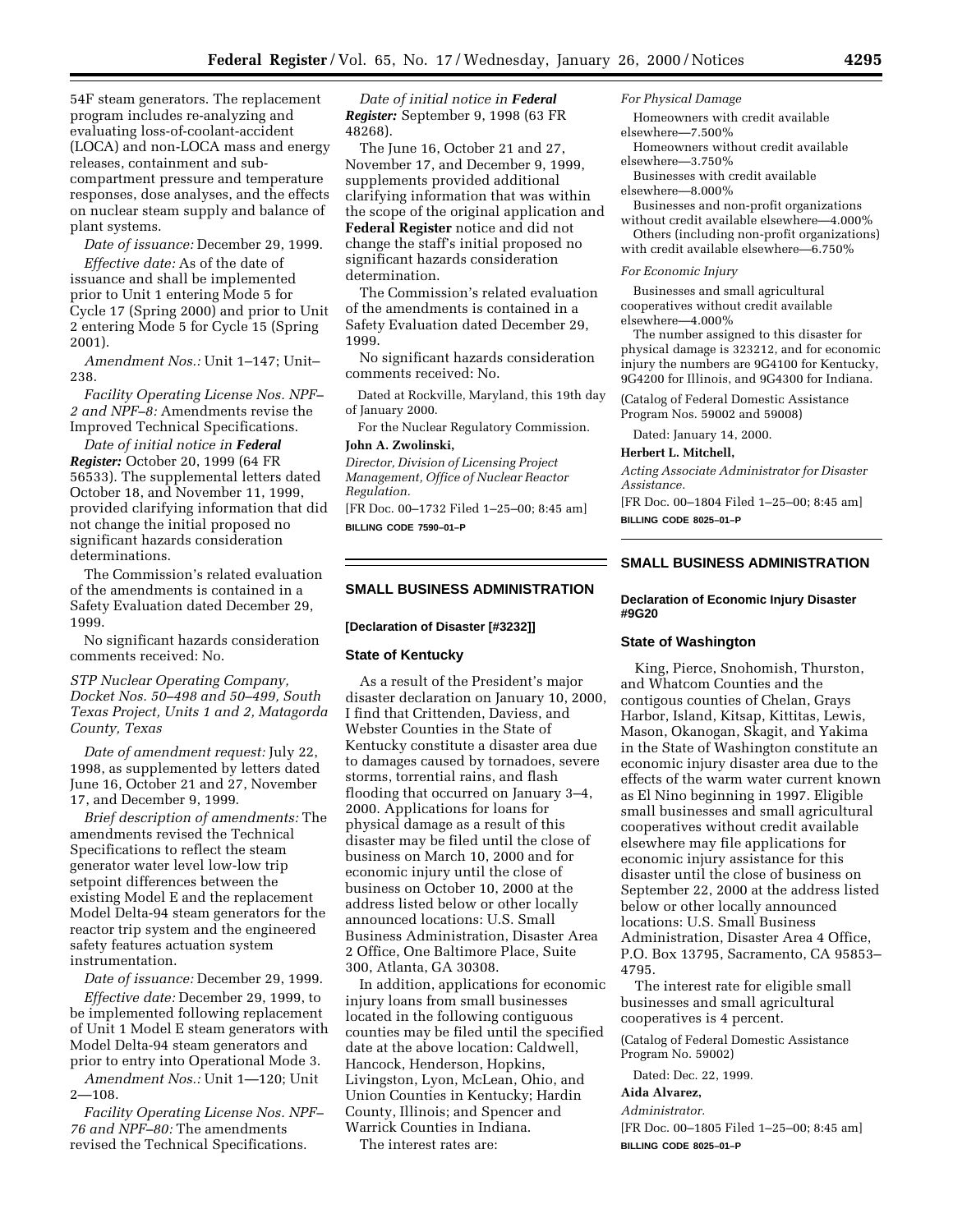54F steam generators. The replacement program includes re-analyzing and evaluating loss-of-coolant-accident (LOCA) and non-LOCA mass and energy releases, containment and sub-compartment pressure and temperature responses, dose analyses, and the effects on nuclear steam supply and balance of plant systems.

*Date of issuance:* December 29, 1999.

*Effective date:* As of the date of issuance and shall be implemented prior to Unit 1 entering Mode 5 for Cycle 17 (Spring 2000) and prior to Unit 2 entering Mode 5 for Cycle 15 (Spring 2001).

*Amendment Nos.:* Unit 1–147; Unit–238.

*Facility Operating License Nos. NPF–2 and NPF–8:* Amendments revise the Improved Technical Specifications.

*Date of initial notice in* ***Federal Register:*** October 20, 1999 (64 FR 56533). The supplemental letters dated October 18, and November 11, 1999, provided clarifying information that did not change the initial proposed no significant hazards consideration determinations.

The Commission's related evaluation of the amendments is contained in a Safety Evaluation dated December 29, 1999.

No significant hazards consideration comments received: No.

*STP Nuclear Operating Company, Docket Nos. 50–498 and 50–499, South Texas Project, Units 1 and 2, Matagorda County, Texas*

*Date of amendment request:* July 22, 1998, as supplemented by letters dated June 16, October 21 and 27, November 17, and December 9, 1999.

*Brief description of amendments:* The amendments revised the Technical Specifications to reflect the steam generator water level low-low trip setpoint differences between the existing Model E and the replacement Model Delta-94 steam generators for the reactor trip system and the engineered safety features actuation system instrumentation.

*Date of issuance:* December 29, 1999.

*Effective date:* December 29, 1999, to be implemented following replacement of Unit 1 Model E steam generators with Model Delta-94 steam generators and prior to entry into Operational Mode 3.

*Amendment Nos.:* Unit 1—120; Unit 2—108.

*Facility Operating License Nos. NPF–76 and NPF–80:* The amendments revised the Technical Specifications.

*Date of initial notice in* ***Federal Register:*** September 9, 1998 (63 FR 48268).

The June 16, October 21 and 27, November 17, and December 9, 1999, supplements provided additional clarifying information that was within the scope of the original application and **Federal Register** notice and did not change the staff's initial proposed no significant hazards consideration determination.

The Commission's related evaluation of the amendments is contained in a Safety Evaluation dated December 29, 1999.

No significant hazards consideration comments received: No.

Dated at Rockville, Maryland, this 19th day of January 2000.

For the Nuclear Regulatory Commission.

**John A. Zwolinski,**

*Director, Division of Licensing Project Management, Office of Nuclear Reactor Regulation.*

[FR Doc. 00–1732 Filed 1–25–00; 8:45 am]

**BILLING CODE 7590–01–P**

## SMALL BUSINESS ADMINISTRATION

### [Declaration of Disaster [#3232]]

### State of Kentucky

As a result of the President's major disaster declaration on January 10, 2000, I find that Crittenden, Daviess, and Webster Counties in the State of Kentucky constitute a disaster area due to damages caused by tornadoes, severe storms, torrential rains, and flash flooding that occurred on January 3–4, 2000. Applications for loans for physical damage as a result of this disaster may be filed until the close of business on March 10, 2000 and for economic injury until the close of business on October 10, 2000 at the address listed below or other locally announced locations: U.S. Small Business Administration, Disaster Area 2 Office, One Baltimore Place, Suite 300, Atlanta, GA 30308.

In addition, applications for economic injury loans from small businesses located in the following contiguous counties may be filed until the specified date at the above location: Caldwell, Hancock, Henderson, Hopkins, Livingston, Lyon, McLean, Ohio, and Union Counties in Kentucky; Hardin County, Illinois; and Spencer and Warrick Counties in Indiana.

The interest rates are:

*For Physical Damage*

Homeowners with credit available elsewhere—7.500%

Homeowners without credit available elsewhere—3.750%

Businesses with credit available elsewhere—8.000%

Businesses and non-profit organizations without credit available elsewhere—4.000%

Others (including non-profit organizations) with credit available elsewhere—6.750%

*For Economic Injury*

Businesses and small agricultural cooperatives without credit available elsewhere—4.000%

The number assigned to this disaster for physical damage is 323212, and for economic injury the numbers are 9G4100 for Kentucky, 9G4200 for Illinois, and 9G4300 for Indiana.

(Catalog of Federal Domestic Assistance Program Nos. 59002 and 59008)

Dated: January 14, 2000.

**Herbert L. Mitchell,**

*Acting Associate Administrator for Disaster Assistance.*

[FR Doc. 00–1804 Filed 1–25–00; 8:45 am]

**BILLING CODE 8025–01–P**

## SMALL BUSINESS ADMINISTRATION

### Declaration of Economic Injury Disaster #9G20

### State of Washington

King, Pierce, Snohomish, Thurston, and Whatcom Counties and the contigous counties of Chelan, Grays Harbor, Island, Kitsap, Kittitas, Lewis, Mason, Okanogan, Skagit, and Yakima in the State of Washington constitute an economic injury disaster area due to the effects of the warm water current known as El Nino beginning in 1997. Eligible small businesses and small agricultural cooperatives without credit available elsewhere may file applications for economic injury assistance for this disaster until the close of business on September 22, 2000 at the address listed below or other locally announced locations: U.S. Small Business Administration, Disaster Area 4 Office, P.O. Box 13795, Sacramento, CA 95853–4795.

The interest rate for eligible small businesses and small agricultural cooperatives is 4 percent.

(Catalog of Federal Domestic Assistance Program No. 59002)

Dated: Dec. 22, 1999.

**Aida Alvarez,**

*Administrator.*

[FR Doc. 00–1805 Filed 1–25–00; 8:45 am]

**BILLING CODE 8025–01–P**